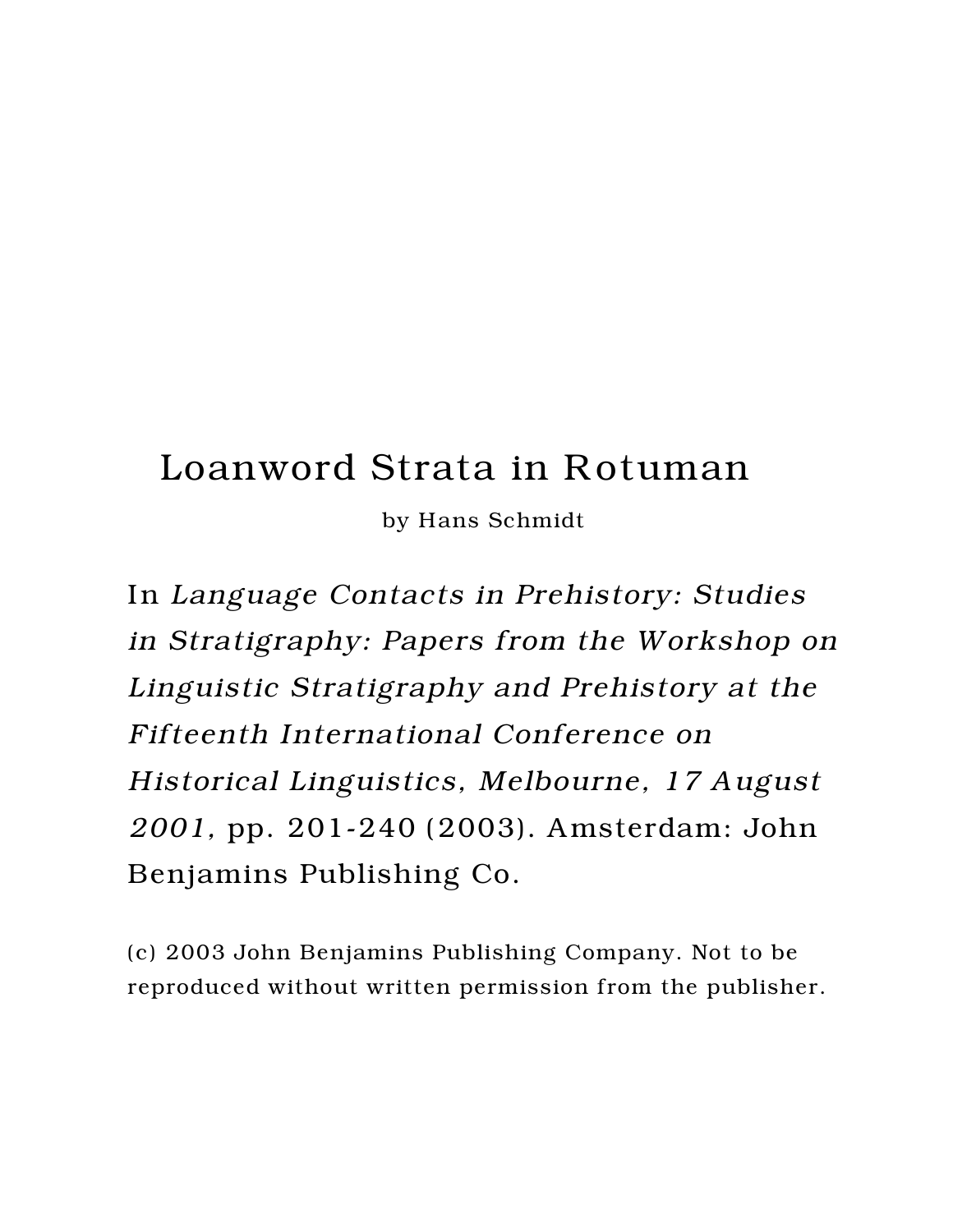# Loanword Strata in Rotuman

by Hans Schmidt

In *Language Contacts in Prehistory: Studies in Stratigraphy: Papers from the Workshop on Linguistic Stratigraphy and Prehistory at the Fifteenth International Conference on Historical Linguistics, Melbourne, 17 August 2001,* pp. 201-240 (2003). Amsterdam: John Benjamins Publishing Co.

(c) 2003 John Benjamins Publishing Company. Not to be reproduced without written permission from the publisher.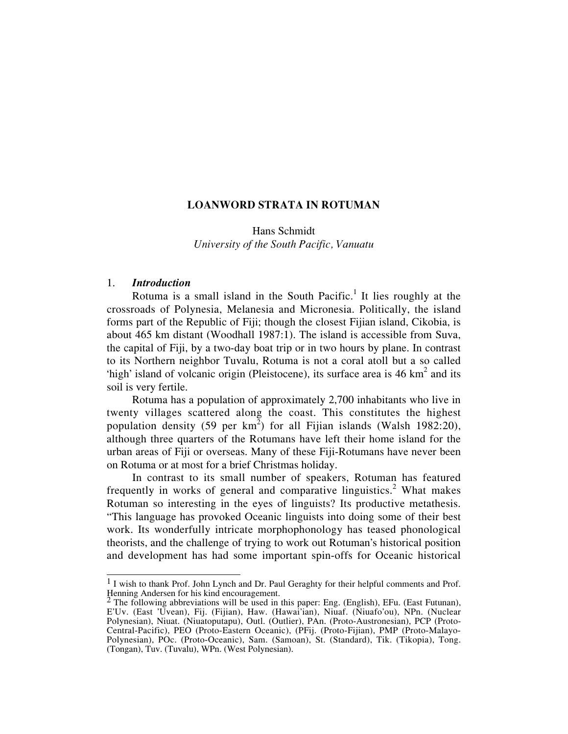# LOANWORD STRATA IN ROTUMAN

Hans Schmidt
*University of the South Pacific, Vanuatu*

## 1. *Introduction*

Rotuma is a small island in the South Pacific.[1] It lies roughly at the crossroads of Polynesia, Melanesia and Micronesia. Politically, the island forms part of the Republic of Fiji; though the closest Fijian island, Cikobia, is about 465 km distant (Woodhall 1987:1). The island is accessible from Suva, the capital of Fiji, by a two-day boat trip or in two hours by plane. In contrast to its Northern neighbor Tuvalu, Rotuma is not a coral atoll but a so called 'high' island of volcanic origin (Pleistocene), its surface area is 46 km$^2$ and its soil is very fertile.

Rotuma has a population of approximately 2,700 inhabitants who live in twenty villages scattered along the coast. This constitutes the highest population density (59 per km$^2$) for all Fijian islands (Walsh 1982:20), although three quarters of the Rotumans have left their home island for the urban areas of Fiji or overseas. Many of these Fiji-Rotumans have never been on Rotuma or at most for a brief Christmas holiday.

In contrast to its small number of speakers, Rotuman has featured frequently in works of general and comparative linguistics.[2] What makes Rotuman so interesting in the eyes of linguists? Its productive metathesis. "This language has provoked Oceanic linguists into doing some of their best work. Its wonderfully intricate morphophonology has teased phonological theorists, and the challenge of trying to work out Rotuman's historical position and development has had some important spin-offs for Oceanic historical

---

[1] I wish to thank Prof. John Lynch and Dr. Paul Geraghty for their helpful comments and Prof. Henning Andersen for his kind encouragement.

[2] The following abbreviations will be used in this paper: Eng. (English), EFu. (East Futunan), E'Uv. (East 'Uvean), Fij. (Fijian), Haw. (Hawai'ian), Niuaf. (Niuafo'ou), NPn. (Nuclear Polynesian), Niuat. (Niuatoputapu), Outl. (Outlier), PAn. (Proto-Austronesian), PCP (Proto-Central-Pacific), PEO (Proto-Eastern Oceanic), (PFij. (Proto-Fijian), PMP (Proto-Malayo-Polynesian), POc. (Proto-Oceanic), Sam. (Samoan), St. (Standard), Tik. (Tikopia), Tong. (Tongan), Tuv. (Tuvalu), WPn. (West Polynesian).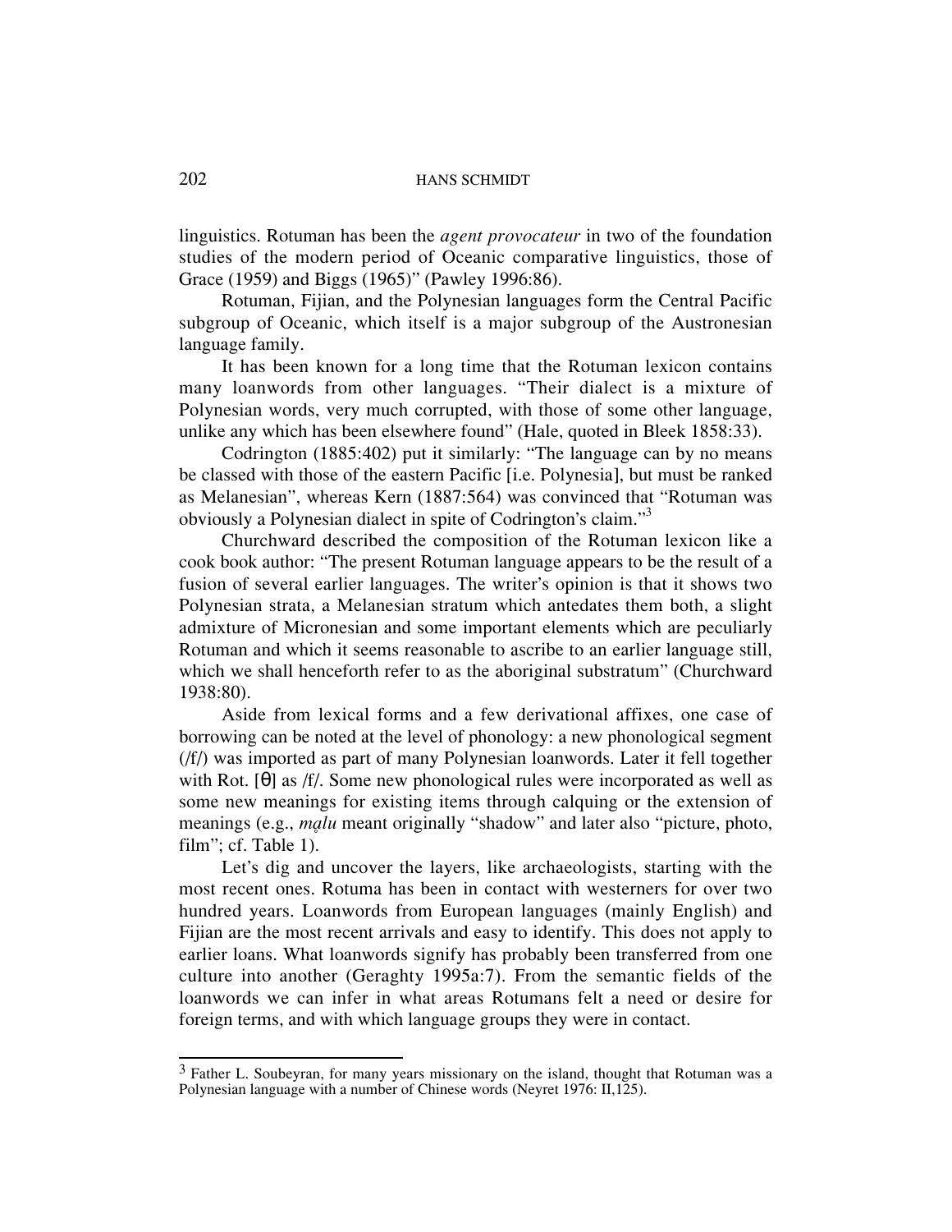linguistics. Rotuman has been the *agent provocateur* in two of the foundation studies of the modern period of Oceanic comparative linguistics, those of Grace (1959) and Biggs (1965)" (Pawley 1996:86).

Rotuman, Fijian, and the Polynesian languages form the Central Pacific subgroup of Oceanic, which itself is a major subgroup of the Austronesian language family.

It has been known for a long time that the Rotuman lexicon contains many loanwords from other languages. "Their dialect is a mixture of Polynesian words, very much corrupted, with those of some other language, unlike any which has been elsewhere found" (Hale, quoted in Bleek 1858:33).

Codrington (1885:402) put it similarly: "The language can by no means be classed with those of the eastern Pacific [i.e. Polynesia], but must be ranked as Melanesian", whereas Kern (1887:564) was convinced that "Rotuman was obviously a Polynesian dialect in spite of Codrington's claim."[3]

Churchward described the composition of the Rotuman lexicon like a cook book author: "The present Rotuman language appears to be the result of a fusion of several earlier languages. The writer's opinion is that it shows two Polynesian strata, a Melanesian stratum which antedates them both, a slight admixture of Micronesian and some important elements which are peculiarly Rotuman and which it seems reasonable to ascribe to an earlier language still, which we shall henceforth refer to as the aboriginal substratum" (Churchward 1938:80).

Aside from lexical forms and a few derivational affixes, one case of borrowing can be noted at the level of phonology: a new phonological segment (/f/) was imported as part of many Polynesian loanwords. Later it fell together with Rot. [θ] as /f/. Some new phonological rules were incorporated as well as some new meanings for existing items through calquing or the extension of meanings (e.g., *mḁlu* meant originally "shadow" and later also "picture, photo, film"; cf. Table 1).

Let's dig and uncover the layers, like archaeologists, starting with the most recent ones. Rotuma has been in contact with westerners for over two hundred years. Loanwords from European languages (mainly English) and Fijian are the most recent arrivals and easy to identify. This does not apply to earlier loans. What loanwords signify has probably been transferred from one culture into another (Geraghty 1995a:7). From the semantic fields of the loanwords we can infer in what areas Rotumans felt a need or desire for foreign terms, and with which language groups they were in contact.

---

[3] Father L. Soubeyran, for many years missionary on the island, thought that Rotuman was a Polynesian language with a number of Chinese words (Neyret 1976: II,125).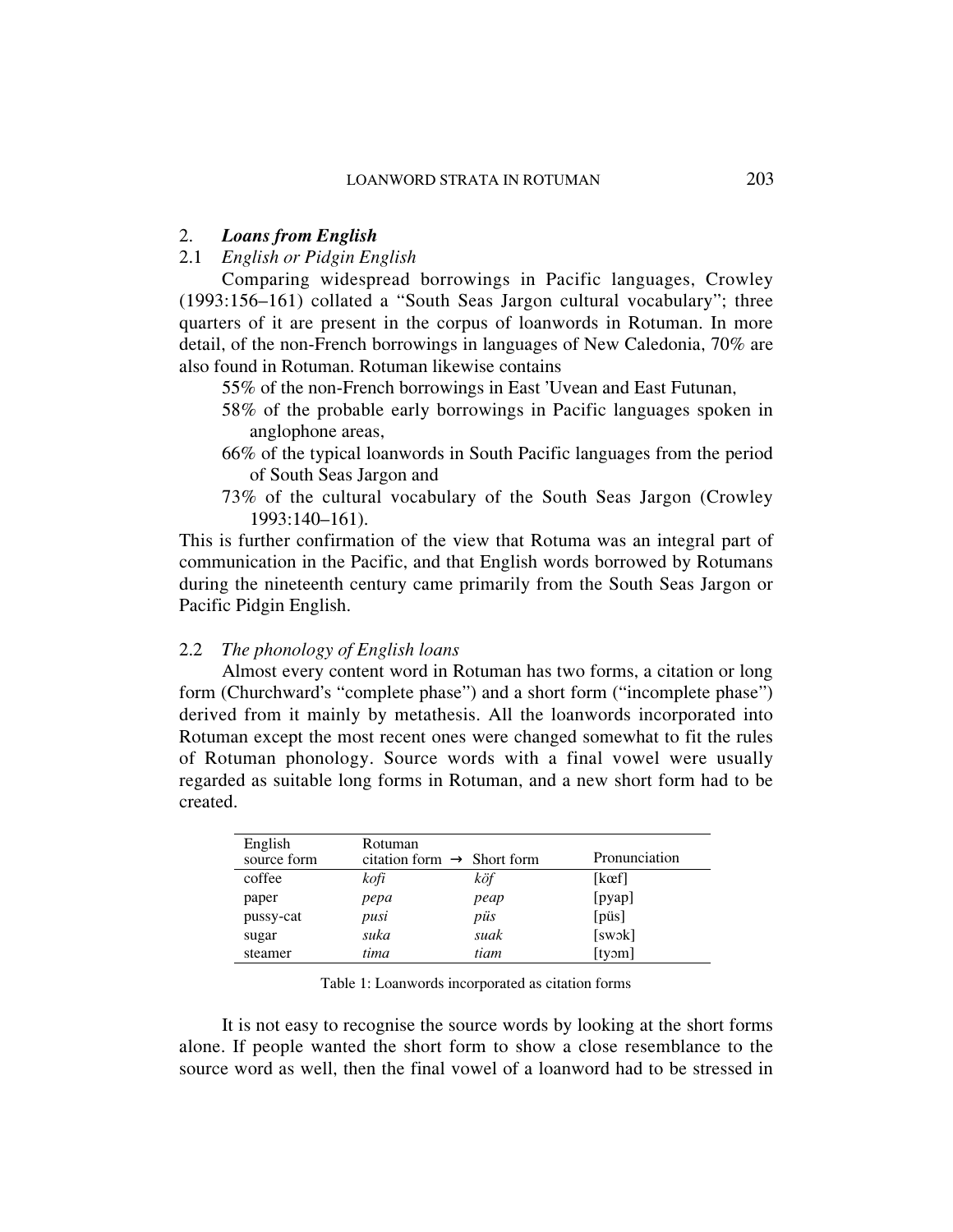## 2. ***Loans from English***

### 2.1 *English or Pidgin English*

Comparing widespread borrowings in Pacific languages, Crowley (1993:156–161) collated a "South Seas Jargon cultural vocabulary"; three quarters of it are present in the corpus of loanwords in Rotuman. In more detail, of the non-French borrowings in languages of New Caledonia, 70% are also found in Rotuman. Rotuman likewise contains

55% of the non-French borrowings in East 'Uvean and East Futunan,
58% of the probable early borrowings in Pacific languages spoken in anglophone areas,
66% of the typical loanwords in South Pacific languages from the period of South Seas Jargon and
73% of the cultural vocabulary of the South Seas Jargon (Crowley 1993:140–161).

This is further confirmation of the view that Rotuma was an integral part of communication in the Pacific, and that English words borrowed by Rotumans during the nineteenth century came primarily from the South Seas Jargon or Pacific Pidgin English.

### 2.2 *The phonology of English loans*

Almost every content word in Rotuman has two forms, a citation or long form (Churchward's "complete phase") and a short form ("incomplete phase") derived from it mainly by metathesis. All the loanwords incorporated into Rotuman except the most recent ones were changed somewhat to fit the rules of Rotuman phonology. Source words with a final vowel were usually regarded as suitable long forms in Rotuman, and a new short form had to be created.

| English source form | Rotuman citation form → | Short form | Pronunciation |
|---|---|---|---|
| coffee | *kofi* | *köf* | [kœf] |
| paper | *pepa* | *peap* | [pyap] |
| pussy-cat | *pusi* | *püs* | [püs] |
| sugar | *suka* | *suak* | [swɔk] |
| steamer | *tima* | *tiam* | [tyɔm] |

Table 1: Loanwords incorporated as citation forms

It is not easy to recognise the source words by looking at the short forms alone. If people wanted the short form to show a close resemblance to the source word as well, then the final vowel of a loanword had to be stressed in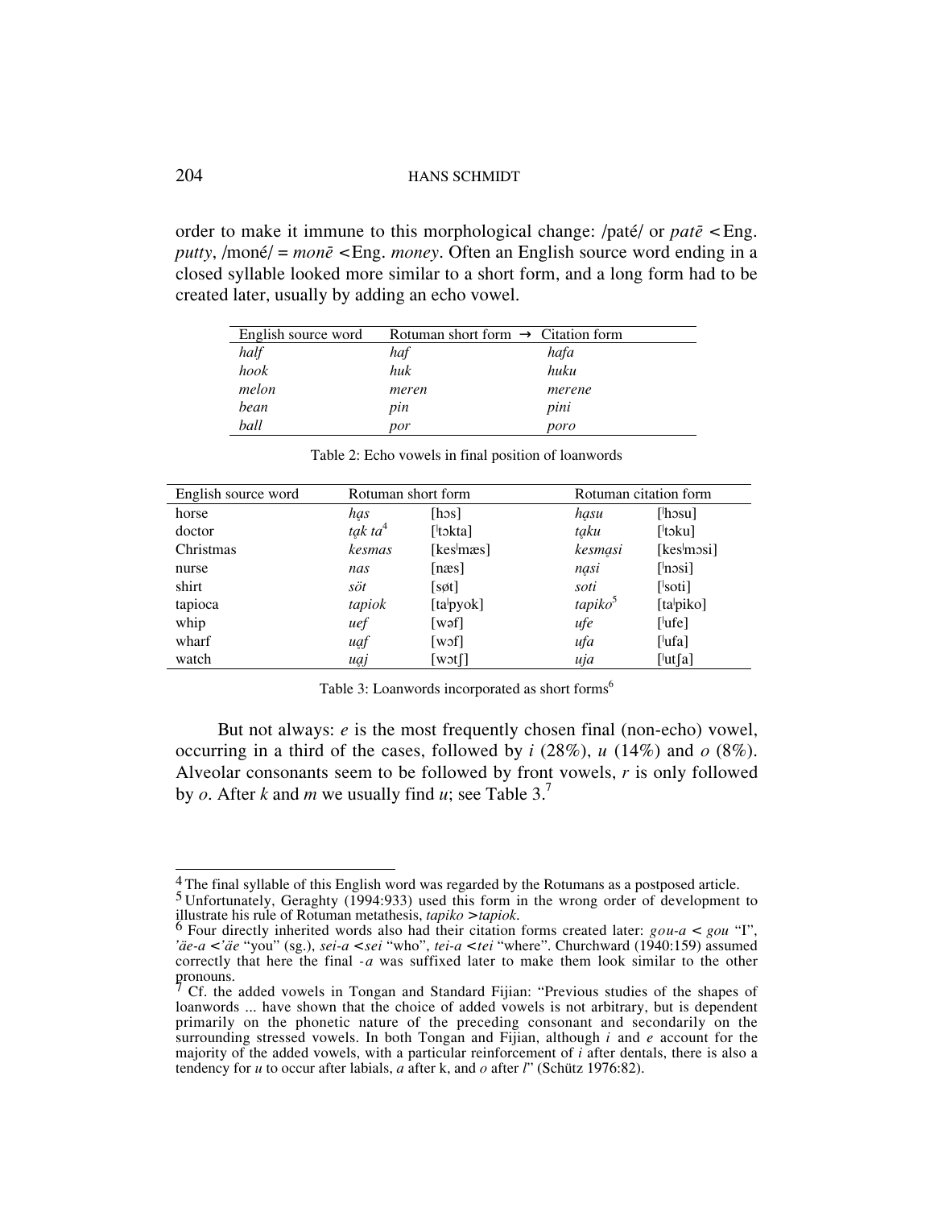order to make it immune to this morphological change: /paté/ or *patē* < Eng. *putty*, /moné/ = *monē* < Eng. *money*. Often an English source word ending in a closed syllable looked more similar to a short form, and a long form had to be created later, usually by adding an echo vowel.

| English source word | Rotuman short form → | Citation form |
|---|---|---|
| *half* | *haf* | *hafa* |
| *hook* | *huk* | *huku* |
| *melon* | *meren* | *merene* |
| *bean* | *pin* | *pini* |
| *ball* | *por* | *poro* |

Table 2: Echo vowels in final position of loanwords

| English source word | Rotuman short form | | Rotuman citation form | |
|---|---|---|---|---|
| horse | *ha̩s* | [hɔs] | *ha̩su* | [ˈhɔsu] |
| doctor | *ta̩k ta*[4] | [ˈtɔkta] | *ta̩ku* | [ˈtɔku] |
| Christmas | *kesmas* | [kesˈmæs] | *kesma̩si* | [kesˈmɔsi] |
| nurse | *nas* | [næs] | *na̩si* | [ˈnɔsi] |
| shirt | *söt* | [søt] | *soti* | [ˈsoti] |
| tapioca | *tapiok* | [taˈpyok] | *tapiko*[5] | [taˈpiko] |
| whip | *uef* | [wəf] | *ufe* | [ˈufe] |
| wharf | *ua̩f* | [wɔf] | *ufa* | [ˈufa] |
| watch | *ua̩j* | [wɔtʃ] | *uja* | [ˈutʃa] |

Table 3: Loanwords incorporated as short forms[6]

But not always: *e* is the most frequently chosen final (non-echo) vowel, occurring in a third of the cases, followed by *i* (28%), *u* (14%) and *o* (8%). Alveolar consonants seem to be followed by front vowels, *r* is only followed by *o*. After *k* and *m* we usually find *u*; see Table 3.[7]

---

[4] The final syllable of this English word was regarded by the Rotumans as a postposed article.

[5] Unfortunately, Geraghty (1994:933) used this form in the wrong order of development to illustrate his rule of Rotuman metathesis, *tapiko* > *tapiok*.

[6] Four directly inherited words also had their citation forms created later: *gou-a* < *gou* "I", *'äe-a* < *'äe* "you" (sg.), *sei-a* < *sei* "who", *tei-a* < *tei* "where". Churchward (1940:159) assumed correctly that here the final *-a* was suffixed later to make them look similar to the other pronouns.

[7] Cf. the added vowels in Tongan and Standard Fijian: "Previous studies of the shapes of loanwords ... have shown that the choice of added vowels is not arbitrary, but is dependent primarily on the phonetic nature of the preceding consonant and secondarily on the surrounding stressed vowels. In both Tongan and Fijian, although *i* and *e* account for the majority of the added vowels, with a particular reinforcement of *i* after dentals, there is also a tendency for *u* to occur after labials, *a* after k, and *o* after *l*" (Schütz 1976:82).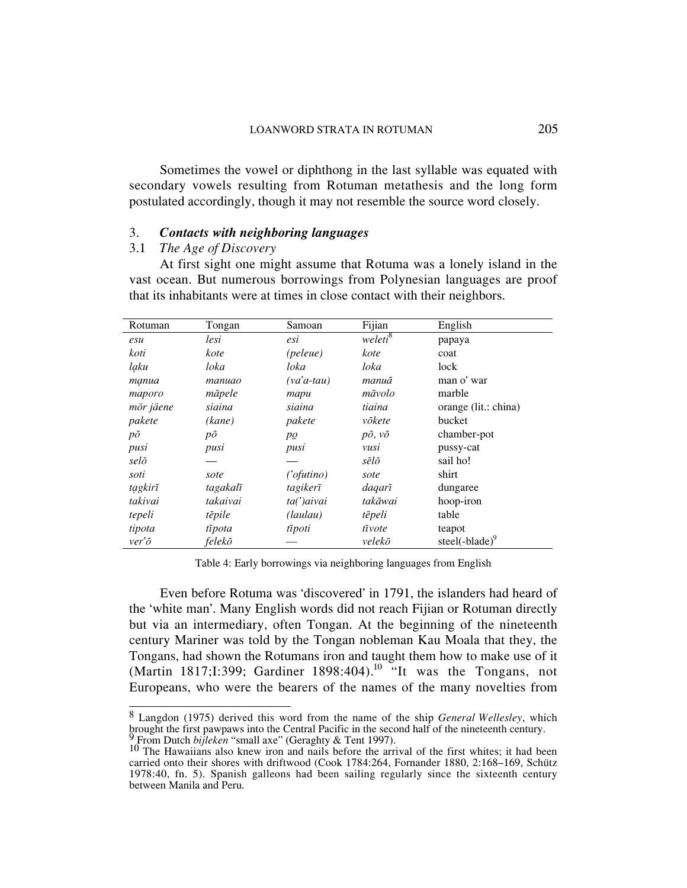Sometimes the vowel or diphthong in the last syllable was equated with secondary vowels resulting from Rotuman metathesis and the long form postulated accordingly, though it may not resemble the source word closely.

## 3. *Contacts with neighboring languages*

### 3.1 *The Age of Discovery*

At first sight one might assume that Rotuma was a lonely island in the vast ocean. But numerous borrowings from Polynesian languages are proof that its inhabitants were at times in close contact with their neighbors.

| Rotuman | Tongan | Samoan | Fijian | English |
|---|---|---|---|---|
| *esu* | *lesi* | *esi* | *weleti*[8] | papaya |
| *koti* | *kote* | *(peleue)* | *kote* | coat |
| *lạku* | *loka* | *loka* | *loka* | lock |
| *mạnua* | *manuao* | *(va'a-tau)* | *manuā* | man o' war |
| *maporo* | *māpele* | *mapu* | *māvolo* | marble |
| *mör jäene* | *siaina* | *siaina* | *tiaina* | orange (lit.: china) |
| *pakete* | *(kane)* | *pakete* | *vōkete* | bucket |
| *pō* | *pō* | *po̱* | *pō, vō* | chamber-pot |
| *pusi* | *pusi* | *pusi* | *vusi* | pussy-cat |
| *selō* | — | — | *sēlō* | sail ho! |
| *soti* | *sote* | *('ofutino)* | *sote* | shirt |
| *tạgkirī* | *tagakalī* | *tagikerī* | *daqarī* | dungaree |
| *takivai* | *takaivai* | *ta(')aivai* | *takāwai* | hoop-iron |
| *tepeli* | *tēpile* | *(laulau)* | *tēpeli* | table |
| *tipota* | *tīpota* | *tīpoti* | *tīvote* | teapot |
| *ver'ō* | *felekō* | — | *velekō* | steel(-blade)[9] |

Table 4: Early borrowings via neighboring languages from English

Even before Rotuma was 'discovered' in 1791, the islanders had heard of the 'white man'. Many English words did not reach Fijian or Rotuman directly but via an intermediary, often Tongan. At the beginning of the nineteenth century Mariner was told by the Tongan nobleman Kau Moala that they, the Tongans, had shown the Rotumans iron and taught them how to make use of it (Martin 1817;I:399; Gardiner 1898:404).[10] "It was the Tongans, not Europeans, who were the bearers of the names of the many novelties from

[8] Langdon (1975) derived this word from the name of the ship *General Wellesley*, which brought the first pawpaws into the Central Pacific in the second half of the nineteenth century.

[9] From Dutch *bijleken* "small axe" (Geraghty & Tent 1997).

[10] The Hawaiians also knew iron and nails before the arrival of the first whites; it had been carried onto their shores with driftwood (Cook 1784:264, Fornander 1880, 2:168–169, Schütz 1978:40, fn. 5). Spanish galleons had been sailing regularly since the sixteenth century between Manila and Peru.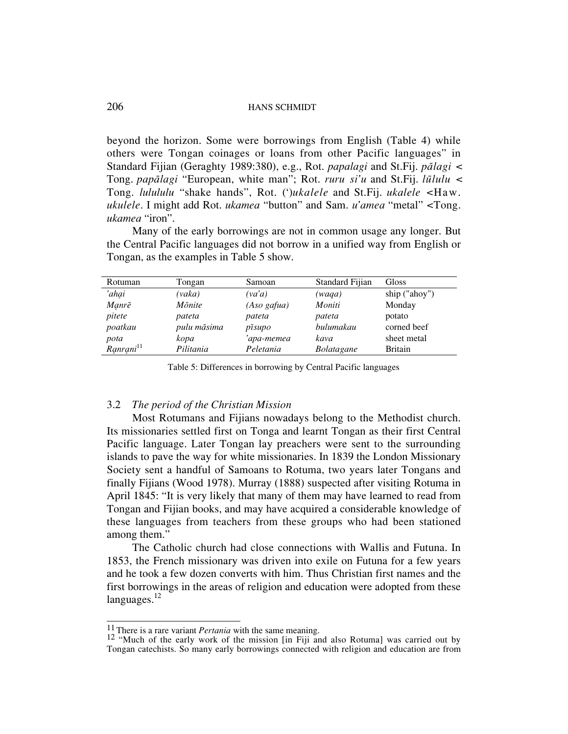beyond the horizon. Some were borrowings from English (Table 4) while others were Tongan coinages or loans from other Pacific languages" in Standard Fijian (Geraghty 1989:380), e.g., Rot. *papalagi* and St.Fij. *pālagi* < Tong. *papālagi* "European, white man"; Rot. *ruru si'u* and St.Fij. *lūlulu* < Tong. *lulululu* "shake hands", Rot. (')*ukalele* and St.Fij. *ukalele* <Haw. *ukulele*. I might add Rot. *ukamea* "button" and Sam. *u'amea* "metal" <Tong. *ukamea* "iron".

Many of the early borrowings are not in common usage any longer. But the Central Pacific languages did not borrow in a unified way from English or Tongan, as the examples in Table 5 show.

| Rotuman | Tongan | Samoan | Standard Fijian | Gloss |
|---|---|---|---|---|
| *'ahại* | *(vaka)* | *(va'a)* | *(waqa)* | ship ("ahoy") |
| *Mạnrē* | *Mōnite* | *(Aso gafua)* | *Moniti* | Monday |
| *pitete* | *pateta* | *pateta* | *pateta* | potato |
| *poatkau* | *pulu māsima* | *pīsupo* | *bulumakau* | corned beef |
| *pota* | *kopa* | *'apa-memea* | *kava* | sheet metal |
| *Rạnrạni*[11] | *Pilitania* | *Peletania* | *Bolatagane* | Britain |

Table 5: Differences in borrowing by Central Pacific languages

### 3.2 *The period of the Christian Mission*

Most Rotumans and Fijians nowadays belong to the Methodist church. Its missionaries settled first on Tonga and learnt Tongan as their first Central Pacific language. Later Tongan lay preachers were sent to the surrounding islands to pave the way for white missionaries. In 1839 the London Missionary Society sent a handful of Samoans to Rotuma, two years later Tongans and finally Fijians (Wood 1978). Murray (1888) suspected after visiting Rotuma in April 1845: "It is very likely that many of them may have learned to read from Tongan and Fijian books, and may have acquired a considerable knowledge of these languages from teachers from these groups who had been stationed among them."

The Catholic church had close connections with Wallis and Futuna. In 1853, the French missionary was driven into exile on Futuna for a few years and he took a few dozen converts with him. Thus Christian first names and the first borrowings in the areas of religion and education were adopted from these languages.[12]

[11] There is a rare variant *Pertania* with the same meaning.

[12] "Much of the early work of the mission [in Fiji and also Rotuma] was carried out by Tongan catechists. So many early borrowings connected with religion and education are from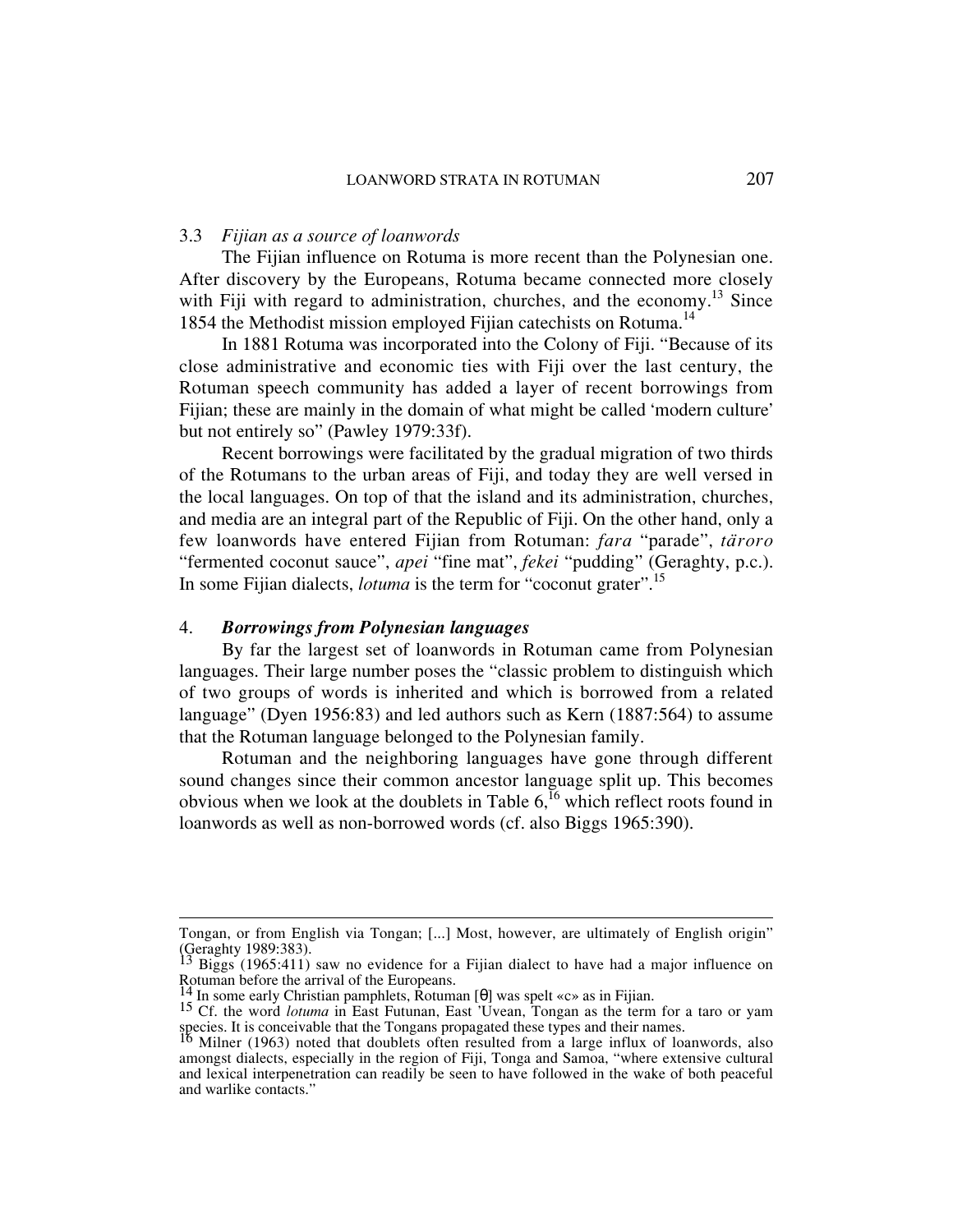### 3.3 *Fijian as a source of loanwords*

The Fijian influence on Rotuma is more recent than the Polynesian one. After discovery by the Europeans, Rotuma became connected more closely with Fiji with regard to administration, churches, and the economy.[13] Since 1854 the Methodist mission employed Fijian catechists on Rotuma.[14]

In 1881 Rotuma was incorporated into the Colony of Fiji. "Because of its close administrative and economic ties with Fiji over the last century, the Rotuman speech community has added a layer of recent borrowings from Fijian; these are mainly in the domain of what might be called 'modern culture' but not entirely so" (Pawley 1979:33f).

Recent borrowings were facilitated by the gradual migration of two thirds of the Rotumans to the urban areas of Fiji, and today they are well versed in the local languages. On top of that the island and its administration, churches, and media are an integral part of the Republic of Fiji. On the other hand, only a few loanwords have entered Fijian from Rotuman: *fara* "parade", *täroro* "fermented coconut sauce", *apei* "fine mat", *fekei* "pudding" (Geraghty, p.c.). In some Fijian dialects, *lotuma* is the term for "coconut grater".[15]

## 4. ***Borrowings from Polynesian languages***

By far the largest set of loanwords in Rotuman came from Polynesian languages. Their large number poses the "classic problem to distinguish which of two groups of words is inherited and which is borrowed from a related language" (Dyen 1956:83) and led authors such as Kern (1887:564) to assume that the Rotuman language belonged to the Polynesian family.

Rotuman and the neighboring languages have gone through different sound changes since their common ancestor language split up. This becomes obvious when we look at the doublets in Table 6,[16] which reflect roots found in loanwords as well as non-borrowed words (cf. also Biggs 1965:390).

---

Tongan, or from English via Tongan; [...] Most, however, are ultimately of English origin" (Geraghty 1989:383).

[13] Biggs (1965:411) saw no evidence for a Fijian dialect to have had a major influence on Rotuman before the arrival of the Europeans.

[14] In some early Christian pamphlets, Rotuman [θ] was spelt «c» as in Fijian.

[15] Cf. the word *lotuma* in East Futunan, East 'Uvean, Tongan as the term for a taro or yam species. It is conceivable that the Tongans propagated these types and their names.

[16] Milner (1963) noted that doublets often resulted from a large influx of loanwords, also amongst dialects, especially in the region of Fiji, Tonga and Samoa, "where extensive cultural and lexical interpenetration can readily be seen to have followed in the wake of both peaceful and warlike contacts."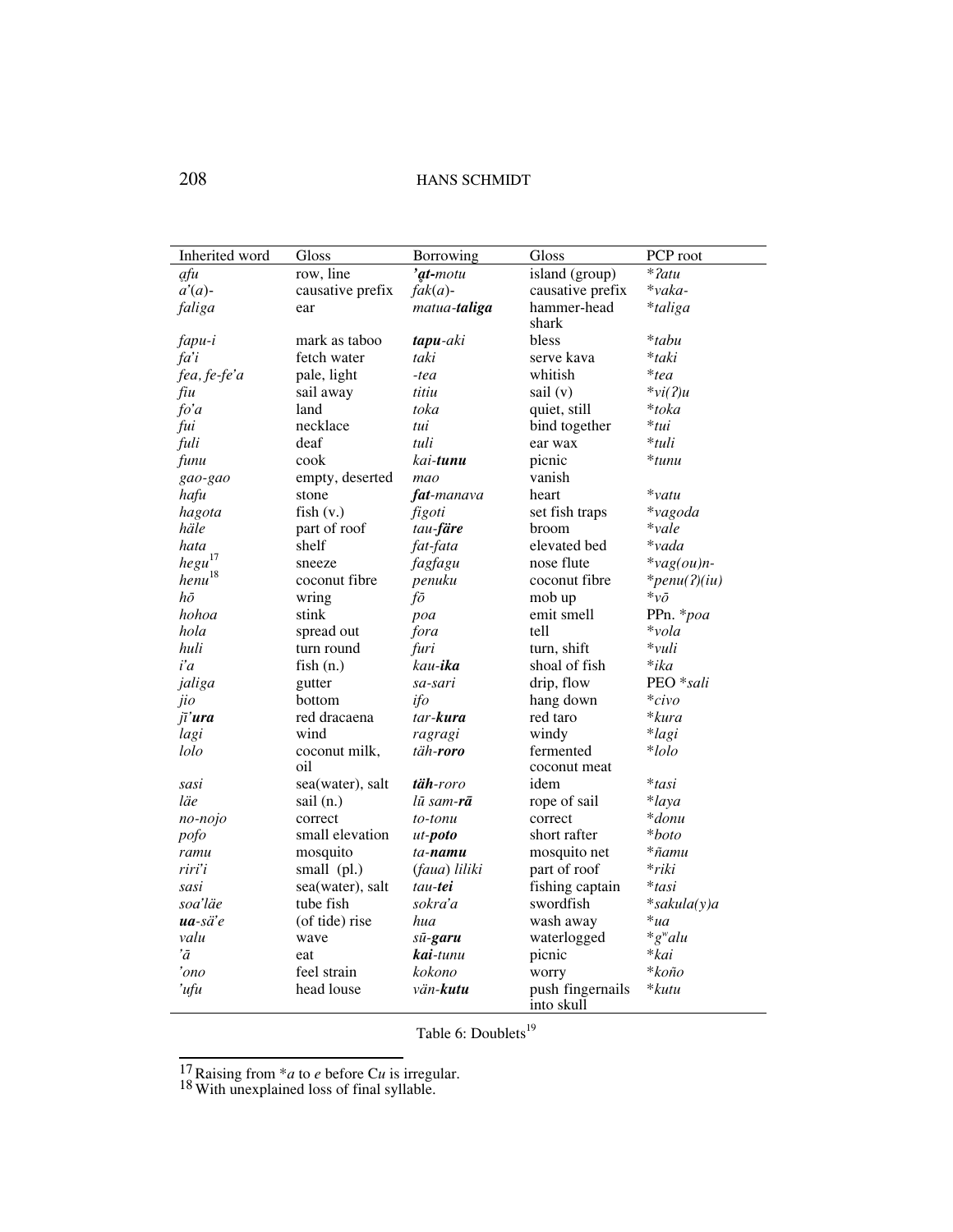| Inherited word | Gloss | Borrowing | Gloss | PCP root |
|---|---|---|---|---|
| *ạfu* | row, line | ***'ạt-****motu* | island (group) | **ʔatu* |
| *a'(a)-* | causative prefix | *fak(a)-* | causative prefix | **vaka-* |
| *faliga* | ear | *matua-****taliga*** | hammer-head shark | **taliga* |
| *fapu-i* | mark as taboo | ***tapu****-aki* | bless | **tabu* |
| *fa'i* | fetch water | *taki* | serve kava | **taki* |
| *fea, fe-fe'a* | pale, light | *-tea* | whitish | **tea* |
| *fiu* | sail away | *titiu* | sail (v) | **vi(ʔ)u* |
| *fo'a* | land | *toka* | quiet, still | **toka* |
| *fui* | necklace | *tui* | bind together | **tui* |
| *fuli* | deaf | *tuli* | ear wax | **tuli* |
| *funu* | cook | *kai-****tunu*** | picnic | **tunu* |
| *gao-gao* | empty, deserted | *mao* | vanish | |
| *hafu* | stone | ***fat****-manava* | heart | **vatu* |
| *hagota* | fish (v.) | *figoti* | set fish traps | **vagoda* |
| *häle* | part of roof | *tau-****färe*** | broom | **vale* |
| *hata* | shelf | *fat-fata* | elevated bed | **vada* |
| *hegu*[17] | sneeze | *fagfagu* | nose flute | **vag(ou)n-* |
| *henu*[18] | coconut fibre | *penuku* | coconut fibre | **penu(ʔ)(iu)* |
| *hō* | wring | *fō* | mob up | **vō* |
| *hohoa* | stink | *poa* | emit smell | PPn. **poa* |
| *hola* | spread out | *fora* | tell | **vola* |
| *huli* | turn round | *furi* | turn, shift | **vuli* |
| *i'a* | fish (n.) | *kau-****ika*** | shoal of fish | **ika* |
| *jaliga* | gutter | *sa-sari* | drip, flow | PEO **sali* |
| *jio* | bottom | *ifo* | hang down | **civo* |
| *jī'****ura*** | red dracaena | *tar-****kura*** | red taro | **kura* |
| *lagi* | wind | *ragragi* | windy | **lagi* |
| *lolo* | coconut milk, oil | *täh-****roro*** | fermented coconut meat | **lolo* |
| *sasi* | sea(water), salt | ***täh****-roro* | idem | **tasi* |
| *läe* | sail (n.) | *lū sam-****rā*** | rope of sail | **laya* |
| *no-nojo* | correct | *to-tonu* | correct | **donu* |
| *pofo* | small elevation | *ut-****poto*** | short rafter | **boto* |
| *ramu* | mosquito | *ta-****namu*** | mosquito net | **ñamu* |
| *riri'i* | small (pl.) | *(faua) liliki* | part of roof | **riki* |
| *sasi* | sea(water), salt | *tau-****tei*** | fishing captain | **tasi* |
| *soa'läe* | tube fish | *sokra'a* | swordfish | **sakula(y)a* |
| ***ua****-sä'e* | (of tide) rise | *hua* | wash away | **ua* |
| *valu* | wave | *sū-****garu*** | waterlogged | *$g^w$*alu* |
| *'ā* | eat | ***kai****-tunu* | picnic | **kai* |
| *'ono* | feel strain | *kokono* | worry | **koño* |
| *'ufu* | head louse | *vän-****kutu*** | push fingernails into skull | **kutu* |

Table 6: Doublets[19]

[17] Raising from *a to *e* before C*u* is irregular.
[18] With unexplained loss of final syllable.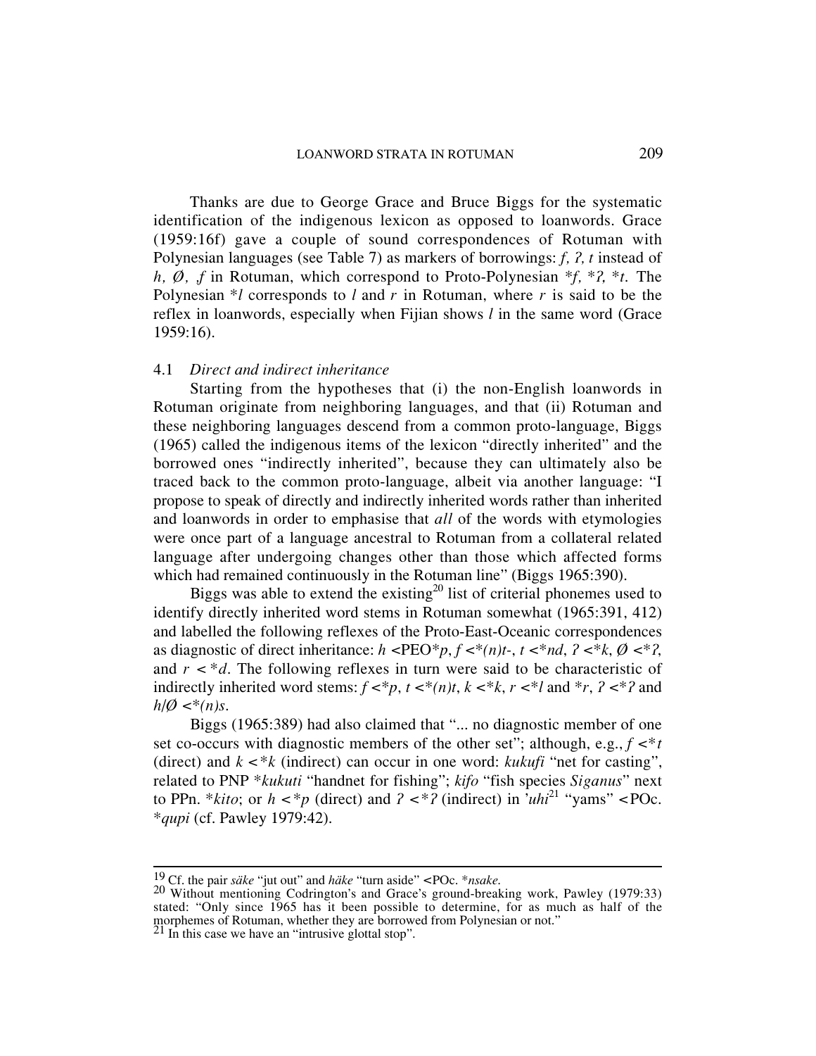Thanks are due to George Grace and Bruce Biggs for the systematic identification of the indigenous lexicon as opposed to loanwords. Grace (1959:16f) gave a couple of sound correspondences of Rotuman with Polynesian languages (see Table 7) as markers of borrowings: *f, ʔ, t* instead of *h, Ø, f* in Rotuman, which correspond to Proto-Polynesian **f, *ʔ, *t*. The Polynesian **l* corresponds to *l* and *r* in Rotuman, where *r* is said to be the reflex in loanwords, especially when Fijian shows *l* in the same word (Grace 1959:16).

### 4.1 *Direct and indirect inheritance*

Starting from the hypotheses that (i) the non-English loanwords in Rotuman originate from neighboring languages, and that (ii) Rotuman and these neighboring languages descend from a common proto-language, Biggs (1965) called the indigenous items of the lexicon "directly inherited" and the borrowed ones "indirectly inherited", because they can ultimately also be traced back to the common proto-language, albeit via another language: "I propose to speak of directly and indirectly inherited words rather than inherited and loanwords in order to emphasise that *all* of the words with etymologies were once part of a language ancestral to Rotuman from a collateral related language after undergoing changes other than those which affected forms which had remained continuously in the Rotuman line" (Biggs 1965:390).

Biggs was able to extend the existing[20] list of criterial phonemes used to identify directly inherited word stems in Rotuman somewhat (1965:391, 412) and labelled the following reflexes of the Proto-East-Oceanic correspondences as diagnostic of direct inheritance: *h* <PEO**p*, *f* <**(n)t-*, *t* <**nd*, *ʔ* <**k*, *Ø* <**ʔ*, and *r* < **d*. The following reflexes in turn were said to be characteristic of indirectly inherited word stems: *f* <**p*, *t* <**(n)t*, *k* <**k*, *r* <**l* and **r*, *ʔ* <**ʔ* and *h/Ø* <**(n)s*.

Biggs (1965:389) had also claimed that "... no diagnostic member of one set co-occurs with diagnostic members of the other set"; although, e.g., *f* <**t* (direct) and *k* <**k* (indirect) can occur in one word: *kukufi* "net for casting", related to PNP **kukuti* "handnet for fishing"; *kifo* "fish species *Siganus*" next to PPn. **kito*; or *h* <**p* (direct) and *ʔ* <**ʔ* (indirect) in *'uhi*[21] "yams" <POc. **qupi* (cf. Pawley 1979:42).

---

[19] Cf. the pair *säke* "jut out" and *häke* "turn aside" <POc. **nsake*.

[20] Without mentioning Codrington's and Grace's ground-breaking work, Pawley (1979:33) stated: "Only since 1965 has it been possible to determine, for as much as half of the morphemes of Rotuman, whether they are borrowed from Polynesian or not."

[21] In this case we have an "intrusive glottal stop".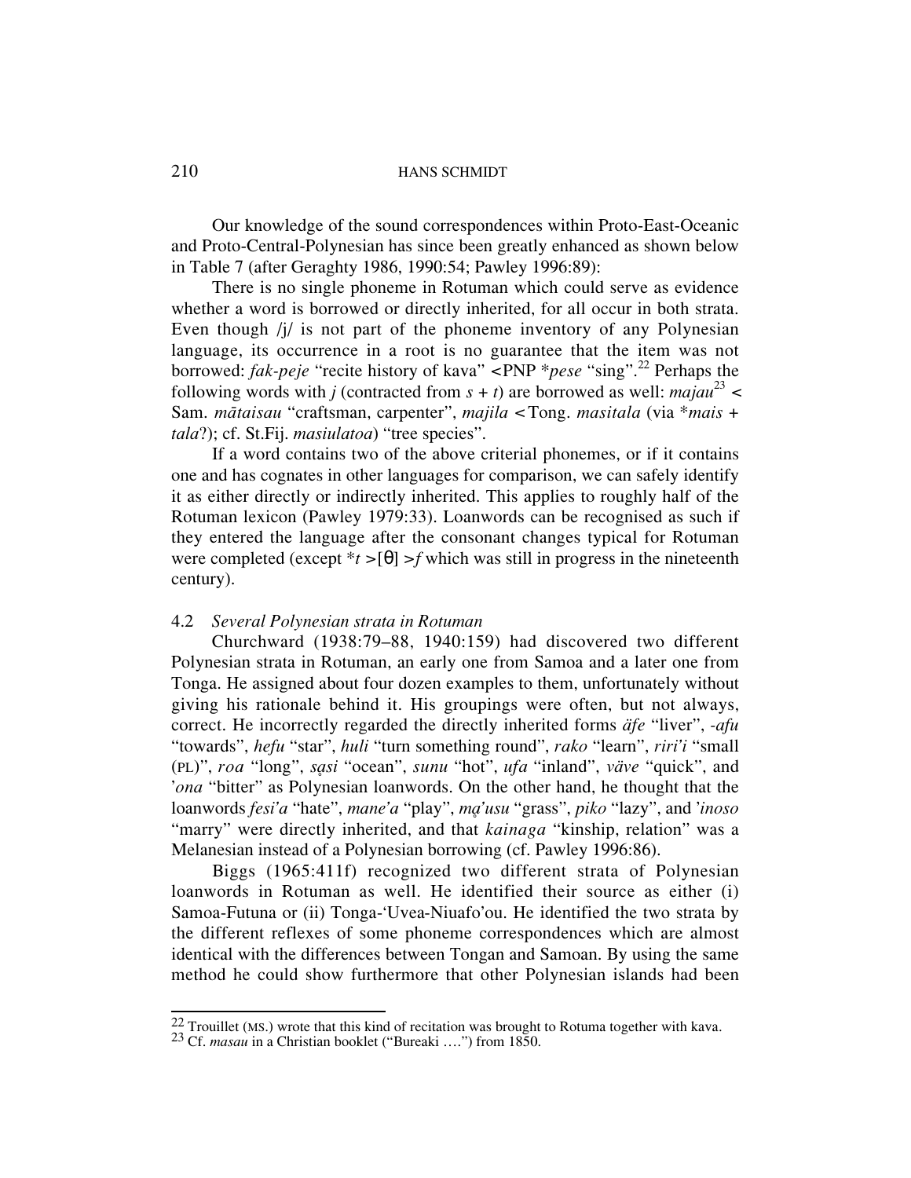Our knowledge of the sound correspondences within Proto-East-Oceanic and Proto-Central-Polynesian has since been greatly enhanced as shown below in Table 7 (after Geraghty 1986, 1990:54; Pawley 1996:89):

There is no single phoneme in Rotuman which could serve as evidence whether a word is borrowed or directly inherited, for all occur in both strata. Even though /j/ is not part of the phoneme inventory of any Polynesian language, its occurrence in a root is no guarantee that the item was not borrowed: *fak-peje* "recite history of kava" <PNP \**pese* "sing".[22] Perhaps the following words with *j* (contracted from *s* + *t*) are borrowed as well: *majau*[23] < Sam. *mātaisau* "craftsman, carpenter", *majila* < Tong. *masitala* (via \**mais* + *tala*?); cf. St.Fij. *masiulatoa*) "tree species".

If a word contains two of the above criterial phonemes, or if it contains one and has cognates in other languages for comparison, we can safely identify it as either directly or indirectly inherited. This applies to roughly half of the Rotuman lexicon (Pawley 1979:33). Loanwords can be recognised as such if they entered the language after the consonant changes typical for Rotuman were completed (except \**t* >[θ] >*f* which was still in progress in the nineteenth century).

## 4.2 *Several Polynesian strata in Rotuman*

Churchward (1938:79–88, 1940:159) had discovered two different Polynesian strata in Rotuman, an early one from Samoa and a later one from Tonga. He assigned about four dozen examples to them, unfortunately without giving his rationale behind it. His groupings were often, but not always, correct. He incorrectly regarded the directly inherited forms *äfe* "liver", *-afu* "towards", *hefu* "star", *huli* "turn something round", *rako* "learn", *riri'i* "small (PL)", *roa* "long", *sḁsi* "ocean", *sunu* "hot", *ufa* "inland", *väve* "quick", and *'ona* "bitter" as Polynesian loanwords. On the other hand, he thought that the loanwords *fesi'a* "hate", *mane'a* "play", *mḁ'usu* "grass", *piko* "lazy", and *'inoso* "marry" were directly inherited, and that *kainaga* "kinship, relation" was a Melanesian instead of a Polynesian borrowing (cf. Pawley 1996:86).

Biggs (1965:411f) recognized two different strata of Polynesian loanwords in Rotuman as well. He identified their source as either (i) Samoa-Futuna or (ii) Tonga-'Uvea-Niuafo'ou. He identified the two strata by the different reflexes of some phoneme correspondences which are almost identical with the differences between Tongan and Samoan. By using the same method he could show furthermore that other Polynesian islands had been

---

[22] Trouillet (MS.) wrote that this kind of recitation was brought to Rotuma together with kava.

[23] Cf. *masau* in a Christian booklet ("Bureaki ….") from 1850.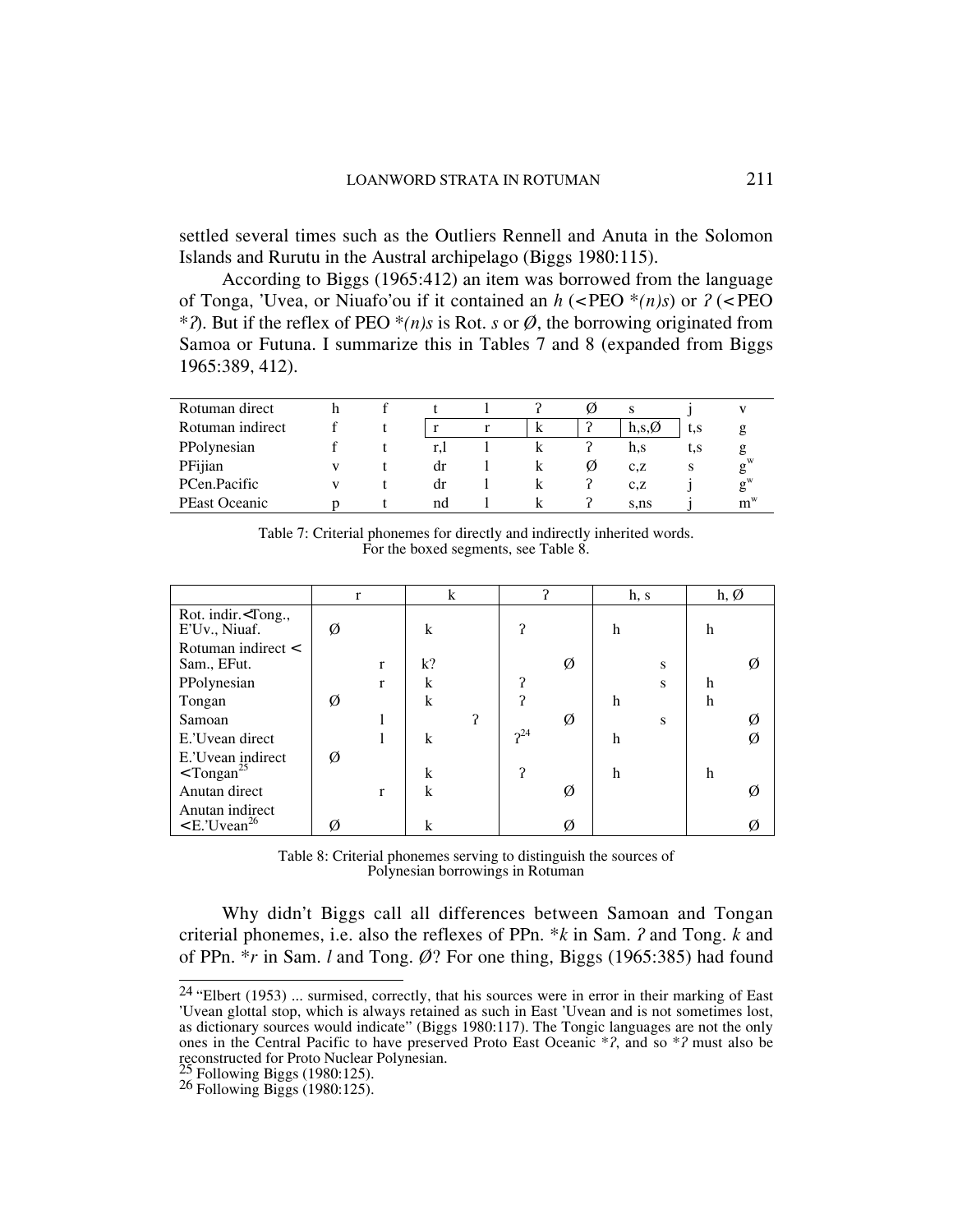settled several times such as the Outliers Rennell and Anuta in the Solomon Islands and Rurutu in the Austral archipelago (Biggs 1980:115).

According to Biggs (1965:412) an item was borrowed from the language of Tonga, 'Uvea, or Niuafo'ou if it contained an *h* (< PEO *(n)s) or *ʔ* (< PEO *ʔ). But if the reflex of PEO *(n)s is Rot. *s* or *Ø*, the borrowing originated from Samoa or Futuna. I summarize this in Tables 7 and 8 (expanded from Biggs 1965:389, 412).

| | | | | | | | | | |
|---|---|---|---|---|---|---|---|---|---|
| Rotuman direct | h | f | t | l | ʔ | Ø | s | j | v |
| Rotuman indirect | f | t | r | r | k | ʔ | h,s,Ø | t,s | g |
| PPolynesian | f | t | r,l | l | k | ʔ | h,s | t,s | g |
| PFijian | v | t | dr | l | k | Ø | c,z | s | $g^w$ |
| PCen.Pacific | v | t | dr | l | k | ʔ | c,z | j | $g^w$ |
| PEast Oceanic | p | t | nd | l | k | ʔ | s,ns | j | $m^w$ |

Table 7: Criterial phonemes for directly and indirectly inherited words. For the boxed segments, see Table 8.

| | r | | k | | ʔ | | h, s | | h, Ø | |
|---|---|---|---|---|---|---|---|---|---|---|
| Rot. indir.<Tong., E'Uv., Niuaf. | Ø | | k | | ʔ | | h | | h | |
| Rotuman indirect < Sam., EFut. | | r | k? | | | Ø | | s | | Ø |
| PPolynesian | | r | k | | ʔ | | | s | h | |
| Tongan | Ø | | k | | ʔ | | h | | h | |
| Samoan | | l | | ʔ | | Ø | | s | | Ø |
| E.'Uvean direct | | l | k | | ʔ[24] | | h | | | Ø |
| E.'Uvean indirect <Tongan[25] | Ø | | k | | ʔ | | h | | h | |
| Anutan direct | | r | k | | | Ø | | | | Ø |
| Anutan indirect <E.'Uvean[26] | Ø | | k | | | Ø | | | | Ø |

Table 8: Criterial phonemes serving to distinguish the sources of Polynesian borrowings in Rotuman

Why didn't Biggs call all differences between Samoan and Tongan criterial phonemes, i.e. also the reflexes of PPn. *k in Sam. *ʔ* and Tong. *k* and of PPn. *r in Sam. *l* and Tong. *Ø*? For one thing, Biggs (1965:385) had found

[24] "Elbert (1953) ... surmised, correctly, that his sources were in error in their marking of East 'Uvean glottal stop, which is always retained as such in East 'Uvean and is not sometimes lost, as dictionary sources would indicate" (Biggs 1980:117). The Tongic languages are not the only ones in the Central Pacific to have preserved Proto East Oceanic *ʔ, and so *ʔ must also be reconstructed for Proto Nuclear Polynesian.

[25] Following Biggs (1980:125).

[26] Following Biggs (1980:125).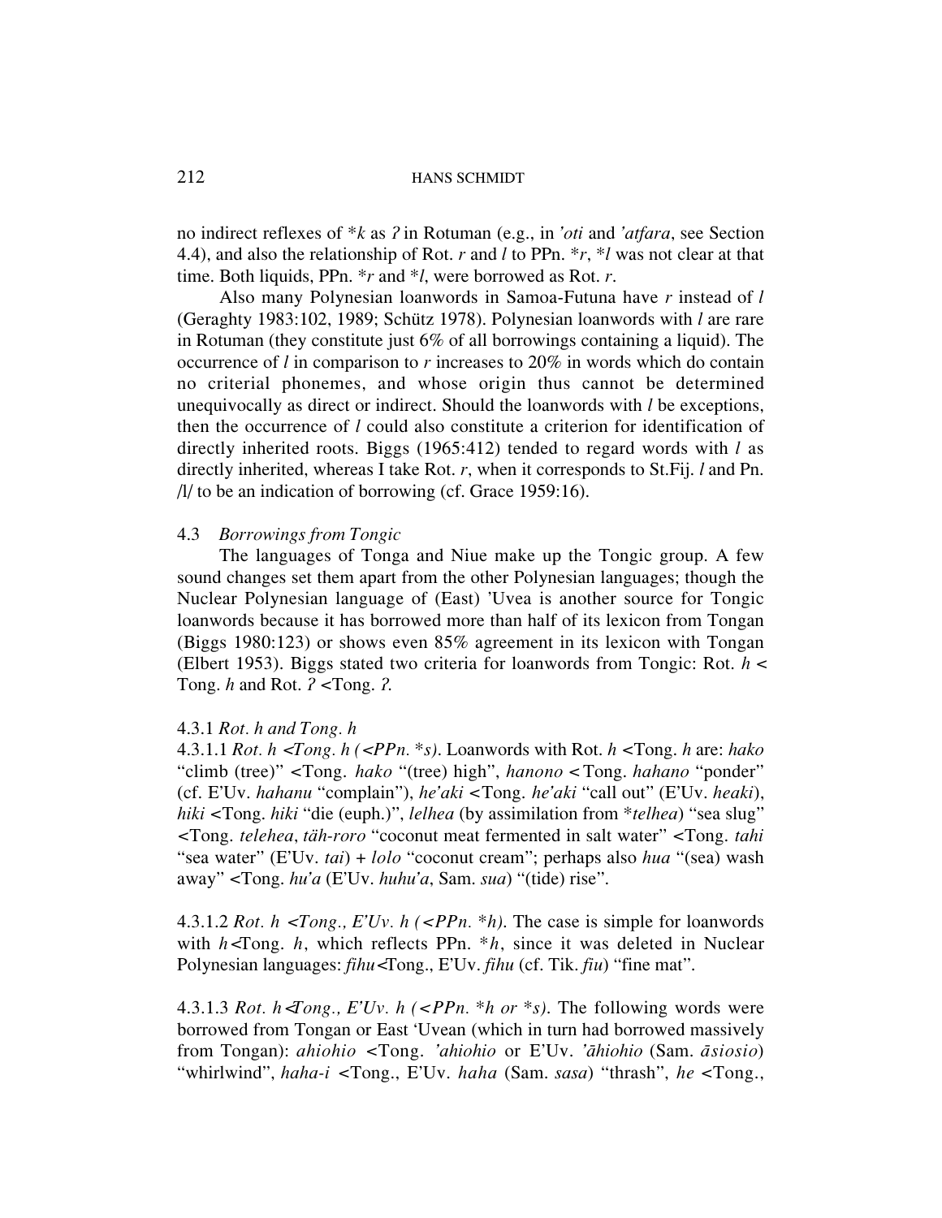no indirect reflexes of *k as *ʔ* in Rotuman (e.g., in *'oti* and *'atfara*, see Section 4.4), and also the relationship of Rot. *r* and *l* to PPn. \**r*, \**l* was not clear at that time. Both liquids, PPn. \**r* and \**l*, were borrowed as Rot. *r*.

Also many Polynesian loanwords in Samoa-Futuna have *r* instead of *l* (Geraghty 1983:102, 1989; Schütz 1978). Polynesian loanwords with *l* are rare in Rotuman (they constitute just 6% of all borrowings containing a liquid). The occurrence of *l* in comparison to *r* increases to 20% in words which do contain no criterial phonemes, and whose origin thus cannot be determined unequivocally as direct or indirect. Should the loanwords with *l* be exceptions, then the occurrence of *l* could also constitute a criterion for identification of directly inherited roots. Biggs (1965:412) tended to regard words with *l* as directly inherited, whereas I take Rot. *r*, when it corresponds to St.Fij. *l* and Pn. /l/ to be an indication of borrowing (cf. Grace 1959:16).

### 4.3 *Borrowings from Tongic*

The languages of Tonga and Niue make up the Tongic group. A few sound changes set them apart from the other Polynesian languages; though the Nuclear Polynesian language of (East) 'Uvea is another source for Tongic loanwords because it has borrowed more than half of its lexicon from Tongan (Biggs 1980:123) or shows even 85% agreement in its lexicon with Tongan (Elbert 1953). Biggs stated two criteria for loanwords from Tongic: Rot. *h* < Tong. *h* and Rot. *ʔ* <Tong. *ʔ*.

#### 4.3.1 *Rot. h and Tong. h*

4.3.1.1 *Rot. h <Tong. h (<PPn. \*s)*. Loanwords with Rot. *h* <Tong. *h* are: *hako* "climb (tree)" <Tong. *hako* "(tree) high", *hanono* < Tong. *hahano* "ponder" (cf. E'Uv. *hahanu* "complain"), *he'aki* <Tong. *he'aki* "call out" (E'Uv. *heaki*), *hiki* <Tong. *hiki* "die (euph.)", *lelhea* (by assimilation from \**telhea*) "sea slug" <Tong. *telehea*, *täh-roro* "coconut meat fermented in salt water" <Tong. *tahi* "sea water" (E'Uv. *tai*) + *lolo* "coconut cream"; perhaps also *hua* "(sea) wash away" <Tong. *hu'a* (E'Uv. *huhu'a*, Sam. *sua*) "(tide) rise".

4.3.1.2 *Rot. h <Tong., E'Uv. h (<PPn. \*h)*. The case is simple for loanwords with *h*<Tong. *h*, which reflects PPn. \**h*, since it was deleted in Nuclear Polynesian languages: *fihu*<Tong., E'Uv. *fihu* (cf. Tik. *fiu*) "fine mat".

4.3.1.3 *Rot. h<Tong., E'Uv. h (<PPn. \*h or \*s)*. The following words were borrowed from Tongan or East 'Uvean (which in turn had borrowed massively from Tongan): *ahiohio* <Tong. *'ahiohio* or E'Uv. *'āhiohio* (Sam. *āsiosio*) "whirlwind", *haha-i* <Tong., E'Uv. *haha* (Sam. *sasa*) "thrash", *he* <Tong.,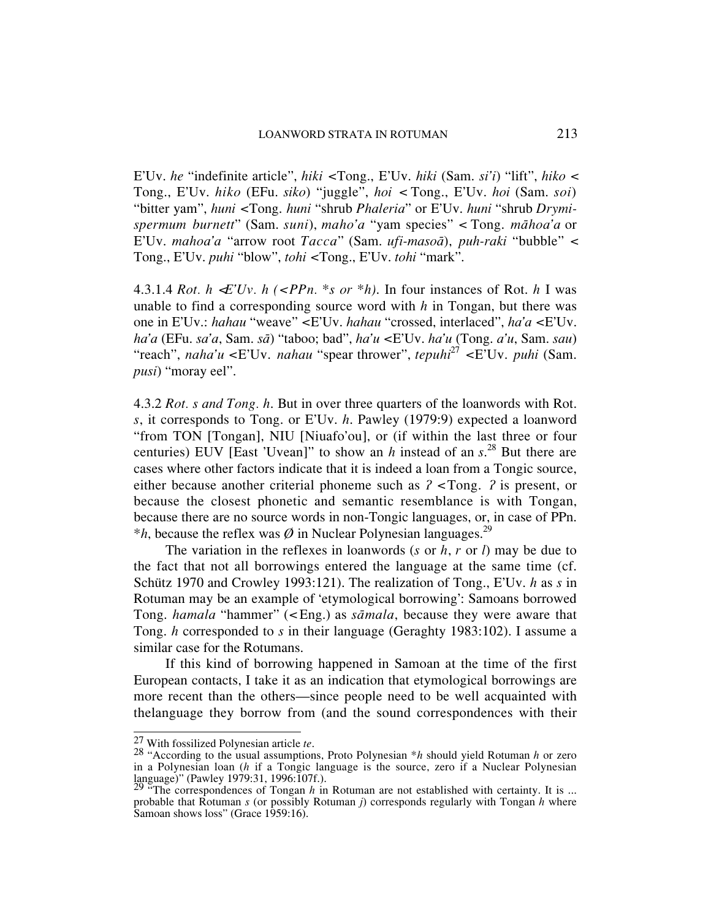E'Uv. *he* "indefinite article", *hiki* <Tong., E'Uv. *hiki* (Sam. *si'i*) "lift", *hiko* < Tong., E'Uv. *hiko* (EFu. *siko*) "juggle", *hoi* < Tong., E'Uv. *hoi* (Sam. *soi*) "bitter yam", *huni* <Tong. *huni* "shrub *Phaleria*" or E'Uv. *huni* "shrub *Drymispermum burnett*" (Sam. *suni*), *maho'a* "yam species" < Tong. *māhoa'a* or E'Uv. *mahoa'a* "arrow root *Tacca*" (Sam. *ufi-masoā*), *puh-raki* "bubble" < Tong., E'Uv. *puhi* "blow", *tohi* <Tong., E'Uv. *tohi* "mark".

4.3.1.4 *Rot. h <E'Uv. h (<PPn. *s or *h)*. In four instances of Rot. *h* I was unable to find a corresponding source word with *h* in Tongan, but there was one in E'Uv.: *hahau* "weave" <E'Uv. *hahau* "crossed, interlaced", *ha'a* <E'Uv. *ha'a* (EFu. *sa'a*, Sam. *sā*) "taboo; bad", *ha'u* <E'Uv. *ha'u* (Tong. *a'u*, Sam. *sau*) "reach", *naha'u* <E'Uv. *nahau* "spear thrower", *tepuhi*[27] <E'Uv. *puhi* (Sam. *pusi*) "moray eel".

4.3.2 *Rot. s and Tong. h*. But in over three quarters of the loanwords with Rot. *s*, it corresponds to Tong. or E'Uv. *h*. Pawley (1979:9) expected a loanword "from TON [Tongan], NIU [Niuafo'ou], or (if within the last three or four centuries) EUV [East 'Uvean]" to show an *h* instead of an *s*.[28] But there are cases where other factors indicate that it is indeed a loan from a Tongic source, either because another criterial phoneme such as *ʔ* <Tong. *ʔ* is present, or because the closest phonetic and semantic resemblance is with Tongan, because there are no source words in non-Tongic languages, or, in case of PPn. *\*h*, because the reflex was *Ø* in Nuclear Polynesian languages.[29]

The variation in the reflexes in loanwords (*s* or *h*, *r* or *l*) may be due to the fact that not all borrowings entered the language at the same time (cf. Schütz 1970 and Crowley 1993:121). The realization of Tong., E'Uv. *h* as *s* in Rotuman may be an example of 'etymological borrowing': Samoans borrowed Tong. *hamala* "hammer" (<Eng.) as *sāmala*, because they were aware that Tong. *h* corresponded to *s* in their language (Geraghty 1983:102). I assume a similar case for the Rotumans.

If this kind of borrowing happened in Samoan at the time of the first European contacts, I take it as an indication that etymological borrowings are more recent than the others—since people need to be well acquainted with thelanguage they borrow from (and the sound correspondences with their

---

[27] With fossilized Polynesian article *te*.

[28] "According to the usual assumptions, Proto Polynesian *\*h* should yield Rotuman *h* or zero in a Polynesian loan (*h* if a Tongic language is the source, zero if a Nuclear Polynesian language)" (Pawley 1979:31, 1996:107f.).

[29] "The correspondences of Tongan *h* in Rotuman are not established with certainty. It is ... probable that Rotuman *s* (or possibly Rotuman *j*) corresponds regularly with Tongan *h* where Samoan shows loss" (Grace 1959:16).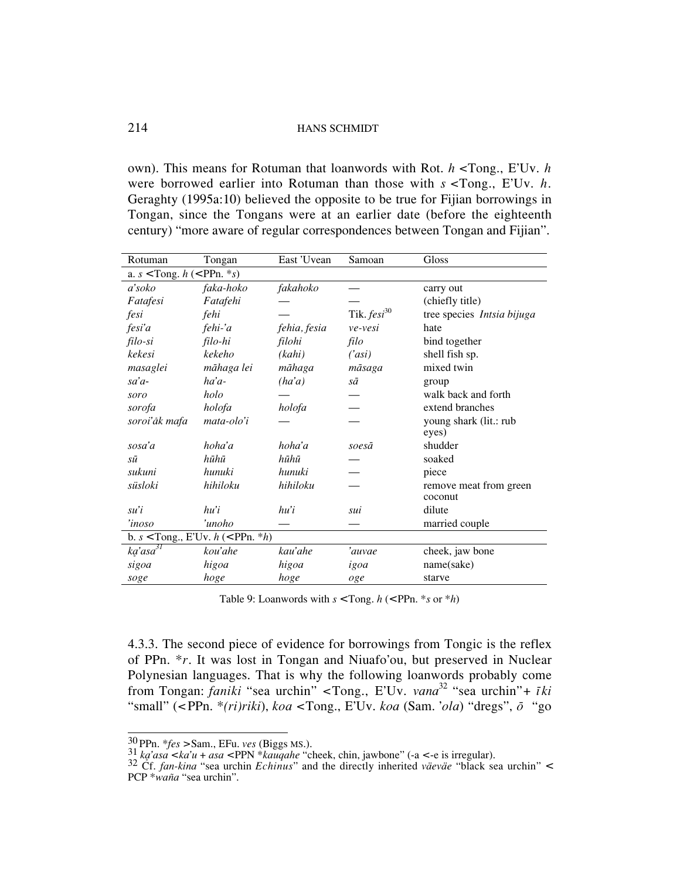own). This means for Rotuman that loanwords with Rot. *h* <Tong., E'Uv. *h* were borrowed earlier into Rotuman than those with *s* <Tong., E'Uv. *h*. Geraghty (1995a:10) believed the opposite to be true for Fijian borrowings in Tongan, since the Tongans were at an earlier date (before the eighteenth century) "more aware of regular correspondences between Tongan and Fijian".

| Rotuman | Tongan | East 'Uvean | Samoan | Gloss |
|---|---|---|---|---|
| a. *s* <Tong. *h* (<PPn. \**s*) | | | | |
| *a'soko* | *faka-hoko* | *fakahoko* | — | carry out |
| *Fatafesi* | *Fatafehi* | — | — | (chiefly title) |
| *fesi* | *fehi* | — | Tik. *fesi*[30] | tree species *Intsia bijuga* |
| *fesi'a* | *fehi-'a* | *fehia, fesia* | *ve-vesi* | hate |
| *filo-si* | *filo-hi* | *filohi* | *filo* | bind together |
| *kekesi* | *kekeho* | *(kahi)* | *('asi)* | shell fish sp. |
| *masaglei* | *māhaga lei* | *māhaga* | *māsaga* | mixed twin |
| *sa'a-* | *ha'a-* | *(ha'a)* | *sā* | group |
| *soro* | *holo* | — | — | walk back and forth |
| *sorofa* | *holofa* | *holofa* | — | extend branches |
| *soroi'åk mafa* | *mata-olo'i* | — | — | young shark (lit.: rub eyes) |
| *sosa'a* | *hoha'a* | *hoha'a* | *soesā* | shudder |
| *sū* | *hūhū* | *hūhū* | — | soaked |
| *sukuni* | *hunuki* | *hunuki* | — | piece |
| *süsloki* | *hihiloku* | *hihiloku* | — | remove meat from green coconut |
| *su'i* | *hu'i* | *hu'i* | *sui* | dilute |
| *'inoso* | *'unoho* | — | — | married couple |
| b. *s* <Tong., E'Uv. *h* (<PPn. \**h*) | | | | |
| *ka̩'asa*[31] | *kou'ahe* | *kau'ahe* | *'auvae* | cheek, jaw bone |
| *sigoa* | *higoa* | *higoa* | *igoa* | name(sake) |
| *soge* | *hoge* | *hoge* | *oge* | starve |

Table 9: Loanwords with *s* <Tong. *h* (<PPn. \**s* or \**h*)

4.3.3. The second piece of evidence for borrowings from Tongic is the reflex of PPn. \**r*. It was lost in Tongan and Niuafo'ou, but preserved in Nuclear Polynesian languages. That is why the following loanwords probably come from Tongan: *faniki* "sea urchin" <Tong., E'Uv. *vana*[32] "sea urchin"+ *īki* "small" (<PPn. \**(ri)riki*), *koa* <Tong., E'Uv. *koa* (Sam. *'ola*) "dregs", *ō* "go

---

[30] PPn. \**fes* >Sam., EFu. *ves* (Biggs MS.).

[31] *ka̩'asa* <*ka'u* + *asa* <PPN \**kauqahe* "cheek, chin, jawbone" (-a <-e is irregular).

[32] Cf. *fan-kina* "sea urchin *Echinus*" and the directly inherited *väeväe* "black sea urchin" < PCP \**waña* "sea urchin".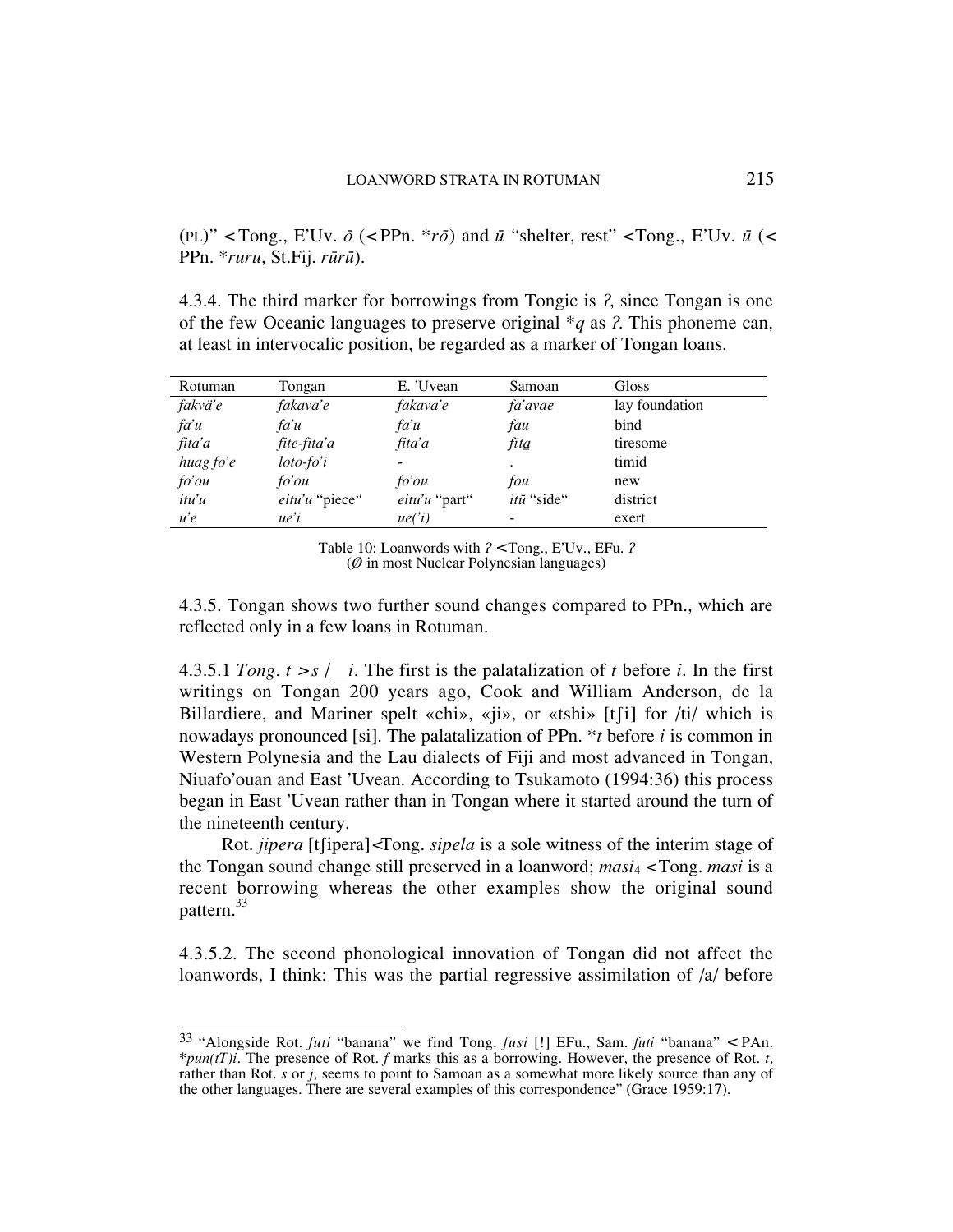(PL)" < Tong., E'Uv. *ō* (< PPn. **rō*) and *ū* "shelter, rest" < Tong., E'Uv. *ū* (< PPn. **ruru*, St.Fij. *rūrū*).

4.3.4. The third marker for borrowings from Tongic is *ʔ*, since Tongan is one of the few Oceanic languages to preserve original **q* as *ʔ*. This phoneme can, at least in intervocalic position, be regarded as a marker of Tongan loans.

| Rotuman | Tongan | E. 'Uvean | Samoan | Gloss |
|---|---|---|---|---|
| *fakvä'e* | *fakava'e* | *fakava'e* | *fa'avae* | lay foundation |
| *fa'u* | *fa'u* | *fa'u* | *fau* | bind |
| *fita'a* | *fite-fita'a* | *fita'a* | *fita̲* | tiresome |
| *huag fo'e* | *loto-fo'i* | - | . | timid |
| *fo'ou* | *fo'ou* | *fo'ou* | *fou* | new |
| *itu'u* | *eitu'u* "piece" | *eitu'u* "part" | *itū* "side" | district |
| *u'e* | *ue'i* | *ue('i)* | - | exert |

Table 10: Loanwords with *ʔ* < Tong., E'Uv., EFu. *ʔ*
(*Ø* in most Nuclear Polynesian languages)

4.3.5. Tongan shows two further sound changes compared to PPn., which are reflected only in a few loans in Rotuman.

4.3.5.1 *Tong. t > s /__i.* The first is the palatalization of *t* before *i*. In the first writings on Tongan 200 years ago, Cook and William Anderson, de la Billardiere, and Mariner spelt «chi», «ji», or «tshi» [tʃi] for /ti/ which is nowadays pronounced [si]. The palatalization of PPn. **t* before *i* is common in Western Polynesia and the Lau dialects of Fiji and most advanced in Tongan, Niuafo'ouan and East 'Uvean. According to Tsukamoto (1994:36) this process began in East 'Uvean rather than in Tongan where it started around the turn of the nineteenth century.

Rot. *jipera* [tʃipera] < Tong. *sipela* is a sole witness of the interim stage of the Tongan sound change still preserved in a loanword; *masi*$_4$ < Tong. *masi* is a recent borrowing whereas the other examples show the original sound pattern.[33]

4.3.5.2. The second phonological innovation of Tongan did not affect the loanwords, I think: This was the partial regressive assimilation of /a/ before

---

[33] "Alongside Rot. *futi* "banana" we find Tong. *fusi* [!] EFu., Sam. *futi* "banana" < PAn. **pun(tT)i*. The presence of Rot. *f* marks this as a borrowing. However, the presence of Rot. *t*, rather than Rot. *s* or *j*, seems to point to Samoan as a somewhat more likely source than any of the other languages. There are several examples of this correspondence" (Grace 1959:17).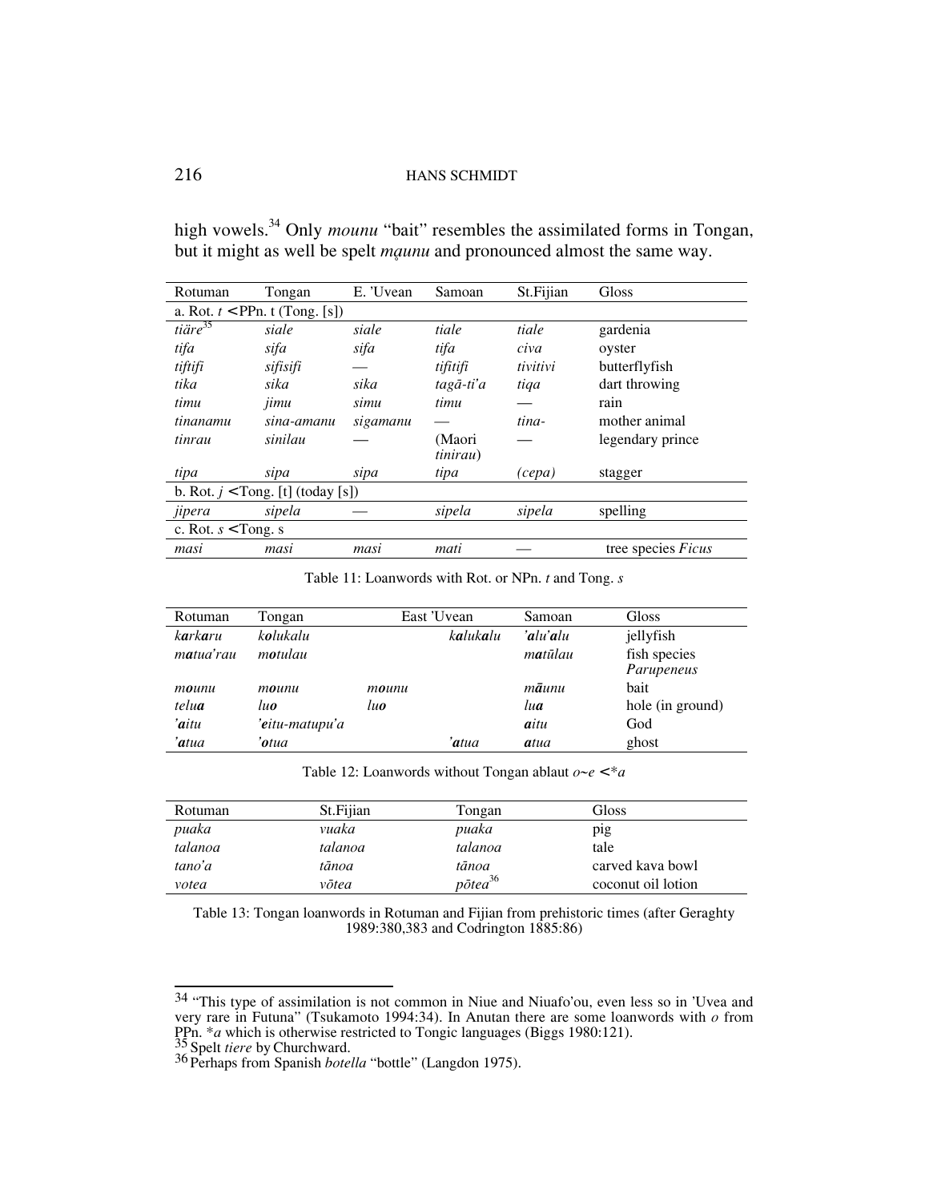high vowels.[34] Only *mounu* "bait" resembles the assimilated forms in Tongan, but it might as well be spelt *mḁunu* and pronounced almost the same way.

| Rotuman | Tongan | E. 'Uvean | Samoan | St.Fijian | Gloss |
|---|---|---|---|---|---|
| a. Rot. *t* < PPn. t (Tong. [s]) | | | | | |
| *tiäre*[35] | *siale* | *siale* | *tiale* | *tiale* | gardenia |
| *tifa* | *sifa* | *sifa* | *tifa* | *civa* | oyster |
| *tiftifi* | *sifisifi* | — | *tifitifi* | *tivitivi* | butterflyfish |
| *tika* | *sika* | *sika* | *tagā-ti'a* | *tiqa* | dart throwing |
| *timu* | *jimu* | *simu* | *timu* | — | rain |
| *tinanamu* | *sina-amanu* | *sigamanu* | — | *tina-* | mother animal |
| *tinrau* | *sinilau* | — | (Maori *tinirau*) | — | legendary prince |
| *tipa* | *sipa* | *sipa* | *tipa* | *(cepa)* | stagger |
| b. Rot. *j* < Tong. [t] (today [s]) | | | | | |
| *jipera* | *sipela* | — | *sipela* | *sipela* | spelling |
| c. Rot. *s* < Tong. s | | | | | |
| *masi* | *masi* | *masi* | *mati* | — | tree species *Ficus* |

Table 11: Loanwords with Rot. or NPn. *t* and Tong. *s*

| Rotuman | Tongan | East 'Uvean | | Samoan | Gloss |
|---|---|---|---|---|---|
| *k**ar**k**a**ru* | *k**o**lukalu* | | *k**a**luk**a**lu* | ***'a**lu**'a**lu* | jellyfish |
| *m**a**tua'rau* | *m**o**tulau* | | | *m**a**tūlau* | fish species *Parupeneus* |
| *m**o**unu* | *m**o**unu* | *m**o**unu* | | *m**ā**unu* | bait |
| *telu**a*** | *lu**o*** | *lu**o*** | | *lu**a*** | hole (in ground) |
| ***'a**itu* | ***'e**itu-matupu'a* | | | ***a**itu* | God |
| ***'a**tua* | ***'o**tua* | | ***'a**tua* | ***a**tua* | ghost |

Table 12: Loanwords without Tongan ablaut *o~e* < \**a*

| Rotuman | St.Fijian | Tongan | Gloss |
|---|---|---|---|
| *puaka* | *vuaka* | *puaka* | pig |
| *talanoa* | *talanoa* | *talanoa* | tale |
| *tano'a* | *tānoa* | *tānoa* | carved kava bowl |
| *votea* | *vōtea* | *pōtea*[36] | coconut oil lotion |

Table 13: Tongan loanwords in Rotuman and Fijian from prehistoric times (after Geraghty 1989:380,383 and Codrington 1885:86)

---

[34] "This type of assimilation is not common in Niue and Niuafo'ou, even less so in 'Uvea and very rare in Futuna" (Tsukamoto 1994:34). In Anutan there are some loanwords with *o* from PPn. \**a* which is otherwise restricted to Tongic languages (Biggs 1980:121).

[35] Spelt *tiere* by Churchward.

[36] Perhaps from Spanish *botella* "bottle" (Langdon 1975).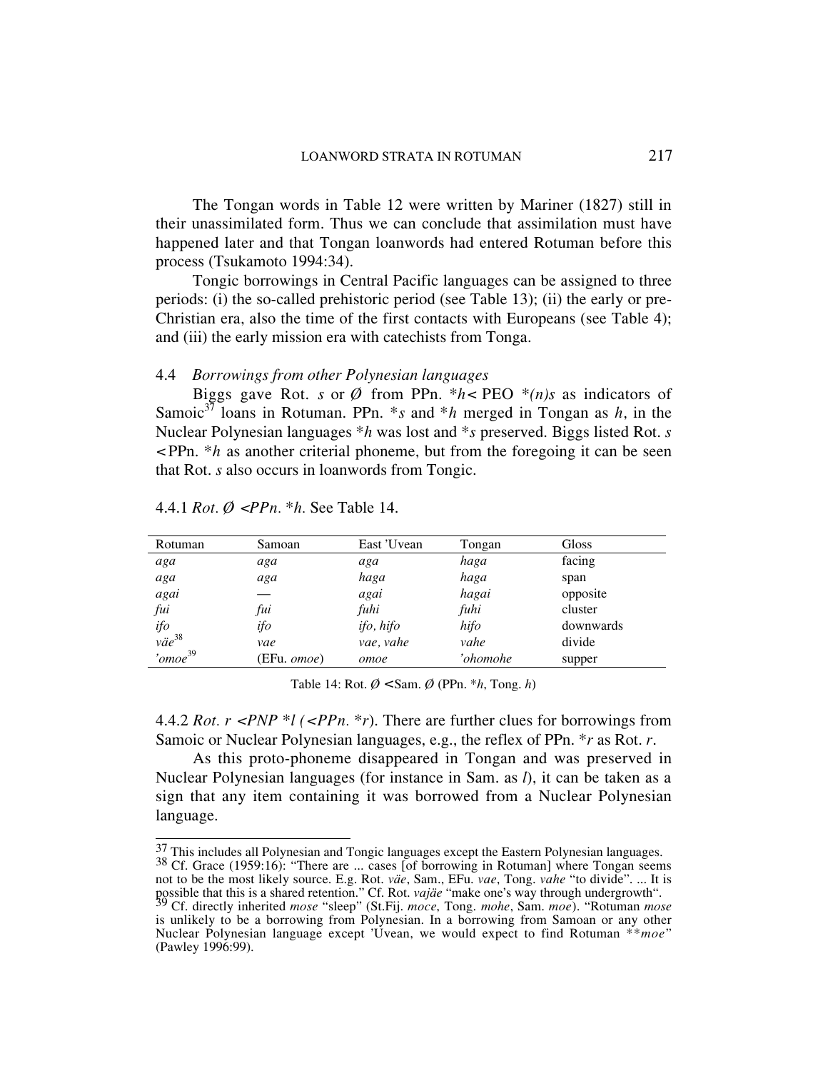The Tongan words in Table 12 were written by Mariner (1827) still in their unassimilated form. Thus we can conclude that assimilation must have happened later and that Tongan loanwords had entered Rotuman before this process (Tsukamoto 1994:34).

Tongic borrowings in Central Pacific languages can be assigned to three periods: (i) the so-called prehistoric period (see Table 13); (ii) the early or pre-Christian era, also the time of the first contacts with Europeans (see Table 4); and (iii) the early mission era with catechists from Tonga.

### 4.4 *Borrowings from other Polynesian languages*

Biggs gave Rot. *s* or *Ø* from PPn. \**h* < PEO \**(n)s* as indicators of Samoic[37] loans in Rotuman. PPn. \**s* and \**h* merged in Tongan as *h*, in the Nuclear Polynesian languages \**h* was lost and \**s* preserved. Biggs listed Rot. *s* < PPn. \**h* as another criterial phoneme, but from the foregoing it can be seen that Rot. *s* also occurs in loanwords from Tongic.

4.4.1 *Rot. Ø < PPn. \*h.* See Table 14.

| Rotuman | Samoan | East 'Uvean | Tongan | Gloss |
|---|---|---|---|---|
| *aga* | *aga* | *aga* | *haga* | facing |
| *aga* | *aga* | *haga* | *haga* | span |
| *agai* | — | *agai* | *hagai* | opposite |
| *fui* | *fui* | *fuhi* | *fuhi* | cluster |
| *ifo* | *ifo* | *ifo, hifo* | *hifo* | downwards |
| *väe*[38] | *vae* | *vae, vahe* | *vahe* | divide |
| *'omoe*[39] | (EFu. *omoe*) | *omoe* | *'ohomohe* | supper |

Table 14: Rot. Ø < Sam. Ø (PPn. \**h*, Tong. *h*)

4.4.2 *Rot. r < PNP \*l (< PPn. \*r).* There are further clues for borrowings from Samoic or Nuclear Polynesian languages, e.g., the reflex of PPn. \**r* as Rot. *r*.

As this proto-phoneme disappeared in Tongan and was preserved in Nuclear Polynesian languages (for instance in Sam. as *l*), it can be taken as a sign that any item containing it was borrowed from a Nuclear Polynesian language.

---

[37] This includes all Polynesian and Tongic languages except the Eastern Polynesian languages.

[38] Cf. Grace (1959:16): "There are ... cases [of borrowing in Rotuman] where Tongan seems not to be the most likely source. E.g. Rot. *väe*, Sam., EFu. *vae*, Tong. *vahe* "to divide". ... It is possible that this is a shared retention." Cf. Rot. *vajäe* "make one's way through undergrowth".

[39] Cf. directly inherited *mose* "sleep" (St.Fij. *moce*, Tong. *mohe*, Sam. *moe*). "Rotuman *mose* is unlikely to be a borrowing from Polynesian. In a borrowing from Samoan or any other Nuclear Polynesian language except 'Uvean, we would expect to find Rotuman \*\**moe*" (Pawley 1996:99).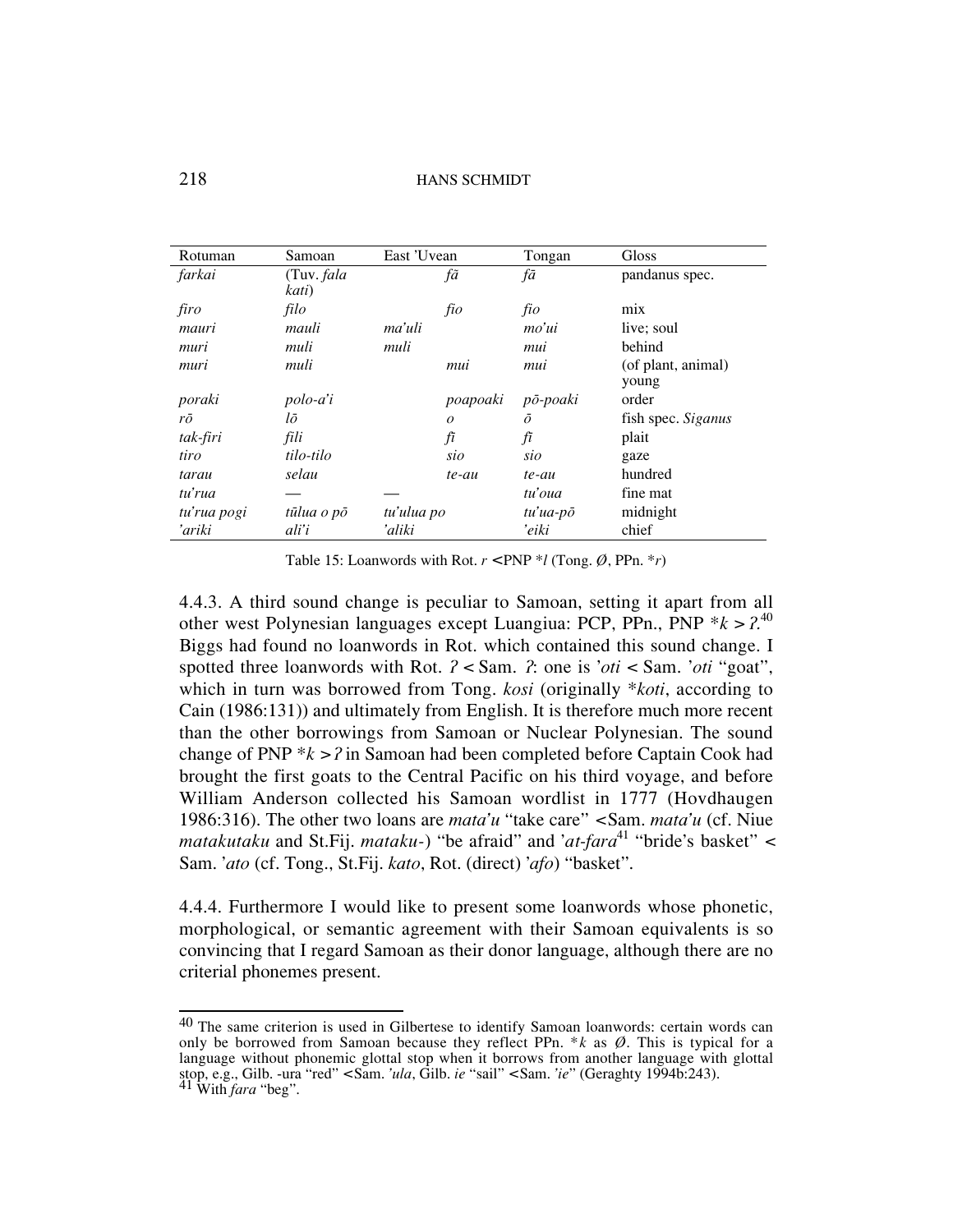| Rotuman | Samoan | East 'Uvean | Tongan | Gloss |
|---|---|---|---|---|
| *farkai* | (Tuv. *fala kati*) | *fā* | *fā* | pandanus spec. |
| *firo* | *filo* | *fio* | *fio* | mix |
| *mauri* | *mauli* | *ma'uli* | *mo'ui* | live; soul |
| *muri* | *muli* | *muli* | *mui* | behind |
| *muri* | *muli* | *mui* | *mui* | (of plant, animal) young |
| *poraki* | *polo-a'i* | *poapoaki* | *pō-poaki* | order |
| *rō* | *lō* | *o* | *ō* | fish spec. *Siganus* |
| *tak-firi* | *fili* | *fī* | *fī* | plait |
| *tiro* | *tilo-tilo* | *sio* | *sio* | gaze |
| *tarau* | *selau* | *te-au* | *te-au* | hundred |
| *tu'rua* | — | — | *tu'oua* | fine mat |
| *tu'rua pogi* | *tūlua o pō* | *tu'ulua po* | *tu'ua-pō* | midnight |
| *'ariki* | *ali'i* | *'aliki* | *'eiki* | chief |

Table 15: Loanwords with Rot. *r* < PNP \**l* (Tong. Ø, PPn. \**r*)

4.4.3. A third sound change is peculiar to Samoan, setting it apart from all other west Polynesian languages except Luangiua: PCP, PPn., PNP \**k* > ʔ.[40] Biggs had found no loanwords in Rot. which contained this sound change. I spotted three loanwords with Rot. ʔ < Sam. ʔ: one is *'oti* < Sam. *'oti* "goat", which in turn was borrowed from Tong. *kosi* (originally \**koti*, according to Cain (1986:131)) and ultimately from English. It is therefore much more recent than the other borrowings from Samoan or Nuclear Polynesian. The sound change of PNP \**k* > ʔ in Samoan had been completed before Captain Cook had brought the first goats to the Central Pacific on his third voyage, and before William Anderson collected his Samoan wordlist in 1777 (Hovdhaugen 1986:316). The other two loans are *mata'u* "take care" < Sam. *mata'u* (cf. Niue *matakutaku* and St.Fij. *mataku-*) "be afraid" and *'at-fara*[41] "bride's basket" < Sam. *'ato* (cf. Tong., St.Fij. *kato*, Rot. (direct) *'afo*) "basket".

4.4.4. Furthermore I would like to present some loanwords whose phonetic, morphological, or semantic agreement with their Samoan equivalents is so convincing that I regard Samoan as their donor language, although there are no criterial phonemes present.

---

[40] The same criterion is used in Gilbertese to identify Samoan loanwords: certain words can only be borrowed from Samoan because they reflect PPn. \**k* as Ø. This is typical for a language without phonemic glottal stop when it borrows from another language with glottal stop, e.g., Gilb. -ura "red" < Sam. *'ula*, Gilb. *ie* "sail" < Sam. *'ie*" (Geraghty 1994b:243).

[41] With *fara* "beg".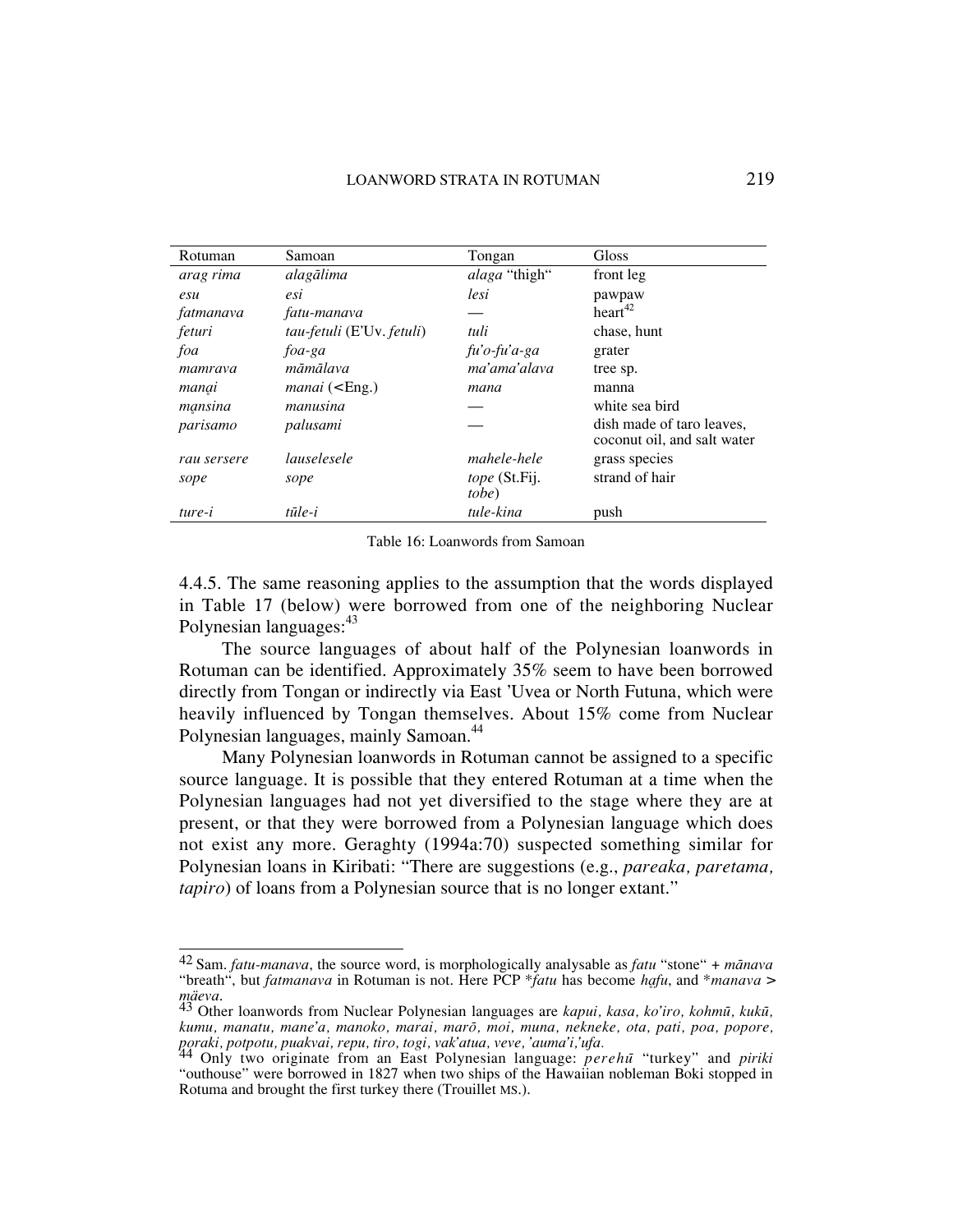| Rotuman | Samoan | Tongan | Gloss |
| --- | --- | --- | --- |
| *arag rima* | *alagālima* | *alaga* "thigh" | front leg |
| *esu* | *esi* | *lesi* | pawpaw |
| *fatmanava* | *fatu-manava* | — | heart[42] |
| *feturi* | *tau-fetuli* (E'Uv. *fetuli*) | *tuli* | chase, hunt |
| *foa* | *foa-ga* | *fu'o-fu'a-ga* | grater |
| *mamrava* | *māmālava* | *ma'ama'alava* | tree sp. |
| *manạị* | *manai* (<Eng.) | *mana* | manna |
| *mạnsina* | *manusina* | — | white sea bird |
| *parisamo* | *palusami* | — | dish made of taro leaves, coconut oil, and salt water |
| *rau sersere* | *lauselesele* | *mahele-hele* | grass species |
| *sope* | *sope* | *tope* (St.Fij. *tobe*) | strand of hair |
| *ture-i* | *tūle-i* | *tule-kina* | push |

Table 16: Loanwords from Samoan

4.4.5. The same reasoning applies to the assumption that the words displayed in Table 17 (below) were borrowed from one of the neighboring Nuclear Polynesian languages:[43]

The source languages of about half of the Polynesian loanwords in Rotuman can be identified. Approximately 35% seem to have been borrowed directly from Tongan or indirectly via East 'Uvea or North Futuna, which were heavily influenced by Tongan themselves. About 15% come from Nuclear Polynesian languages, mainly Samoan.[44]

Many Polynesian loanwords in Rotuman cannot be assigned to a specific source language. It is possible that they entered Rotuman at a time when the Polynesian languages had not yet diversified to the stage where they are at present, or that they were borrowed from a Polynesian language which does not exist any more. Geraghty (1994a:70) suspected something similar for Polynesian loans in Kiribati: "There are suggestions (e.g., *pareaka, paretama, tapiro*) of loans from a Polynesian source that is no longer extant."

---

[42] Sam. *fatu-manava*, the source word, is morphologically analysable as *fatu* "stone" + *mānava* "breath", but *fatmanava* in Rotuman is not. Here PCP \**fatu* has become *hạfu*, and \**manava* > *mäeva*.

[43] Other loanwords from Nuclear Polynesian languages are *kapui, kasa, ko'iro, kohmū, kukū, kumu, manatu, mane'a, manoko, marai, marō, moi, muna, nekneke, ota, pati, poa, popore, poraki, potpotu, puakvai, repu, tiro, togi, vak'atua, veve, 'auma'i,'ufa.*

[44] Only two originate from an East Polynesian language: *perehū* "turkey" and *piriki* "outhouse" were borrowed in 1827 when two ships of the Hawaiian nobleman Boki stopped in Rotuma and brought the first turkey there (Trouillet MS.).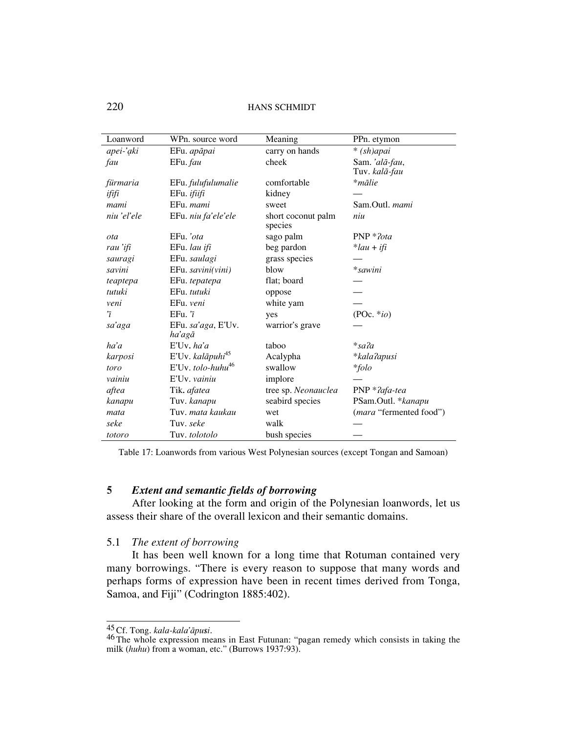| Loanword | WPn. source word | Meaning | PPn. etymon |
|---|---|---|---|
| *apei-'ạki* | EFu. *apāpai* | carry on hands | * *(sh)apai* |
| *fau* | EFu. *fau* | cheek | Sam. *'alā-fau*, Tuv. *kalā-fau* |
| *fürmaria* | EFu. *fulufulumalie* | comfortable | **mālie* |
| *ififi* | EFu. *ifiifi* | kidney | — |
| *mami* | EFu. *mami* | sweet | Sam.Outl. *mami* |
| *niu 'el'ele* | EFu. *niu fa'ele'ele* | short coconut palm species | *niu* |
| *ota* | EFu. *'ota* | sago palm | PNP **ʔota* |
| *rau 'ifi* | EFu. *lau ifi* | beg pardon | **lau + ifi* |
| *sauragi* | EFu. *saulagi* | grass species | — |
| *savini* | EFu. *savini(vini)* | blow | **sawini* |
| *teaptepa* | EFu. *tepatepa* | flat; board | — |
| *tutuki* | EFu. *tutuki* | oppose | — |
| *veni* | EFu. *veni* | white yam | — |
| *'ī* | EFu. *'ī* | yes | (POc. **io*) |
| *sa'aga* | EFu. *sa'aga*, E'Uv. *ha'agā* | warrior's grave | — |
| *ha'a* | E'Uv. *ha'a* | taboo | **saʔa* |
| *karposi* | E'Uv. *kalāpuhi*[45] | Acalypha | **kalaʔapusi* |
| *toro* | E'Uv. *tolo-huhu*[46] | swallow | **folo* |
| *vainiu* | E'Uv. *vainiu* | implore | — |
| *aftea* | Tik. *afatea* | tree sp. *Neonauclea* | PNP **ʔafa-tea* |
| *kanapu* | Tuv. *kanapu* | seabird species | PSam.Outl. **kanapu* |
| *mata* | Tuv. *mata kaukau* | wet | (*mara* "fermented food") |
| *seke* | Tuv. *seke* | walk | — |
| *totoro* | Tuv. *tolotolo* | bush species | — |

Table 17: Loanwords from various West Polynesian sources (except Tongan and Samoan)

## 5 *Extent and semantic fields of borrowing*

After looking at the form and origin of the Polynesian loanwords, let us assess their share of the overall lexicon and their semantic domains.

### 5.1 *The extent of borrowing*

It has been well known for a long time that Rotuman contained very many borrowings. "There is every reason to suppose that many words and perhaps forms of expression have been in recent times derived from Tonga, Samoa, and Fiji" (Codrington 1885:402).

---

[45] Cf. Tong. *kala-kala'āpusi*.

[46] The whole expression means in East Futunan: "pagan remedy which consists in taking the milk (*huhu*) from a woman, etc." (Burrows 1937:93).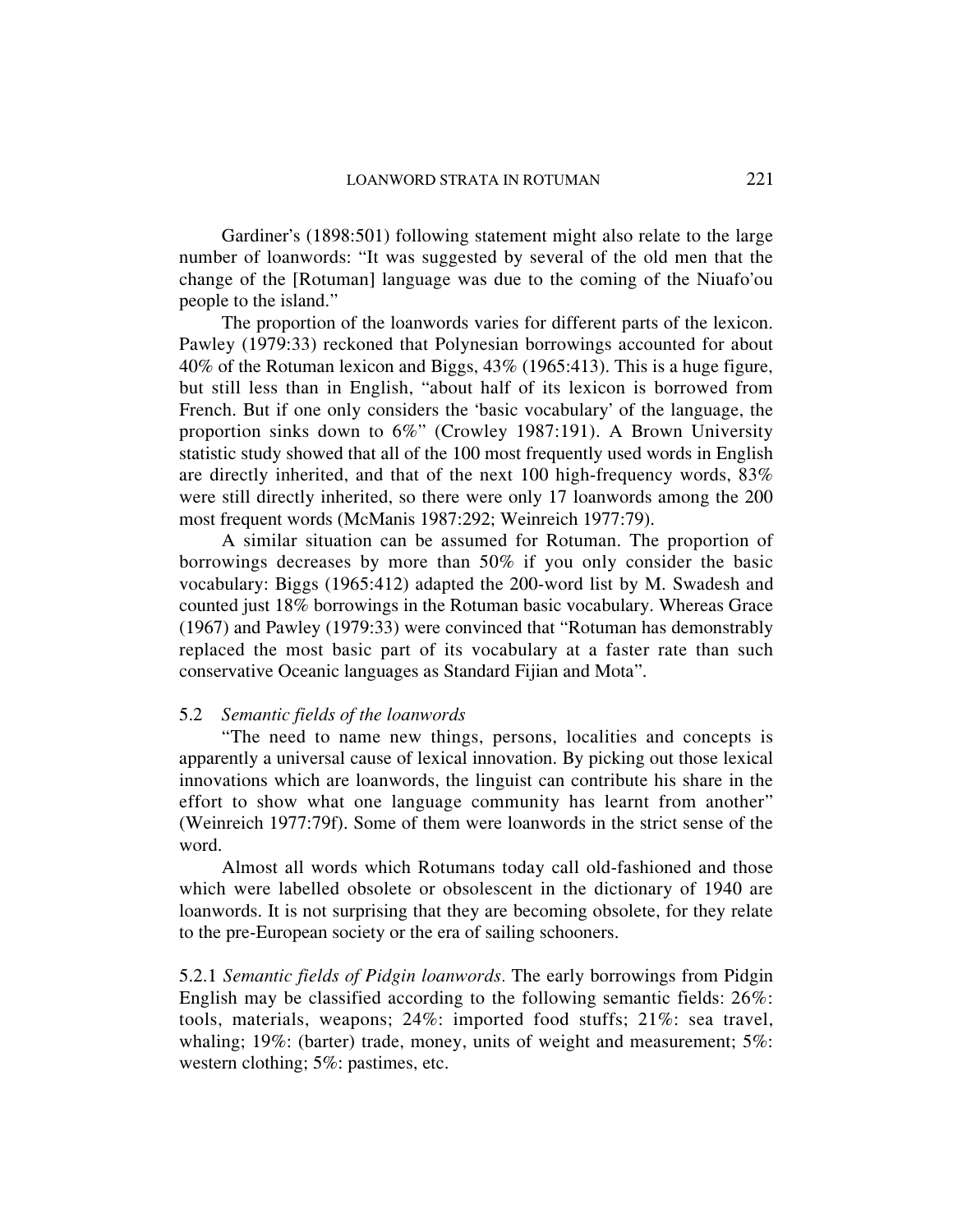Gardiner's (1898:501) following statement might also relate to the large number of loanwords: "It was suggested by several of the old men that the change of the [Rotuman] language was due to the coming of the Niuafo'ou people to the island."

The proportion of the loanwords varies for different parts of the lexicon. Pawley (1979:33) reckoned that Polynesian borrowings accounted for about 40% of the Rotuman lexicon and Biggs, 43% (1965:413). This is a huge figure, but still less than in English, "about half of its lexicon is borrowed from French. But if one only considers the 'basic vocabulary' of the language, the proportion sinks down to 6%" (Crowley 1987:191). A Brown University statistic study showed that all of the 100 most frequently used words in English are directly inherited, and that of the next 100 high-frequency words, 83% were still directly inherited, so there were only 17 loanwords among the 200 most frequent words (McManis 1987:292; Weinreich 1977:79).

A similar situation can be assumed for Rotuman. The proportion of borrowings decreases by more than 50% if you only consider the basic vocabulary: Biggs (1965:412) adapted the 200-word list by M. Swadesh and counted just 18% borrowings in the Rotuman basic vocabulary. Whereas Grace (1967) and Pawley (1979:33) were convinced that "Rotuman has demonstrably replaced the most basic part of its vocabulary at a faster rate than such conservative Oceanic languages as Standard Fijian and Mota".

### 5.2 *Semantic fields of the loanwords*

"The need to name new things, persons, localities and concepts is apparently a universal cause of lexical innovation. By picking out those lexical innovations which are loanwords, the linguist can contribute his share in the effort to show what one language community has learnt from another" (Weinreich 1977:79f). Some of them were loanwords in the strict sense of the word.

Almost all words which Rotumans today call old-fashioned and those which were labelled obsolete or obsolescent in the dictionary of 1940 are loanwords. It is not surprising that they are becoming obsolete, for they relate to the pre-European society or the era of sailing schooners.

5.2.1 *Semantic fields of Pidgin loanwords.* The early borrowings from Pidgin English may be classified according to the following semantic fields: 26%: tools, materials, weapons; 24%: imported food stuffs; 21%: sea travel, whaling; 19%: (barter) trade, money, units of weight and measurement; 5%: western clothing; 5%: pastimes, etc.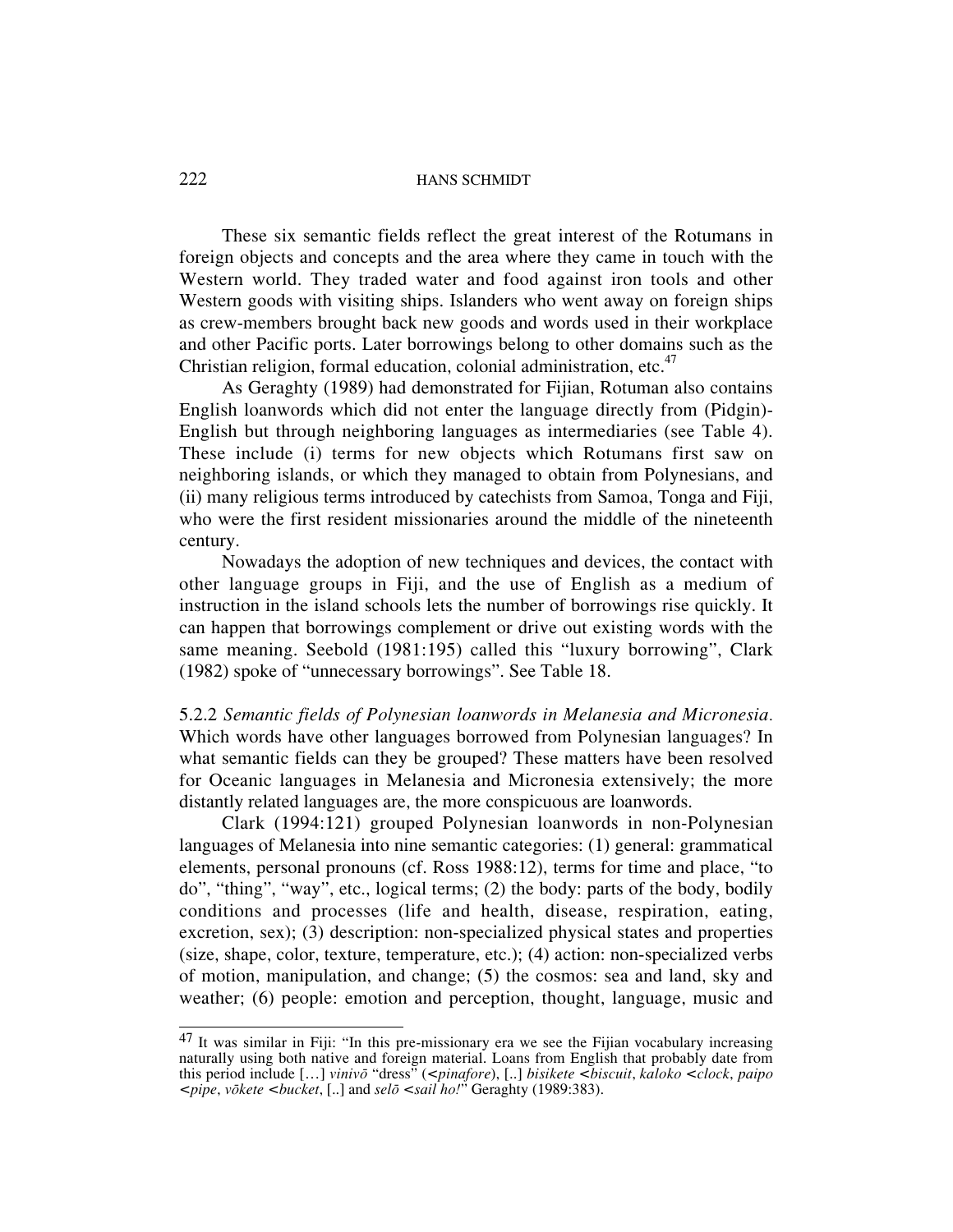These six semantic fields reflect the great interest of the Rotumans in foreign objects and concepts and the area where they came in touch with the Western world. They traded water and food against iron tools and other Western goods with visiting ships. Islanders who went away on foreign ships as crew-members brought back new goods and words used in their workplace and other Pacific ports. Later borrowings belong to other domains such as the Christian religion, formal education, colonial administration, etc.[47]

As Geraghty (1989) had demonstrated for Fijian, Rotuman also contains English loanwords which did not enter the language directly from (Pidgin)-English but through neighboring languages as intermediaries (see Table 4). These include (i) terms for new objects which Rotumans first saw on neighboring islands, or which they managed to obtain from Polynesians, and (ii) many religious terms introduced by catechists from Samoa, Tonga and Fiji, who were the first resident missionaries around the middle of the nineteenth century.

Nowadays the adoption of new techniques and devices, the contact with other language groups in Fiji, and the use of English as a medium of instruction in the island schools lets the number of borrowings rise quickly. It can happen that borrowings complement or drive out existing words with the same meaning. Seebold (1981:195) called this "luxury borrowing", Clark (1982) spoke of "unnecessary borrowings". See Table 18.

5.2.2 *Semantic fields of Polynesian loanwords in Melanesia and Micronesia.* Which words have other languages borrowed from Polynesian languages? In what semantic fields can they be grouped? These matters have been resolved for Oceanic languages in Melanesia and Micronesia extensively; the more distantly related languages are, the more conspicuous are loanwords.

Clark (1994:121) grouped Polynesian loanwords in non-Polynesian languages of Melanesia into nine semantic categories: (1) general: grammatical elements, personal pronouns (cf. Ross 1988:12), terms for time and place, "to do", "thing", "way", etc., logical terms; (2) the body: parts of the body, bodily conditions and processes (life and health, disease, respiration, eating, excretion, sex); (3) description: non-specialized physical states and properties (size, shape, color, texture, temperature, etc.); (4) action: non-specialized verbs of motion, manipulation, and change; (5) the cosmos: sea and land, sky and weather; (6) people: emotion and perception, thought, language, music and

---

[47] It was similar in Fiji: "In this pre-missionary era we see the Fijian vocabulary increasing naturally using both native and foreign material. Loans from English that probably date from this period include […] *vinivō* "dress" (<*pinafore*), [..] *bisikete* <*biscuit*, *kaloko* <*clock*, *paipo* <*pipe*, *vōkete* <*bucket*, [..] and *selō* <*sail ho!*" Geraghty (1989:383).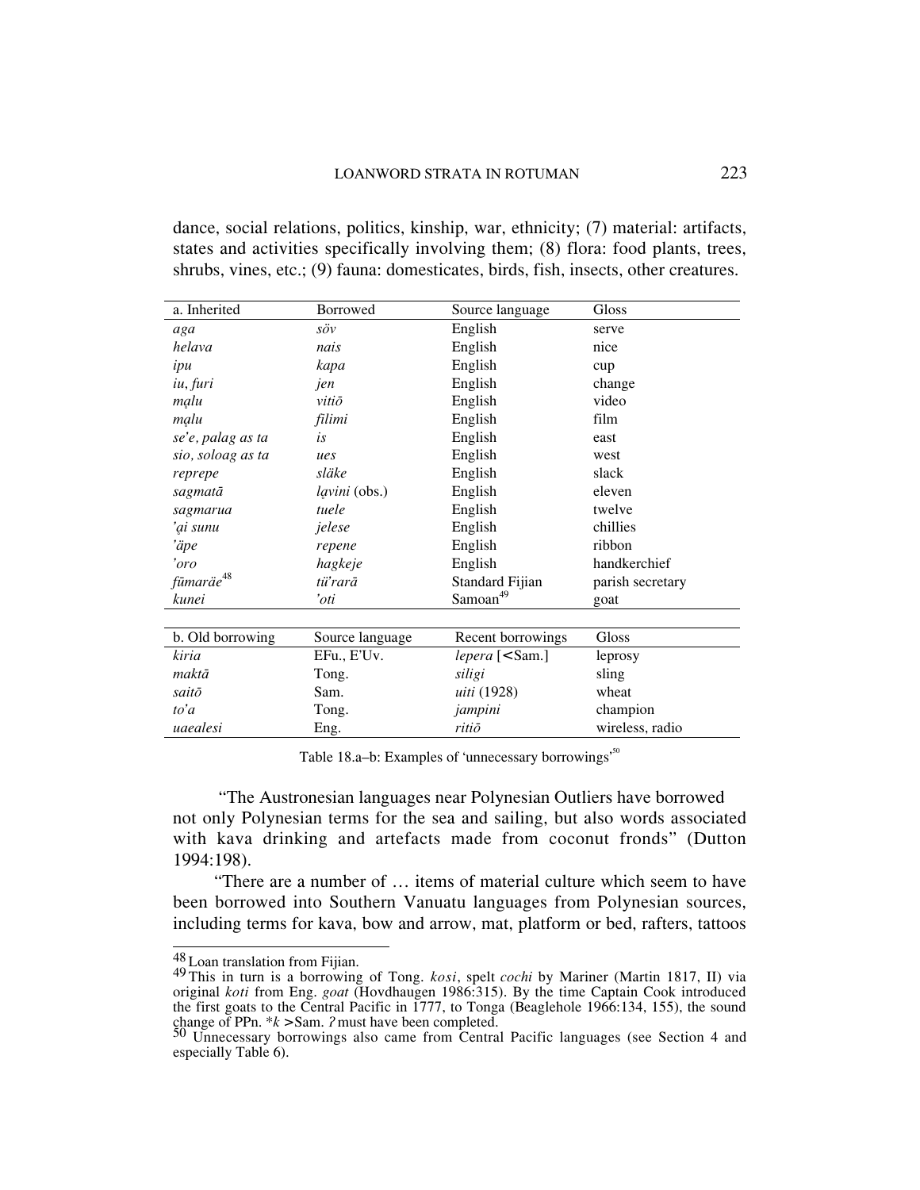dance, social relations, politics, kinship, war, ethnicity; (7) material: artifacts, states and activities specifically involving them; (8) flora: food plants, trees, shrubs, vines, etc.; (9) fauna: domesticates, birds, fish, insects, other creatures.

| a. Inherited | Borrowed | Source language | Gloss |
|---|---|---|---|
| *aga* | *söv* | English | serve |
| *helava* | *nais* | English | nice |
| *ipu* | *kapa* | English | cup |
| *iu*, *furi* | *jen* | English | change |
| *ma̧lu* | *vitiō* | English | video |
| *ma̧lu* | *filimi* | English | film |
| *se'e, palag as ta* | *is* | English | east |
| *sio, soloag as ta* | *ues* | English | west |
| *reprepe* | *släke* | English | slack |
| *sagmatā* | *la̧vini* (obs.) | English | eleven |
| *sagmarua* | *tuele* | English | twelve |
| *'a̧i sunu* | *jelese* | English | chillies |
| *'äpe* | *repene* | English | ribbon |
| *'oro* | *hagkeje* | English | handkerchief |
| *fūmaräe*[48] | *tü'rarā* | Standard Fijian | parish secretary |
| *kunei* | *'oti* | Samoan[49] | goat |

| b. Old borrowing | Source language | Recent borrowings | Gloss |
|---|---|---|---|
| *kiria* | EFu., E'Uv. | *lepera* [<Sam.] | leprosy |
| *maktā* | Tong. | *siligi* | sling |
| *saitō* | Sam. | *uiti* (1928) | wheat |
| *to'a* | Tong. | *jampini* | champion |
| *uaealesi* | Eng. | *ritiō* | wireless, radio |

Table 18.a–b: Examples of 'unnecessary borrowings'[50]

"The Austronesian languages near Polynesian Outliers have borrowed not only Polynesian terms for the sea and sailing, but also words associated with kava drinking and artefacts made from coconut fronds" (Dutton 1994:198).

"There are a number of … items of material culture which seem to have been borrowed into Southern Vanuatu languages from Polynesian sources, including terms for kava, bow and arrow, mat, platform or bed, rafters, tattoos

---

[48] Loan translation from Fijian.

[49] This in turn is a borrowing of Tong. *kosi*, spelt *cochi* by Mariner (Martin 1817, II) via original *koti* from Eng. *goat* (Hovdhaugen 1986:315). By the time Captain Cook introduced the first goats to the Central Pacific in 1777, to Tonga (Beaglehole 1966:134, 155), the sound change of PPn. *\*k* > Sam. *ʔ* must have been completed.

[50] Unnecessary borrowings also came from Central Pacific languages (see Section 4 and especially Table 6).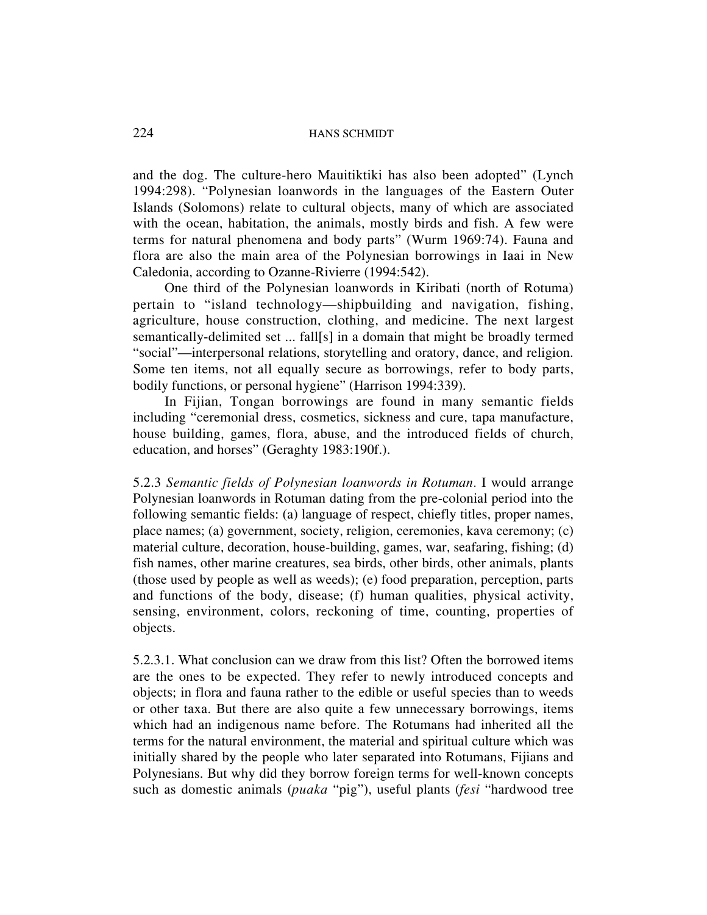and the dog. The culture-hero Mauitiktiki has also been adopted" (Lynch 1994:298). "Polynesian loanwords in the languages of the Eastern Outer Islands (Solomons) relate to cultural objects, many of which are associated with the ocean, habitation, the animals, mostly birds and fish. A few were terms for natural phenomena and body parts" (Wurm 1969:74). Fauna and flora are also the main area of the Polynesian borrowings in Iaai in New Caledonia, according to Ozanne-Rivierre (1994:542).

One third of the Polynesian loanwords in Kiribati (north of Rotuma) pertain to "island technology—shipbuilding and navigation, fishing, agriculture, house construction, clothing, and medicine. The next largest semantically-delimited set ... fall[s] in a domain that might be broadly termed "social"—interpersonal relations, storytelling and oratory, dance, and religion. Some ten items, not all equally secure as borrowings, refer to body parts, bodily functions, or personal hygiene" (Harrison 1994:339).

In Fijian, Tongan borrowings are found in many semantic fields including "ceremonial dress, cosmetics, sickness and cure, tapa manufacture, house building, games, flora, abuse, and the introduced fields of church, education, and horses" (Geraghty 1983:190f.).

5.2.3 *Semantic fields of Polynesian loanwords in Rotuman.* I would arrange Polynesian loanwords in Rotuman dating from the pre-colonial period into the following semantic fields: (a) language of respect, chiefly titles, proper names, place names; (a) government, society, religion, ceremonies, kava ceremony; (c) material culture, decoration, house-building, games, war, seafaring, fishing; (d) fish names, other marine creatures, sea birds, other birds, other animals, plants (those used by people as well as weeds); (e) food preparation, perception, parts and functions of the body, disease; (f) human qualities, physical activity, sensing, environment, colors, reckoning of time, counting, properties of objects.

5.2.3.1. What conclusion can we draw from this list? Often the borrowed items are the ones to be expected. They refer to newly introduced concepts and objects; in flora and fauna rather to the edible or useful species than to weeds or other taxa. But there are also quite a few unnecessary borrowings, items which had an indigenous name before. The Rotumans had inherited all the terms for the natural environment, the material and spiritual culture which was initially shared by the people who later separated into Rotumans, Fijians and Polynesians. But why did they borrow foreign terms for well-known concepts such as domestic animals (*puaka* "pig"), useful plants (*fesi* "hardwood tree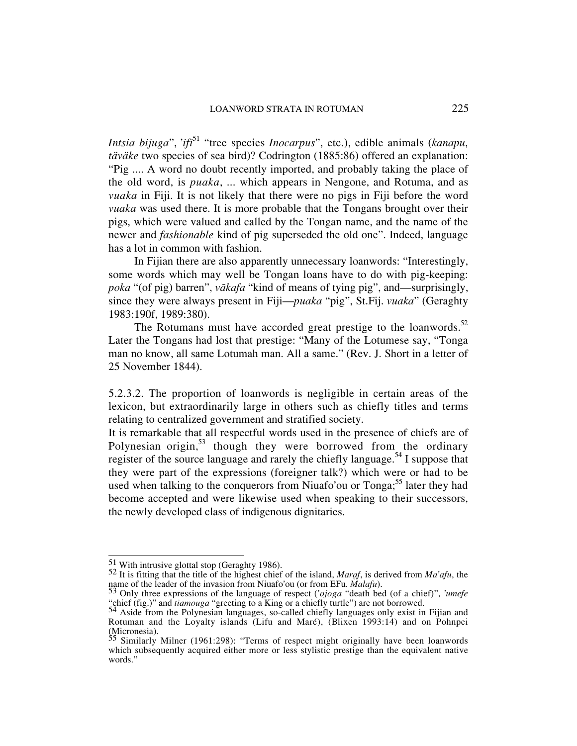*Intsia bijuga*", *'ifi*[51] "tree species *Inocarpus*", etc.), edible animals (*kanapu*, *täväke* two species of sea bird)? Codrington (1885:86) offered an explanation: "Pig .... A word no doubt recently imported, and probably taking the place of the old word, is *puaka*, ... which appears in Nengone, and Rotuma, and as *vuaka* in Fiji. It is not likely that there were no pigs in Fiji before the word *vuaka* was used there. It is more probable that the Tongans brought over their pigs, which were valued and called by the Tongan name, and the name of the newer and *fashionable* kind of pig superseded the old one". Indeed, language has a lot in common with fashion.

In Fijian there are also apparently unnecessary loanwords: "Interestingly, some words which may well be Tongan loans have to do with pig-keeping: *poka* "(of pig) barren", *vākafa* "kind of means of tying pig", and—surprisingly, since they were always present in Fiji—*puaka* "pig", St.Fij. *vuaka*" (Geraghty 1983:190f, 1989:380).

The Rotumans must have accorded great prestige to the loanwords.[52] Later the Tongans had lost that prestige: "Many of the Lotumese say, "Tonga man no know, all same Lotumah man. All a same." (Rev. J. Short in a letter of 25 November 1844).

5.2.3.2. The proportion of loanwords is negligible in certain areas of the lexicon, but extraordinarily large in others such as chiefly titles and terms relating to centralized government and stratified society.

It is remarkable that all respectful words used in the presence of chiefs are of Polynesian origin,[53] though they were borrowed from the ordinary register of the source language and rarely the chiefly language.[54] I suppose that they were part of the expressions (foreigner talk?) which were or had to be used when talking to the conquerors from Niuafo'ou or Tonga;[55] later they had become accepted and were likewise used when speaking to their successors, the newly developed class of indigenous dignitaries.

---

[51] With intrusive glottal stop (Geraghty 1986).

[52] It is fitting that the title of the highest chief of the island, *Maraf*, is derived from *Ma'afu*, the name of the leader of the invasion from Niuafo'ou (or from EFu. *Malafu*).

[53] Only three expressions of the language of respect (*'ojoga* "death bed (of a chief)", *'umefe* "chief (fig.)" and *tiamouga* "greeting to a King or a chiefly turtle") are not borrowed.

[54] Aside from the Polynesian languages, so-called chiefly languages only exist in Fijian and Rotuman and the Loyalty islands (Lifu and Maré), (Blixen 1993:14) and on Pohnpei (Micronesia).

[55] Similarly Milner (1961:298): "Terms of respect might originally have been loanwords which subsequently acquired either more or less stylistic prestige than the equivalent native words."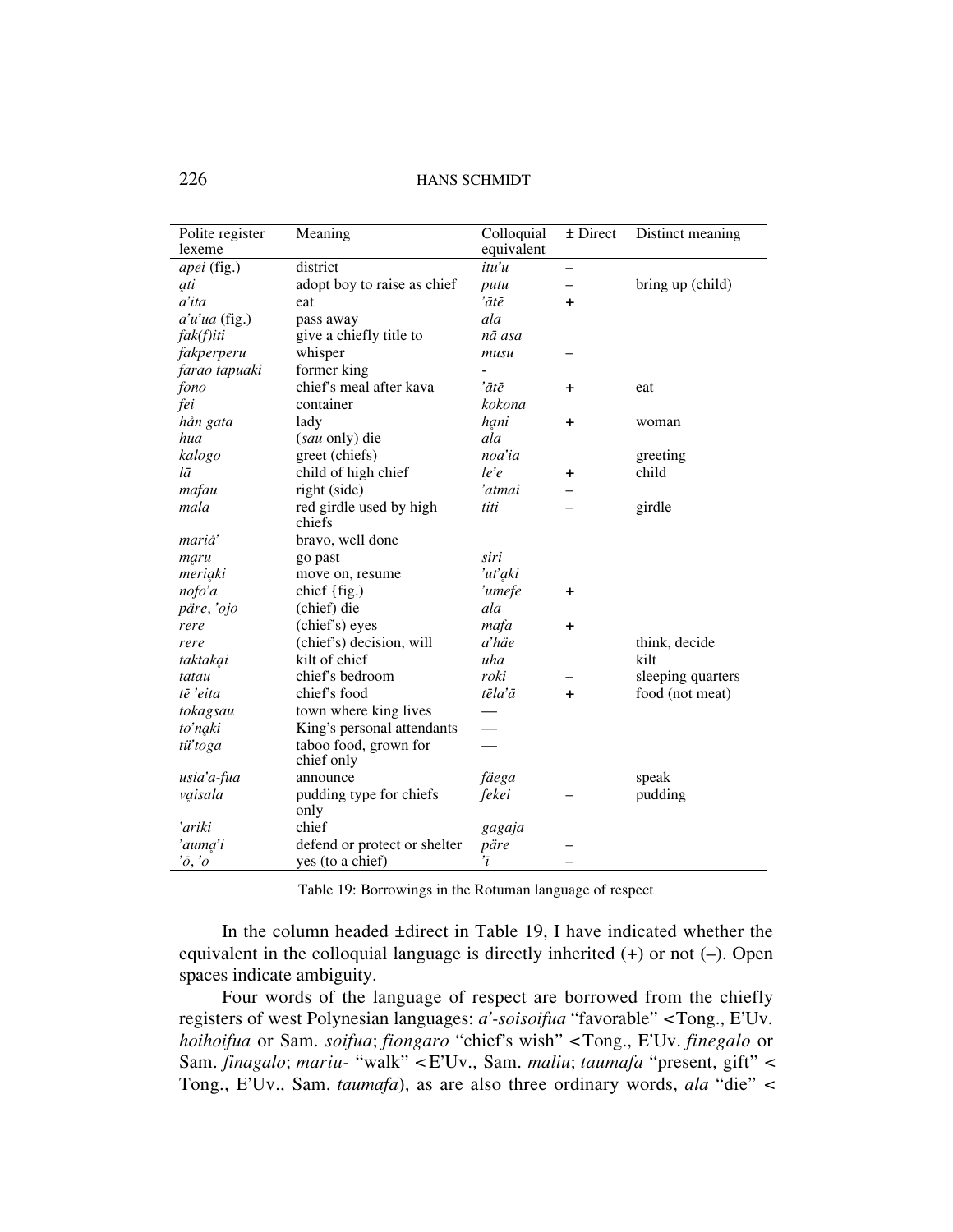| Polite register lexeme | Meaning | Colloquial equivalent | ± Direct | Distinct meaning |
|---|---|---|---|---|
| *apei* (fig.) | district | *itu'u* | – | |
| *ạti* | adopt boy to raise as chief | *putu* | – | bring up (child) |
| *a'ita* | eat | *'ātē* | + | |
| *a'u'ua* (fig.) | pass away | *ala* | | |
| *fak(f)iti* | give a chiefly title to | *nā asa* | | |
| *fakperperu* | whisper | *musu* | – | |
| *farao tapuaki* | former king | - | | |
| *fono* | chief's meal after kava | *'ātē* | + | eat |
| *fei* | container | *kokona* | | |
| *hån gata* | lady | *hạni* | + | woman |
| *hua* | (*sau* only) die | *ala* | | |
| *kalogo* | greet (chiefs) | *noa'ia* | | greeting |
| *lā* | child of high chief | *le'e* | + | child |
| *mafau* | right (side) | *'atmai* | – | |
| *mala* | red girdle used by high chiefs | *titi* | – | girdle |
| *mariå'* | bravo, well done | | | |
| *mạru* | go past | *siri* | | |
| *meriạki* | move on, resume | *'ut'ạki* | | |
| *nofo'a* | chief {fig.) | *'umefe* | + | |
| *päre*, *'ojo* | (chief) die | *ala* | | |
| *rere* | (chief's) eyes | *mafa* | + | |
| *rere* | (chief's) decision, will | *a'häe* | | think, decide |
| *taktakại* | kilt of chief | *uha* | | kilt |
| *tatau* | chief's bedroom | *roki* | – | sleeping quarters |
| *tē 'eita* | chief's food | *tēla'ā* | + | food (not meat) |
| *tokagsau* | town where king lives | — | | |
| *to'nạki* | King's personal attendants | — | | |
| *tü'toga* | taboo food, grown for chief only | — | | |
| *usia'a-fua* | announce | *fäega* | | speak |
| *vạisala* | pudding type for chiefs only | *fekei* | – | pudding |
| *'ariki* | chief | *gagaja* | | |
| *'aumạ'i* | defend or protect or shelter | *päre* | – | |
| *'ō*, *'o* | yes (to a chief) | *'ī* | – | |

Table 19: Borrowings in the Rotuman language of respect

In the column headed ±direct in Table 19, I have indicated whether the equivalent in the colloquial language is directly inherited (+) or not (–). Open spaces indicate ambiguity.

Four words of the language of respect are borrowed from the chiefly registers of west Polynesian languages: *a'-soisoifua* "favorable" <Tong., E'Uv. *hoihoifua* or Sam. *soifua*; *fiongaro* "chief's wish" <Tong., E'Uv. *finegalo* or Sam. *finagalo*; *mariu-* "walk" <E'Uv., Sam. *maliu*; *taumafa* "present, gift" < Tong., E'Uv., Sam. *taumafa*), as are also three ordinary words, *ala* "die" <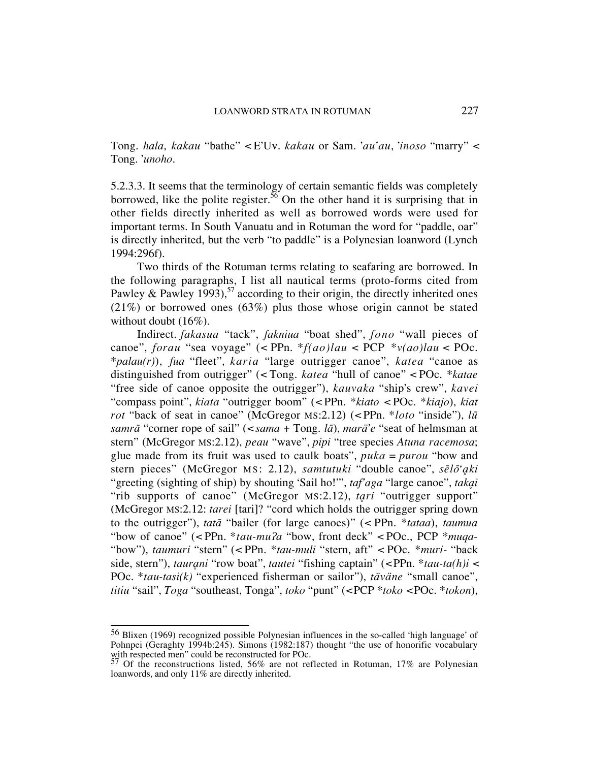Tong. *hala*, *kakau* “bathe” < E’Uv. *kakau* or Sam. *’au’au*, *’inoso* “marry” < Tong. *’unoho*.

5.2.3.3. It seems that the terminology of certain semantic fields was completely borrowed, like the polite register.[56] On the other hand it is surprising that in other fields directly inherited as well as borrowed words were used for important terms. In South Vanuatu and in Rotuman the word for “paddle, oar” is directly inherited, but the verb “to paddle” is a Polynesian loanword (Lynch 1994:296f).

Two thirds of the Rotuman terms relating to seafaring are borrowed. In the following paragraphs, I list all nautical terms (proto-forms cited from Pawley & Pawley 1993),[57] according to their origin, the directly inherited ones (21%) or borrowed ones (63%) plus those whose origin cannot be stated without doubt (16%).

Indirect. *fakasua* “tack”, *fakniua* “boat shed”, *fono* “wall pieces of canoe”, *forau* “sea voyage” (< PPn. *\*f(ao)lau* < PCP *\*v(ao)lau* < POc. *\*palau(r)*), *fua* “fleet”, *karia* “large outrigger canoe”, *katea* “canoe as distinguished from outrigger” (< Tong. *katea* “hull of canoe” < POc. *\*katae* “free side of canoe opposite the outrigger”), *kauvaka* “ship’s crew”, *kavei* “compass point”, *kiata* “outrigger boom” (< PPn. *\*kiato* < POc. *\*kiajo*), *kiat rot* “back of seat in canoe” (McGregor MS:2.12) (< PPn. *\*loto* “inside”), *lū samrā* “corner rope of sail” (< *sama* + Tong. *lā*), *marä’e* “seat of helmsman at stern” (McGregor MS:2.12), *peau* “wave”, *pipi* “tree species *Atuna racemosa*; glue made from its fruit was used to caulk boats”, *puka* = *purou* “bow and stern pieces” (McGregor MS: 2.12), *samtutuki* “double canoe”, *sēlō‘ḁki* “greeting (sighting of ship) by shouting ‘Sail ho!’”, *taf’aga* “large canoe”, *takḁi* “rib supports of canoe” (McGregor MS:2.12), *tḁri* “outrigger support” (McGregor MS:2.12: *tarei* [tari]? “cord which holds the outrigger spring down to the outrigger”), *tatā* “bailer (for large canoes)” (< PPn. *\*tataa*), *taumua* “bow of canoe” (< PPn. *\*tau-muʔa* “bow, front deck” < POc., PCP *\*muqa-* “bow”), *taumuri* “stern” (< PPn. *\*tau-muli* “stern, aft” < POc. *\*muri-* “back side, stern”), *taurḁni* “row boat”, *tautei* “fishing captain” (< PPn. *\*tau-ta(h)i* < POc. *\*tau-tasi(k)* “experienced fisherman or sailor”), *täväne* “small canoe”, *titiu* “sail”, *Toga* “southeast, Tonga”, *toko* “punt” (< PCP *\*toko* < POc. *\*tokon*),

---

[56] Blixen (1969) recognized possible Polynesian influences in the so-called ‘high language’ of Pohnpei (Geraghty 1994b:245). Simons (1982:187) thought “the use of honorific vocabulary with respected men” could be reconstructed for POc.

[57] Of the reconstructions listed, 56% are not reflected in Rotuman, 17% are Polynesian loanwords, and only 11% are directly inherited.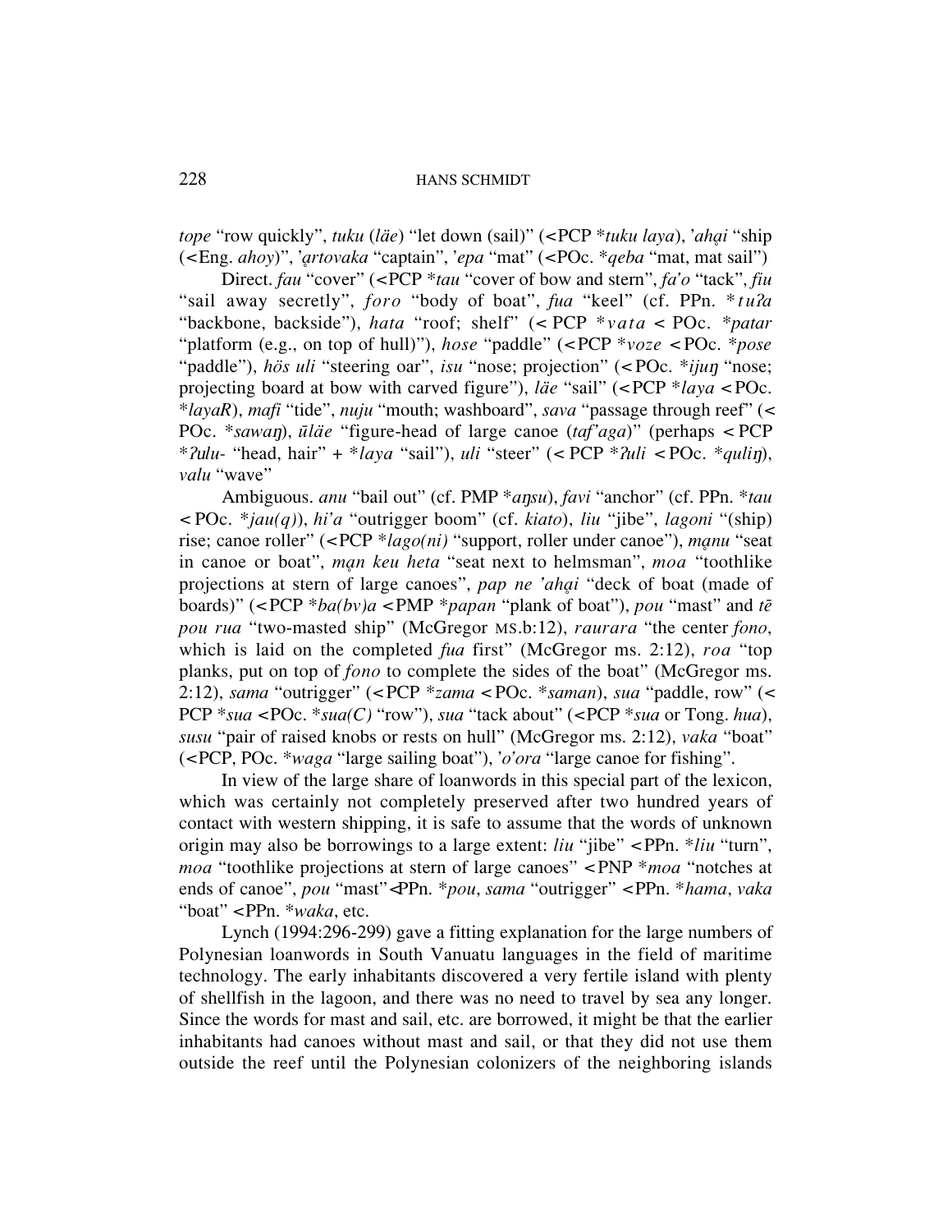*tope* "row quickly", *tuku* (*läe*) "let down (sail)" (<PCP *\*tuku laya*), *'ahḁi* "ship (<Eng. *ahoy*)", *'ḁrtovaka* "captain", *'epa* "mat" (<POc. *\*qeba* "mat, mat sail")

Direct. *fau* "cover" (<PCP *\*tau* "cover of bow and stern", *fa'o* "tack", *fiu* "sail away secretly", *foro* "body of boat", *fua* "keel" (cf. PPn. *\*tuʔa* "backbone, backside"), *hata* "roof; shelf" (< PCP *\*vata* < POc. *\*patar* "platform (e.g., on top of hull)"), *hose* "paddle" (<PCP *\*voze* <POc. *\*pose* "paddle"), *hös uli* "steering oar", *isu* "nose; projection" (<POc. *\*ijuŋ* "nose; projecting board at bow with carved figure"), *läe* "sail" (<PCP *\*laya* <POc. *\*layaR*), *mafi* "tide", *nuju* "mouth; washboard", *sava* "passage through reef" (< POc. *\*sawaŋ*), *ūläe* "figure-head of large canoe (*taf'aga*)" (perhaps < PCP *\*ʔulu-* "head, hair" + *\*laya* "sail"), *uli* "steer" (< PCP *\*ʔuli* < POc. *\*quliŋ*), *valu* "wave"

Ambiguous. *anu* "bail out" (cf. PMP *\*aŋsu*), *favi* "anchor" (cf. PPn. *\*tau* < POc. *\*jau(q)*), *hi'a* "outrigger boom" (cf. *kiato*), *liu* "jibe", *lagoni* "(ship) rise; canoe roller" (<PCP *\*lago(ni)* "support, roller under canoe"), *mḁnu* "seat in canoe or boat", *mḁn keu heta* "seat next to helmsman", *moa* "toothlike projections at stern of large canoes", *pap ne 'ahḁi* "deck of boat (made of boards)" (<PCP *\*ba(bv)a* <PMP *\*papan* "plank of boat"), *pou* "mast" and *tē pou rua* "two-masted ship" (McGregor MS.b:12), *raurara* "the center *fono*, which is laid on the completed *fua* first" (McGregor ms. 2:12), *roa* "top planks, put on top of *fono* to complete the sides of the boat" (McGregor ms. 2:12), *sama* "outrigger" (<PCP *\*zama* <POc. *\*saman*), *sua* "paddle, row" (< PCP *\*sua* <POc. *\*sua(C)* "row"), *sua* "tack about" (<PCP *\*sua* or Tong. *hua*), *susu* "pair of raised knobs or rests on hull" (McGregor ms. 2:12), *vaka* "boat" (<PCP, POc. *\*waga* "large sailing boat"), *'o'ora* "large canoe for fishing".

In view of the large share of loanwords in this special part of the lexicon, which was certainly not completely preserved after two hundred years of contact with western shipping, it is safe to assume that the words of unknown origin may also be borrowings to a large extent: *liu* "jibe" <PPn. *\*liu* "turn", *moa* "toothlike projections at stern of large canoes" <PNP *\*moa* "notches at ends of canoe", *pou* "mast"<PPn. *\*pou*, *sama* "outrigger" <PPn. *\*hama*, *vaka* "boat" <PPn. *\*waka*, etc.

Lynch (1994:296-299) gave a fitting explanation for the large numbers of Polynesian loanwords in South Vanuatu languages in the field of maritime technology. The early inhabitants discovered a very fertile island with plenty of shellfish in the lagoon, and there was no need to travel by sea any longer. Since the words for mast and sail, etc. are borrowed, it might be that the earlier inhabitants had canoes without mast and sail, or that they did not use them outside the reef until the Polynesian colonizers of the neighboring islands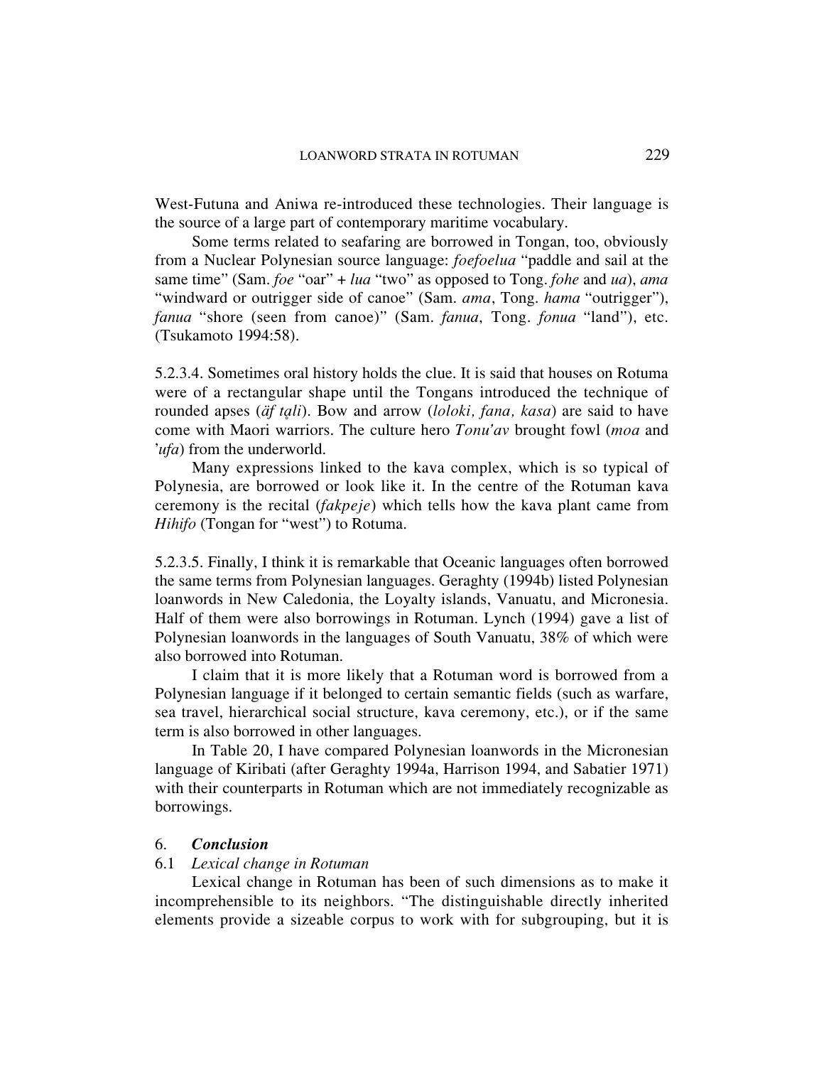West-Futuna and Aniwa re-introduced these technologies. Their language is the source of a large part of contemporary maritime vocabulary.

Some terms related to seafaring are borrowed in Tongan, too, obviously from a Nuclear Polynesian source language: *foefoelua* "paddle and sail at the same time" (Sam. *foe* "oar" + *lua* "two" as opposed to Tong. *fohe* and *ua*), *ama* "windward or outrigger side of canoe" (Sam. *ama*, Tong. *hama* "outrigger"), *fanua* "shore (seen from canoe)" (Sam. *fanua*, Tong. *fonua* "land"), etc. (Tsukamoto 1994:58).

5.2.3.4. Sometimes oral history holds the clue. It is said that houses on Rotuma were of a rectangular shape until the Tongans introduced the technique of rounded apses (*ăf tạli*). Bow and arrow (*loloki, fana, kasa*) are said to have come with Maori warriors. The culture hero *Tonu'av* brought fowl (*moa* and '*ufa*) from the underworld.

Many expressions linked to the kava complex, which is so typical of Polynesia, are borrowed or look like it. In the centre of the Rotuman kava ceremony is the recital (*fakpeje*) which tells how the kava plant came from *Hihifo* (Tongan for "west") to Rotuma.

5.2.3.5. Finally, I think it is remarkable that Oceanic languages often borrowed the same terms from Polynesian languages. Geraghty (1994b) listed Polynesian loanwords in New Caledonia, the Loyalty islands, Vanuatu, and Micronesia. Half of them were also borrowings in Rotuman. Lynch (1994) gave a list of Polynesian loanwords in the languages of South Vanuatu, 38% of which were also borrowed into Rotuman.

I claim that it is more likely that a Rotuman word is borrowed from a Polynesian language if it belonged to certain semantic fields (such as warfare, sea travel, hierarchical social structure, kava ceremony, etc.), or if the same term is also borrowed in other languages.

In Table 20, I have compared Polynesian loanwords in the Micronesian language of Kiribati (after Geraghty 1994a, Harrison 1994, and Sabatier 1971) with their counterparts in Rotuman which are not immediately recognizable as borrowings.

## 6. *Conclusion*

### 6.1 *Lexical change in Rotuman*

Lexical change in Rotuman has been of such dimensions as to make it incomprehensible to its neighbors. "The distinguishable directly inherited elements provide a sizeable corpus to work with for subgrouping, but it is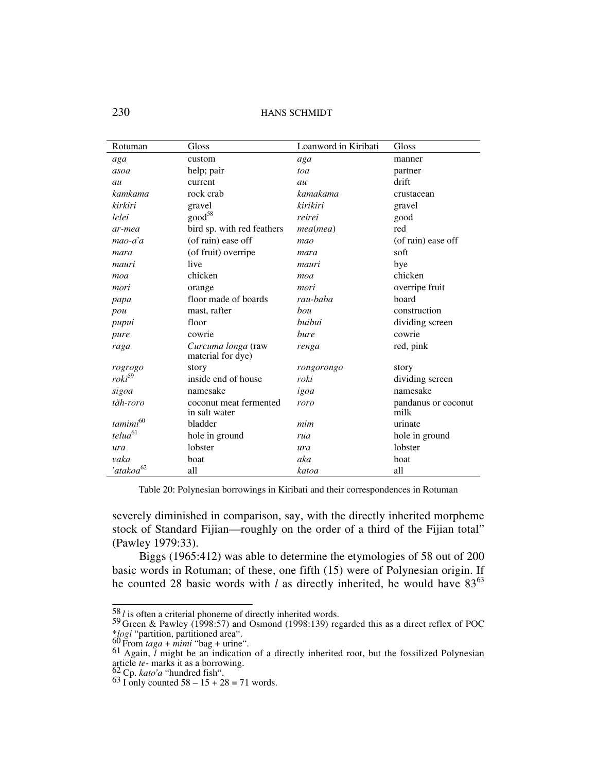| Rotuman | Gloss | Loanword in Kiribati | Gloss |
|---|---|---|---|
| *aga* | custom | *aga* | manner |
| *asoa* | help; pair | *toa* | partner |
| *au* | current | *au* | drift |
| *kamkama* | rock crab | *kamakama* | crustacean |
| *kirkiri* | gravel | *kirikiri* | gravel |
| *lelei* | good[58] | *reirei* | good |
| *ar-mea* | bird sp. with red feathers | *mea*(*mea*) | red |
| *mao-a'a* | (of rain) ease off | *mao* | (of rain) ease off |
| *mara* | (of fruit) overripe | *mara* | soft |
| *mauri* | live | *mauri* | bye |
| *moa* | chicken | *moa* | chicken |
| *mori* | orange | *mori* | overripe fruit |
| *papa* | floor made of boards | *rau-baba* | board |
| *pou* | mast, rafter | *bou* | construction |
| *pupui* | floor | *buibui* | dividing screen |
| *pure* | cowrie | *bure* | cowrie |
| *raga* | *Curcuma longa* (raw material for dye) | *renga* | red, pink |
| *rogrogo* | story | *rongorongo* | story |
| *roki*[59] | inside end of house | *roki* | dividing screen |
| *sigoa* | namesake | *igoa* | namesake |
| *täh-roro* | coconut meat fermented in salt water | *roro* | pandanus or coconut milk |
| *tamimi*[60] | bladder | *mim* | urinate |
| *telua*[61] | hole in ground | *rua* | hole in ground |
| *ura* | lobster | *ura* | lobster |
| *vaka* | boat | *aka* | boat |
| *'atakoa*[62] | all | *katoa* | all |

Table 20: Polynesian borrowings in Kiribati and their correspondences in Rotuman

severely diminished in comparison, say, with the directly inherited morpheme stock of Standard Fijian—roughly on the order of a third of the Fijian total" (Pawley 1979:33).

Biggs (1965:412) was able to determine the etymologies of 58 out of 200 basic words in Rotuman; of these, one fifth (15) were of Polynesian origin. If he counted 28 basic words with *l* as directly inherited, he would have 83[63]

---

[58] *l* is often a criterial phoneme of directly inherited words.

[59] Green & Pawley (1998:57) and Osmond (1998:139) regarded this as a direct reflex of POC \**logi* "partition, partitioned area".

[60] From *taga* + *mimi* "bag + urine".

[61] Again, *l* might be an indication of a directly inherited root, but the fossilized Polynesian article *te-* marks it as a borrowing.

[62] Cp. *kato'a* "hundred fish".

[63] I only counted 58 – 15 + 28 = 71 words.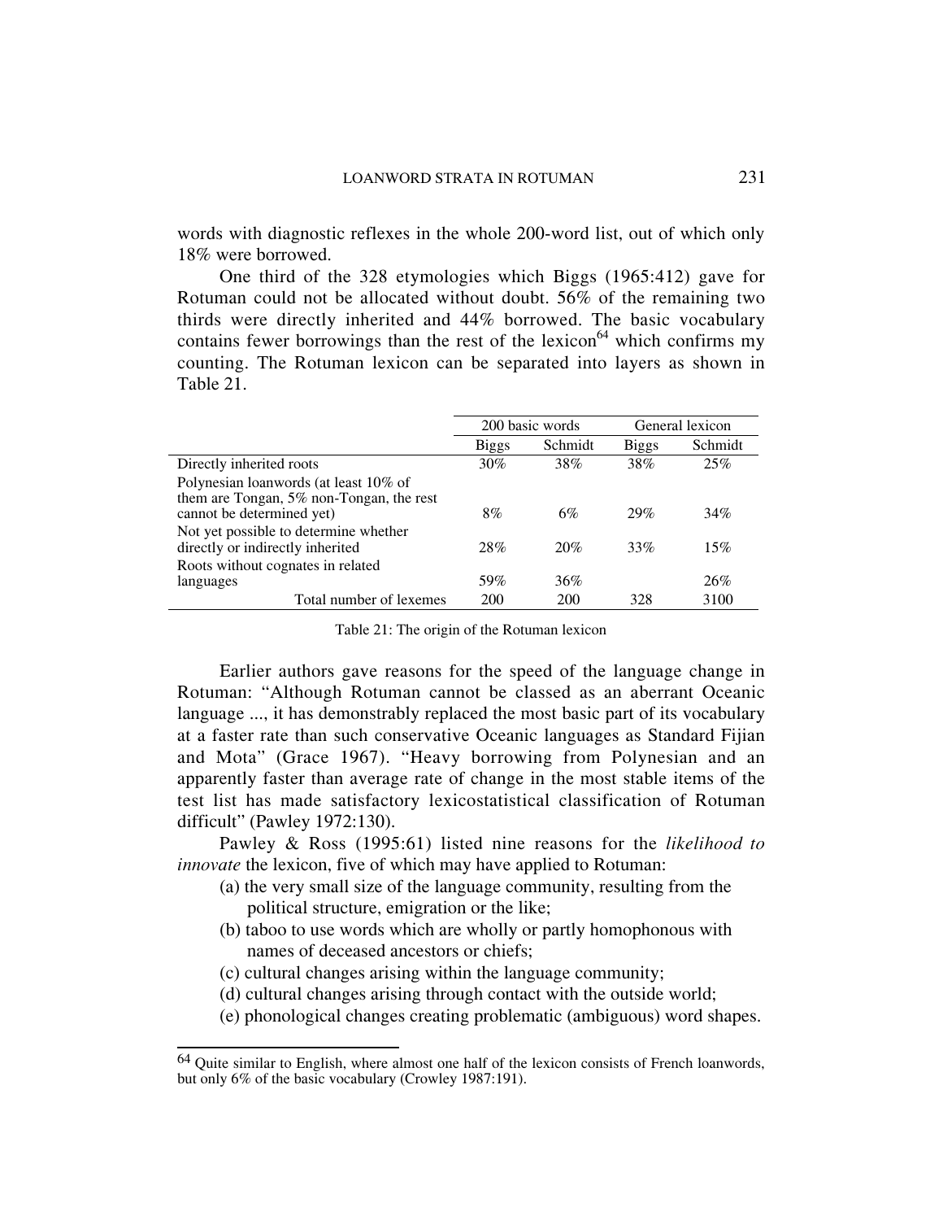words with diagnostic reflexes in the whole 200-word list, out of which only 18% were borrowed.

One third of the 328 etymologies which Biggs (1965:412) gave for Rotuman could not be allocated without doubt. 56% of the remaining two thirds were directly inherited and 44% borrowed. The basic vocabulary contains fewer borrowings than the rest of the lexicon[64] which confirms my counting. The Rotuman lexicon can be separated into layers as shown in Table 21.

| | 200 basic words | | General lexicon | |
|---|---|---|---|---|
| | Biggs | Schmidt | Biggs | Schmidt |
| Directly inherited roots | 30% | 38% | 38% | 25% |
| Polynesian loanwords (at least 10% of them are Tongan, 5% non-Tongan, the rest cannot be determined yet) | 8% | 6% | 29% | 34% |
| Not yet possible to determine whether directly or indirectly inherited | 28% | 20% | 33% | 15% |
| Roots without cognates in related languages | 59% | 36% | | 26% |
| Total number of lexemes | 200 | 200 | 328 | 3100 |

Table 21: The origin of the Rotuman lexicon

Earlier authors gave reasons for the speed of the language change in Rotuman: "Although Rotuman cannot be classed as an aberrant Oceanic language ..., it has demonstrably replaced the most basic part of its vocabulary at a faster rate than such conservative Oceanic languages as Standard Fijian and Mota" (Grace 1967). "Heavy borrowing from Polynesian and an apparently faster than average rate of change in the most stable items of the test list has made satisfactory lexicostatistical classification of Rotuman difficult" (Pawley 1972:130).

Pawley & Ross (1995:61) listed nine reasons for the *likelihood to innovate* the lexicon, five of which may have applied to Rotuman:

(a) the very small size of the language community, resulting from the political structure, emigration or the like;
(b) taboo to use words which are wholly or partly homophonous with names of deceased ancestors or chiefs;
(c) cultural changes arising within the language community;
(d) cultural changes arising through contact with the outside world;
(e) phonological changes creating problematic (ambiguous) word shapes.

---

[64] Quite similar to English, where almost one half of the lexicon consists of French loanwords, but only 6% of the basic vocabulary (Crowley 1987:191).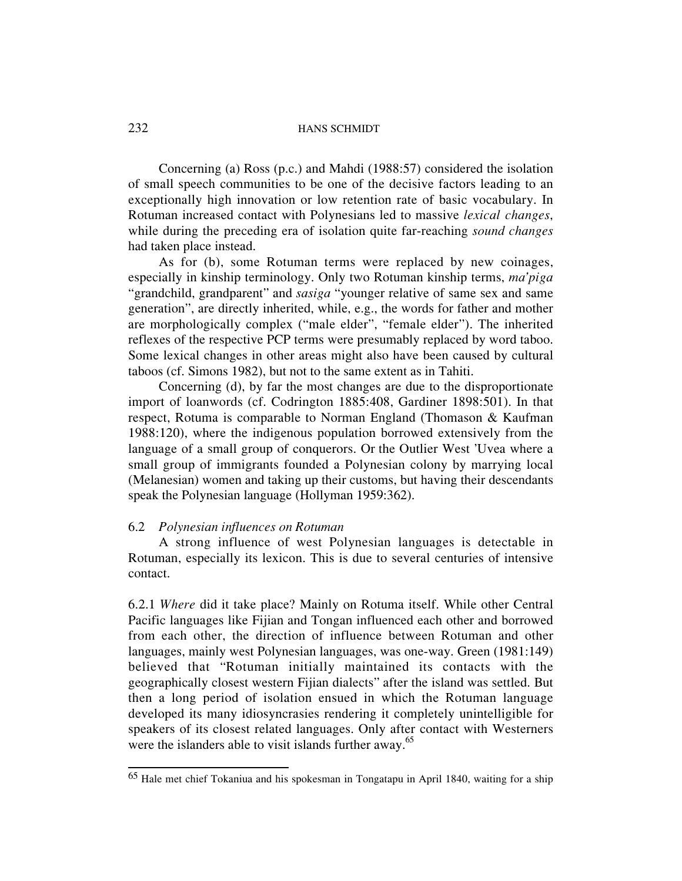Concerning (a) Ross (p.c.) and Mahdi (1988:57) considered the isolation of small speech communities to be one of the decisive factors leading to an exceptionally high innovation or low retention rate of basic vocabulary. In Rotuman increased contact with Polynesians led to massive *lexical changes*, while during the preceding era of isolation quite far-reaching *sound changes* had taken place instead.

As for (b), some Rotuman terms were replaced by new coinages, especially in kinship terminology. Only two Rotuman kinship terms, *ma'piga* "grandchild, grandparent" and *sasiga* "younger relative of same sex and same generation", are directly inherited, while, e.g., the words for father and mother are morphologically complex ("male elder", "female elder"). The inherited reflexes of the respective PCP terms were presumably replaced by word taboo. Some lexical changes in other areas might also have been caused by cultural taboos (cf. Simons 1982), but not to the same extent as in Tahiti.

Concerning (d), by far the most changes are due to the disproportionate import of loanwords (cf. Codrington 1885:408, Gardiner 1898:501). In that respect, Rotuma is comparable to Norman England (Thomason & Kaufman 1988:120), where the indigenous population borrowed extensively from the language of a small group of conquerors. Or the Outlier West 'Uvea where a small group of immigrants founded a Polynesian colony by marrying local (Melanesian) women and taking up their customs, but having their descendants speak the Polynesian language (Hollyman 1959:362).

### 6.2 *Polynesian influences on Rotuman*

A strong influence of west Polynesian languages is detectable in Rotuman, especially its lexicon. This is due to several centuries of intensive contact.

6.2.1 *Where* did it take place? Mainly on Rotuma itself. While other Central Pacific languages like Fijian and Tongan influenced each other and borrowed from each other, the direction of influence between Rotuman and other languages, mainly west Polynesian languages, was one-way. Green (1981:149) believed that "Rotuman initially maintained its contacts with the geographically closest western Fijian dialects" after the island was settled. But then a long period of isolation ensued in which the Rotuman language developed its many idiosyncrasies rendering it completely unintelligible for speakers of its closest related languages. Only after contact with Westerners were the islanders able to visit islands further away.[65]

---

[65] Hale met chief Tokaniua and his spokesman in Tongatapu in April 1840, waiting for a ship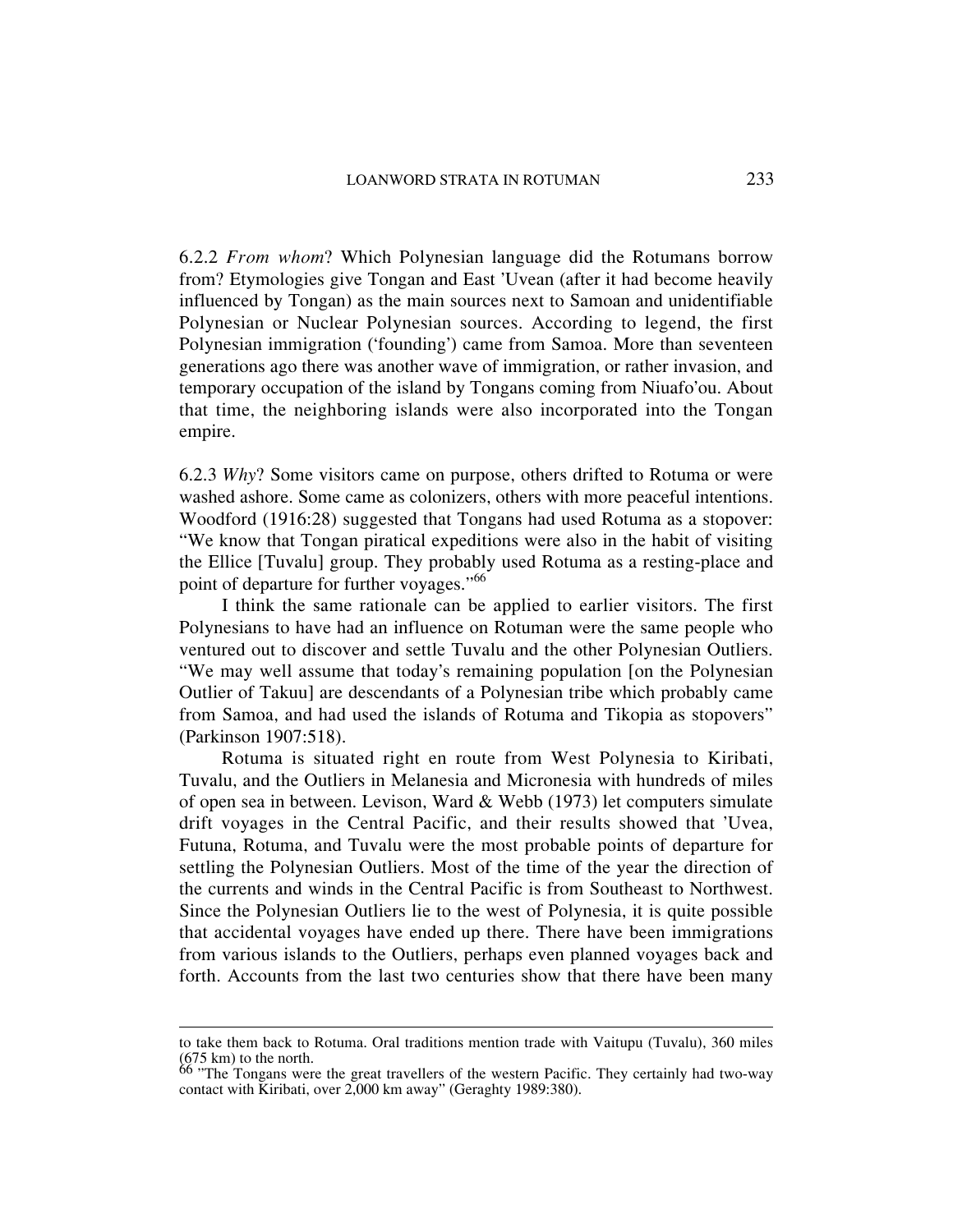6.2.2 *From whom*? Which Polynesian language did the Rotumans borrow from? Etymologies give Tongan and East 'Uvean (after it had become heavily influenced by Tongan) as the main sources next to Samoan and unidentifiable Polynesian or Nuclear Polynesian sources. According to legend, the first Polynesian immigration ('founding') came from Samoa. More than seventeen generations ago there was another wave of immigration, or rather invasion, and temporary occupation of the island by Tongans coming from Niuafo'ou. About that time, the neighboring islands were also incorporated into the Tongan empire.

6.2.3 *Why*? Some visitors came on purpose, others drifted to Rotuma or were washed ashore. Some came as colonizers, others with more peaceful intentions. Woodford (1916:28) suggested that Tongans had used Rotuma as a stopover: "We know that Tongan piratical expeditions were also in the habit of visiting the Ellice [Tuvalu] group. They probably used Rotuma as a resting-place and point of departure for further voyages."[66]

I think the same rationale can be applied to earlier visitors. The first Polynesians to have had an influence on Rotuman were the same people who ventured out to discover and settle Tuvalu and the other Polynesian Outliers. "We may well assume that today's remaining population [on the Polynesian Outlier of Takuu] are descendants of a Polynesian tribe which probably came from Samoa, and had used the islands of Rotuma and Tikopia as stopovers" (Parkinson 1907:518).

Rotuma is situated right en route from West Polynesia to Kiribati, Tuvalu, and the Outliers in Melanesia and Micronesia with hundreds of miles of open sea in between. Levison, Ward & Webb (1973) let computers simulate drift voyages in the Central Pacific, and their results showed that 'Uvea, Futuna, Rotuma, and Tuvalu were the most probable points of departure for settling the Polynesian Outliers. Most of the time of the year the direction of the currents and winds in the Central Pacific is from Southeast to Northwest. Since the Polynesian Outliers lie to the west of Polynesia, it is quite possible that accidental voyages have ended up there. There have been immigrations from various islands to the Outliers, perhaps even planned voyages back and forth. Accounts from the last two centuries show that there have been many

---

to take them back to Rotuma. Oral traditions mention trade with Vaitupu (Tuvalu), 360 miles (675 km) to the north.

[66] "The Tongans were the great travellers of the western Pacific. They certainly had two-way contact with Kiribati, over 2,000 km away" (Geraghty 1989:380).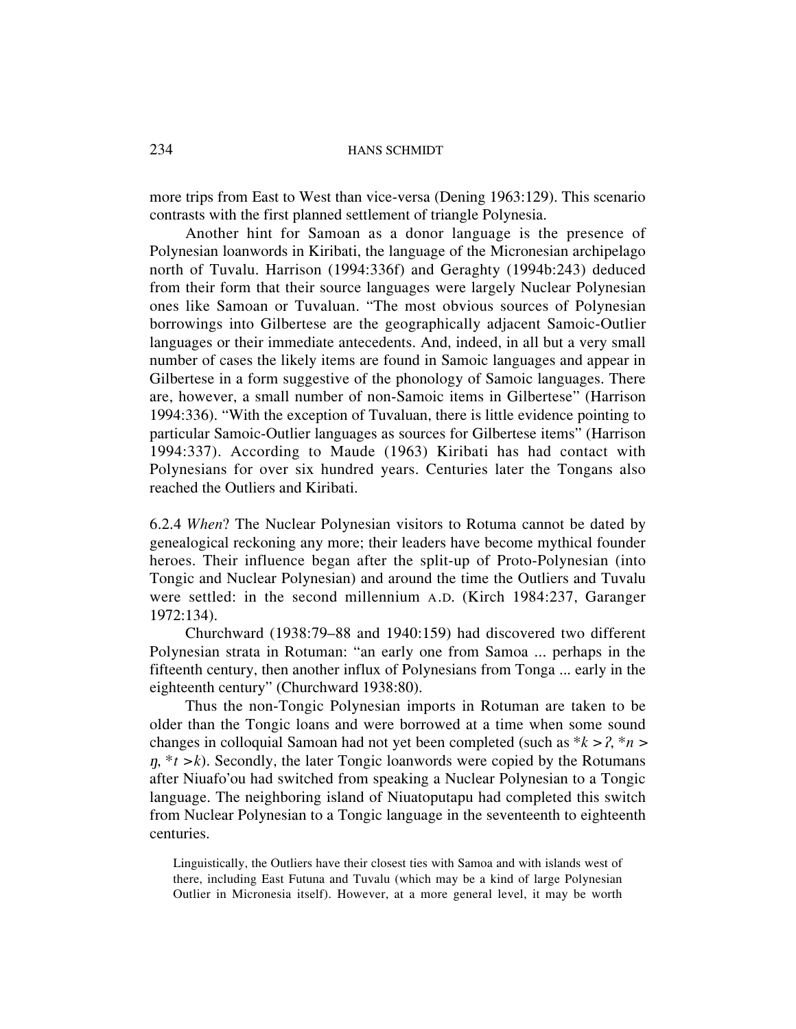more trips from East to West than vice-versa (Dening 1963:129). This scenario contrasts with the first planned settlement of triangle Polynesia.

Another hint for Samoan as a donor language is the presence of Polynesian loanwords in Kiribati, the language of the Micronesian archipelago north of Tuvalu. Harrison (1994:336f) and Geraghty (1994b:243) deduced from their form that their source languages were largely Nuclear Polynesian ones like Samoan or Tuvaluan. "The most obvious sources of Polynesian borrowings into Gilbertese are the geographically adjacent Samoic-Outlier languages or their immediate antecedents. And, indeed, in all but a very small number of cases the likely items are found in Samoic languages and appear in Gilbertese in a form suggestive of the phonology of Samoic languages. There are, however, a small number of non-Samoic items in Gilbertese" (Harrison 1994:336). "With the exception of Tuvaluan, there is little evidence pointing to particular Samoic-Outlier languages as sources for Gilbertese items" (Harrison 1994:337). According to Maude (1963) Kiribati has had contact with Polynesians for over six hundred years. Centuries later the Tongans also reached the Outliers and Kiribati.

6.2.4 *When*? The Nuclear Polynesian visitors to Rotuma cannot be dated by genealogical reckoning any more; their leaders have become mythical founder heroes. Their influence began after the split-up of Proto-Polynesian (into Tongic and Nuclear Polynesian) and around the time the Outliers and Tuvalu were settled: in the second millennium A.D. (Kirch 1984:237, Garanger 1972:134).

Churchward (1938:79–88 and 1940:159) had discovered two different Polynesian strata in Rotuman: "an early one from Samoa ... perhaps in the fifteenth century, then another influx of Polynesians from Tonga ... early in the eighteenth century" (Churchward 1938:80).

Thus the non-Tongic Polynesian imports in Rotuman are taken to be older than the Tongic loans and were borrowed at a time when some sound changes in colloquial Samoan had not yet been completed (such as **k* > *ʔ*, **n* > *ŋ*, **t* > *k*). Secondly, the later Tongic loanwords were copied by the Rotumans after Niuafo'ou had switched from speaking a Nuclear Polynesian to a Tongic language. The neighboring island of Niuatoputapu had completed this switch from Nuclear Polynesian to a Tongic language in the seventeenth to eighteenth centuries.

> Linguistically, the Outliers have their closest ties with Samoa and with islands west of there, including East Futuna and Tuvalu (which may be a kind of large Polynesian Outlier in Micronesia itself). However, at a more general level, it may be worth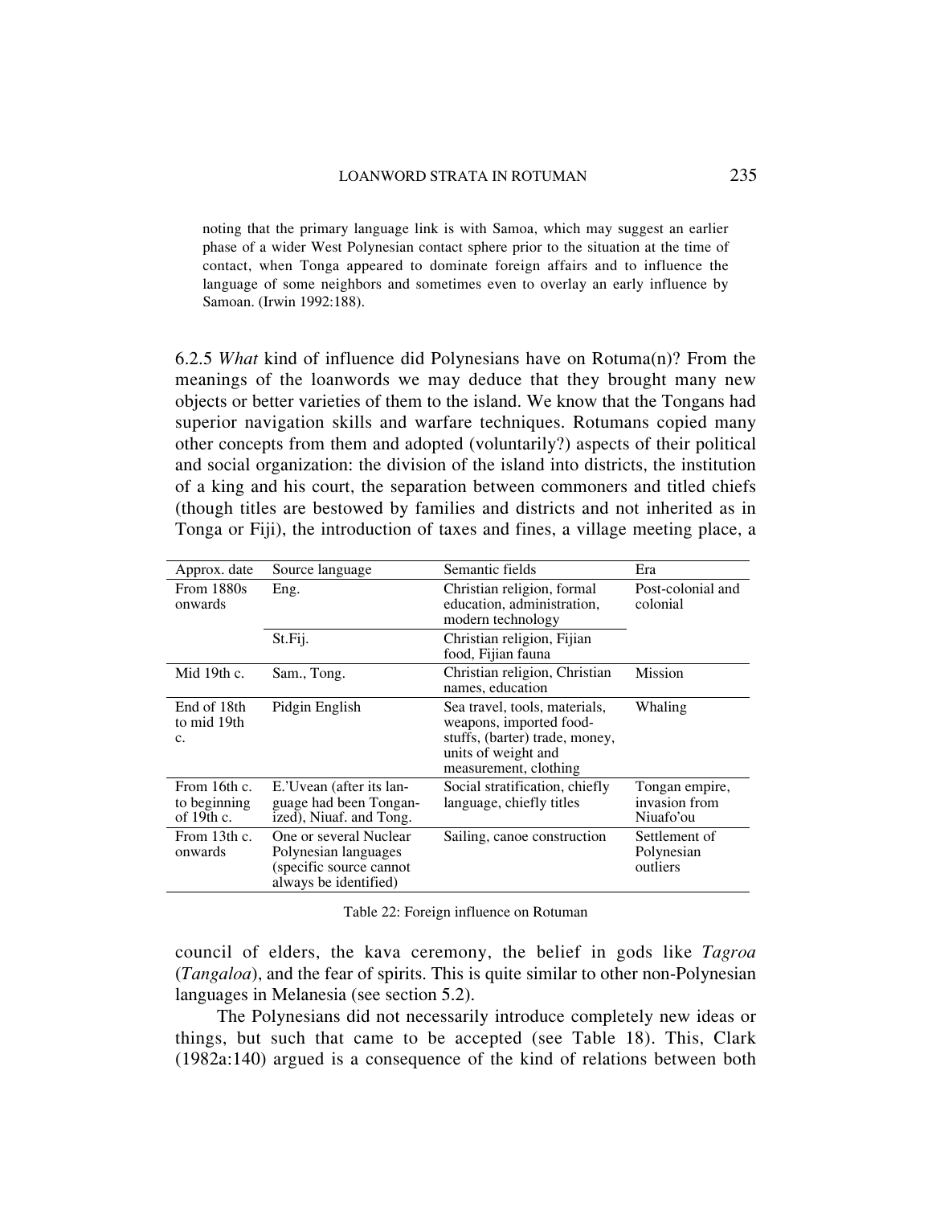> noting that the primary language link is with Samoa, which may suggest an earlier phase of a wider West Polynesian contact sphere prior to the situation at the time of contact, when Tonga appeared to dominate foreign affairs and to influence the language of some neighbors and sometimes even to overlay an early influence by Samoan. (Irwin 1992:188).

6.2.5 *What* kind of influence did Polynesians have on Rotuma(n)? From the meanings of the loanwords we may deduce that they brought many new objects or better varieties of them to the island. We know that the Tongans had superior navigation skills and warfare techniques. Rotumans copied many other concepts from them and adopted (voluntarily?) aspects of their political and social organization: the division of the island into districts, the institution of a king and his court, the separation between commoners and titled chiefs (though titles are bestowed by families and districts and not inherited as in Tonga or Fiji), the introduction of taxes and fines, a village meeting place, a council of elders, the kava ceremony, the belief in gods like *Tagroa* (*Tangaloa*), and the fear of spirits. This is quite similar to other non-Polynesian languages in Melanesia (see section 5.2).

| Approx. date | Source language | Semantic fields | Era |
|---|---|---|---|
| From 1880s onwards | Eng. | Christian religion, formal education, administration, modern technology | Post-colonial and colonial |
| | St.Fij. | Christian religion, Fijian food, Fijian fauna | |
| Mid 19th c. | Sam., Tong. | Christian religion, Christian names, education | Mission |
| End of 18th to mid 19th c. | Pidgin English | Sea travel, tools, materials, weapons, imported food-stuffs, (barter) trade, money, units of weight and measurement, clothing | Whaling |
| From 16th c. to beginning of 19th c. | E.'Uvean (after its language had been Tonganized), Niuaf. and Tong. | Social stratification, chiefly language, chiefly titles | Tongan empire, invasion from Niuafo'ou |
| From 13th c. onwards | One or several Nuclear Polynesian languages (specific source cannot always be identified) | Sailing, canoe construction | Settlement of Polynesian outliers |

Table 22: Foreign influence on Rotuman

The Polynesians did not necessarily introduce completely new ideas or things, but such that came to be accepted (see Table 18). This, Clark (1982a:140) argued is a consequence of the kind of relations between both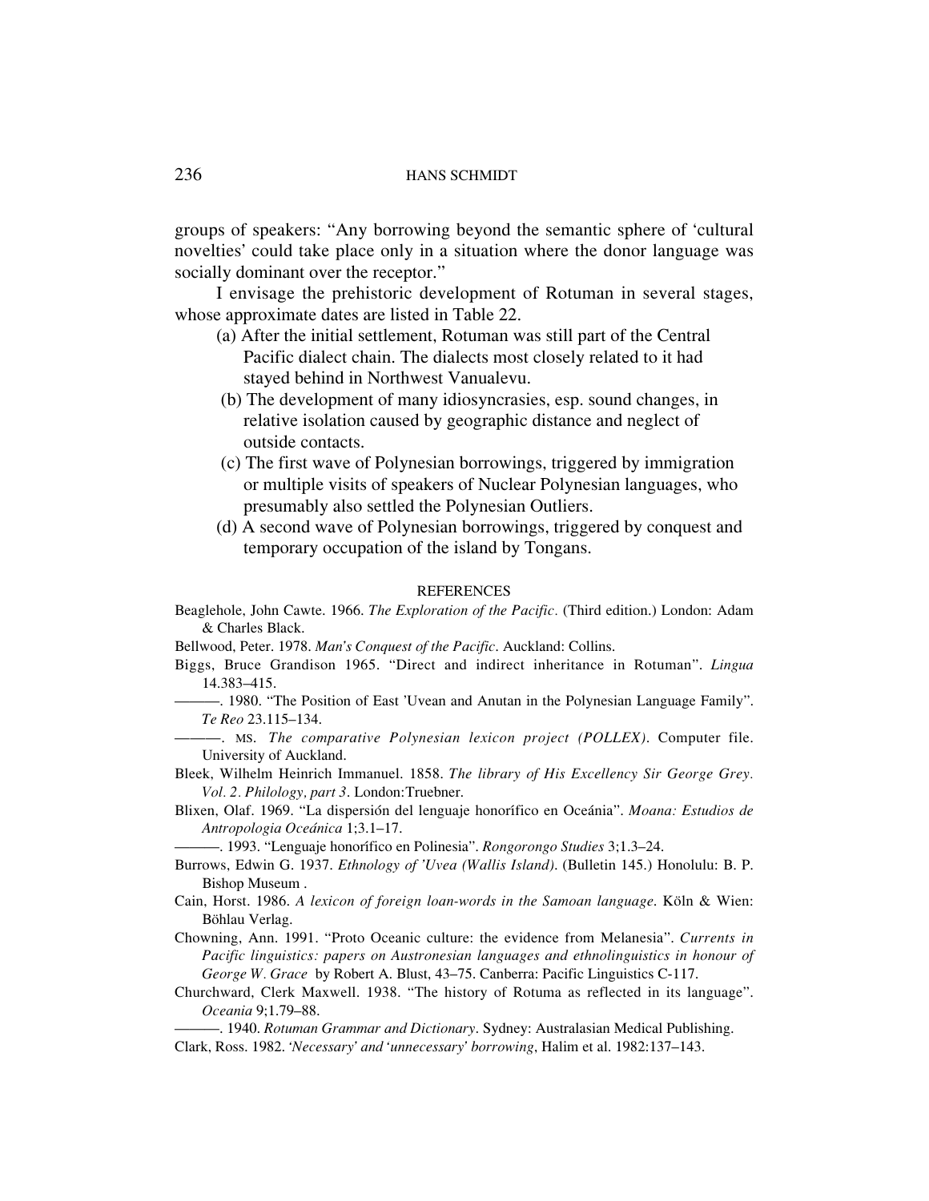groups of speakers: "Any borrowing beyond the semantic sphere of 'cultural novelties' could take place only in a situation where the donor language was socially dominant over the receptor."

I envisage the prehistoric development of Rotuman in several stages, whose approximate dates are listed in Table 22.

(a) After the initial settlement, Rotuman was still part of the Central Pacific dialect chain. The dialects most closely related to it had stayed behind in Northwest Vanualevu.

(b) The development of many idiosyncrasies, esp. sound changes, in relative isolation caused by geographic distance and neglect of outside contacts.

(c) The first wave of Polynesian borrowings, triggered by immigration or multiple visits of speakers of Nuclear Polynesian languages, who presumably also settled the Polynesian Outliers.

(d) A second wave of Polynesian borrowings, triggered by conquest and temporary occupation of the island by Tongans.

## REFERENCES

Beaglehole, John Cawte. 1966. *The Exploration of the Pacific*. (Third edition.) London: Adam & Charles Black.

Bellwood, Peter. 1978. *Man's Conquest of the Pacific*. Auckland: Collins.

Biggs, Bruce Grandison 1965. "Direct and indirect inheritance in Rotuman". *Lingua* 14.383–415.

———. 1980. "The Position of East 'Uvean and Anutan in the Polynesian Language Family". *Te Reo* 23.115–134.

———. MS. *The comparative Polynesian lexicon project (POLLEX)*. Computer file. University of Auckland.

Bleek, Wilhelm Heinrich Immanuel. 1858. *The library of His Excellency Sir George Grey. Vol. 2. Philology, part 3*. London:Truebner.

Blixen, Olaf. 1969. "La dispersión del lenguaje honorífico en Oceánia". *Moana: Estudios de Antropologia Oceánica* 1;3.1–17.

———. 1993. "Lenguaje honorífico en Polinesia". *Rongorongo Studies* 3;1.3–24.

Burrows, Edwin G. 1937. *Ethnology of 'Uvea (Wallis Island)*. (Bulletin 145.) Honolulu: B. P. Bishop Museum .

Cain, Horst. 1986. *A lexicon of foreign loan-words in the Samoan language*. Köln & Wien: Böhlau Verlag.

Chowning, Ann. 1991. "Proto Oceanic culture: the evidence from Melanesia". *Currents in Pacific linguistics: papers on Austronesian languages and ethnolinguistics in honour of George W. Grace* by Robert A. Blust, 43–75. Canberra: Pacific Linguistics C-117.

Churchward, Clerk Maxwell. 1938. "The history of Rotuma as reflected in its language". *Oceania* 9;1.79–88.

———. 1940. *Rotuman Grammar and Dictionary*. Sydney: Australasian Medical Publishing.

Clark, Ross. 1982. *'Necessary' and 'unnecessary' borrowing*, Halim et al. 1982:137–143.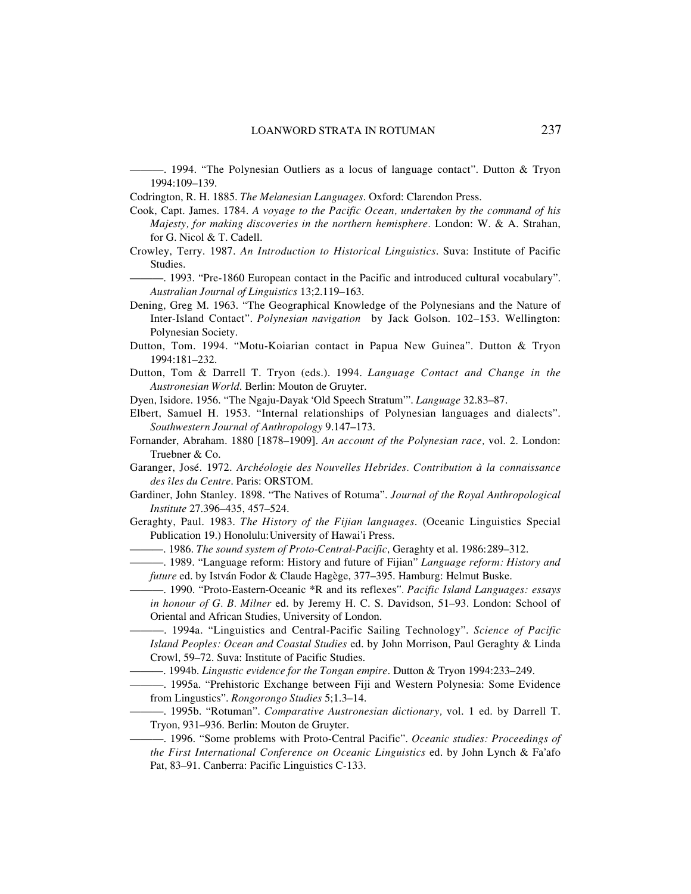———. 1994. “The Polynesian Outliers as a locus of language contact”. Dutton & Tryon 1994:109–139.

Codrington, R. H. 1885. *The Melanesian Languages*. Oxford: Clarendon Press.

Cook, Capt. James. 1784. *A voyage to the Pacific Ocean, undertaken by the command of his Majesty, for making discoveries in the northern hemisphere*. London: W. & A. Strahan, for G. Nicol & T. Cadell.

Crowley, Terry. 1987. *An Introduction to Historical Linguistics*. Suva: Institute of Pacific Studies.

———. 1993. “Pre-1860 European contact in the Pacific and introduced cultural vocabulary”. *Australian Journal of Linguistics* 13;2.119–163.

Dening, Greg M. 1963. “The Geographical Knowledge of the Polynesians and the Nature of Inter-Island Contact”. *Polynesian navigation* by Jack Golson. 102–153. Wellington: Polynesian Society.

Dutton, Tom. 1994. “Motu-Koiarian contact in Papua New Guinea”. Dutton & Tryon 1994:181–232.

Dutton, Tom & Darrell T. Tryon (eds.). 1994. *Language Contact and Change in the Austronesian World*. Berlin: Mouton de Gruyter.

Dyen, Isidore. 1956. “The Ngaju-Dayak ‘Old Speech Stratum’”. *Language* 32.83–87.

Elbert, Samuel H. 1953. “Internal relationships of Polynesian languages and dialects”. *Southwestern Journal of Anthropology* 9.147–173.

Fornander, Abraham. 1880 [1878–1909]. *An account of the Polynesian race,* vol. 2. London: Truebner & Co.

Garanger, José. 1972. *Archéologie des Nouvelles Hebrides. Contribution à la connaissance des îles du Centre*. Paris: ORSTOM.

Gardiner, John Stanley. 1898. “The Natives of Rotuma”. *Journal of the Royal Anthropological Institute* 27.396–435, 457–524.

Geraghty, Paul. 1983. *The History of the Fijian languages*. (Oceanic Linguistics Special Publication 19.) Honolulu: University of Hawai'i Press.

———. 1986. *The sound system of Proto-Central-Pacific*, Geraghty et al. 1986:289–312.

———. 1989. “Language reform: History and future of Fijian” *Language reform: History and future* ed. by István Fodor & Claude Hagège, 377–395. Hamburg: Helmut Buske.

———. 1990. “Proto-Eastern-Oceanic *R and its reflexes”. *Pacific Island Languages: essays in honour of G. B. Milner* ed. by Jeremy H. C. S. Davidson, 51–93. London: School of Oriental and African Studies, University of London.

———. 1994a. “Linguistics and Central-Pacific Sailing Technology”. *Science of Pacific Island Peoples: Ocean and Coastal Studies* ed. by John Morrison, Paul Geraghty & Linda Crowl, 59–72. Suva: Institute of Pacific Studies.

———. 1994b. *Lingustic evidence for the Tongan empire*. Dutton & Tryon 1994:233–249.

———. 1995a. “Prehistoric Exchange between Fiji and Western Polynesia: Some Evidence from Linguistics”. *Rongorongo Studies* 5;1.3–14.

———. 1995b. “Rotuman”. *Comparative Austronesian dictionary,* vol. 1 ed. by Darrell T. Tryon, 931–936. Berlin: Mouton de Gruyter.

———. 1996. “Some problems with Proto-Central Pacific”. *Oceanic studies: Proceedings of the First International Conference on Oceanic Linguistics* ed. by John Lynch & Fa'afo Pat, 83–91. Canberra: Pacific Linguistics C-133.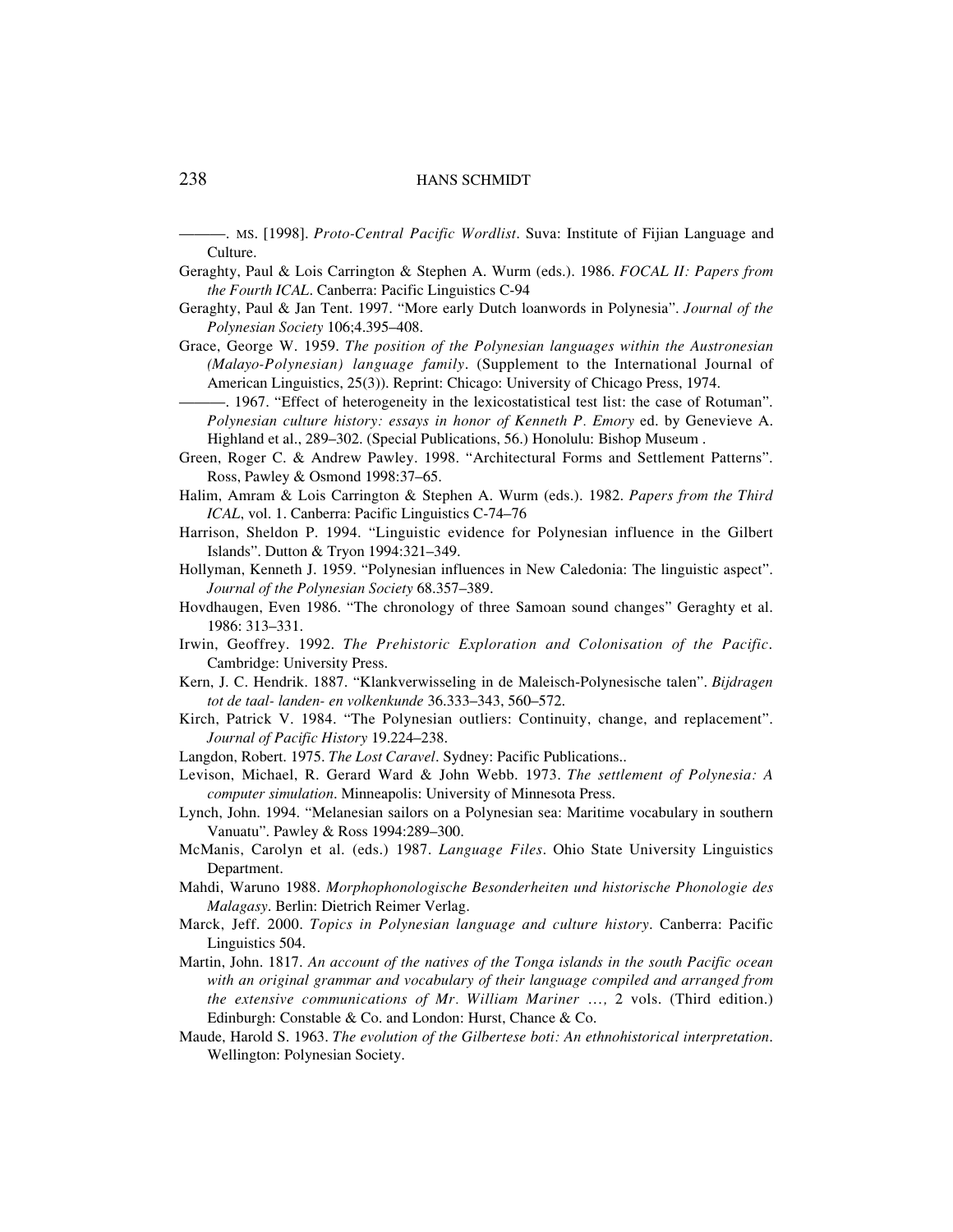———. MS. [1998]. *Proto-Central Pacific Wordlist*. Suva: Institute of Fijian Language and Culture.

Geraghty, Paul & Lois Carrington & Stephen A. Wurm (eds.). 1986. *FOCAL II: Papers from the Fourth ICAL*. Canberra: Pacific Linguistics C-94

Geraghty, Paul & Jan Tent. 1997. "More early Dutch loanwords in Polynesia". *Journal of the Polynesian Society* 106;4.395–408.

Grace, George W. 1959. *The position of the Polynesian languages within the Austronesian (Malayo-Polynesian) language family*. (Supplement to the International Journal of American Linguistics, 25(3)). Reprint: Chicago: University of Chicago Press, 1974.

———. 1967. "Effect of heterogeneity in the lexicostatistical test list: the case of Rotuman". *Polynesian culture history: essays in honor of Kenneth P. Emory* ed. by Genevieve A. Highland et al., 289–302. (Special Publications, 56.) Honolulu: Bishop Museum .

Green, Roger C. & Andrew Pawley. 1998. "Architectural Forms and Settlement Patterns". Ross, Pawley & Osmond 1998:37–65.

Halim, Amram & Lois Carrington & Stephen A. Wurm (eds.). 1982. *Papers from the Third ICAL*, vol. 1. Canberra: Pacific Linguistics C-74–76

Harrison, Sheldon P. 1994. "Linguistic evidence for Polynesian influence in the Gilbert Islands". Dutton & Tryon 1994:321–349.

Hollyman, Kenneth J. 1959. "Polynesian influences in New Caledonia: The linguistic aspect". *Journal of the Polynesian Society* 68.357–389.

Hovdhaugen, Even 1986. "The chronology of three Samoan sound changes" Geraghty et al. 1986: 313–331.

Irwin, Geoffrey. 1992. *The Prehistoric Exploration and Colonisation of the Pacific*. Cambridge: University Press.

Kern, J. C. Hendrik. 1887. "Klankverwisseling in de Maleisch-Polynesische talen". *Bijdragen tot de taal- landen- en volkenkunde* 36.333–343, 560–572.

Kirch, Patrick V. 1984. "The Polynesian outliers: Continuity, change, and replacement". *Journal of Pacific History* 19.224–238.

Langdon, Robert. 1975. *The Lost Caravel*. Sydney: Pacific Publications..

Levison, Michael, R. Gerard Ward & John Webb. 1973. *The settlement of Polynesia: A computer simulation*. Minneapolis: University of Minnesota Press.

Lynch, John. 1994. "Melanesian sailors on a Polynesian sea: Maritime vocabulary in southern Vanuatu". Pawley & Ross 1994:289–300.

McManis, Carolyn et al. (eds.) 1987. *Language Files*. Ohio State University Linguistics Department.

Mahdi, Waruno 1988. *Morphophonologische Besonderheiten und historische Phonologie des Malagasy*. Berlin: Dietrich Reimer Verlag.

Marck, Jeff. 2000. *Topics in Polynesian language and culture history*. Canberra: Pacific Linguistics 504.

Martin, John. 1817. *An account of the natives of the Tonga islands in the south Pacific ocean with an original grammar and vocabulary of their language compiled and arranged from the extensive communications of Mr. William Mariner …,* 2 vols. (Third edition.) Edinburgh: Constable & Co. and London: Hurst, Chance & Co.

Maude, Harold S. 1963. *The evolution of the Gilbertese boti: An ethnohistorical interpretation*. Wellington: Polynesian Society.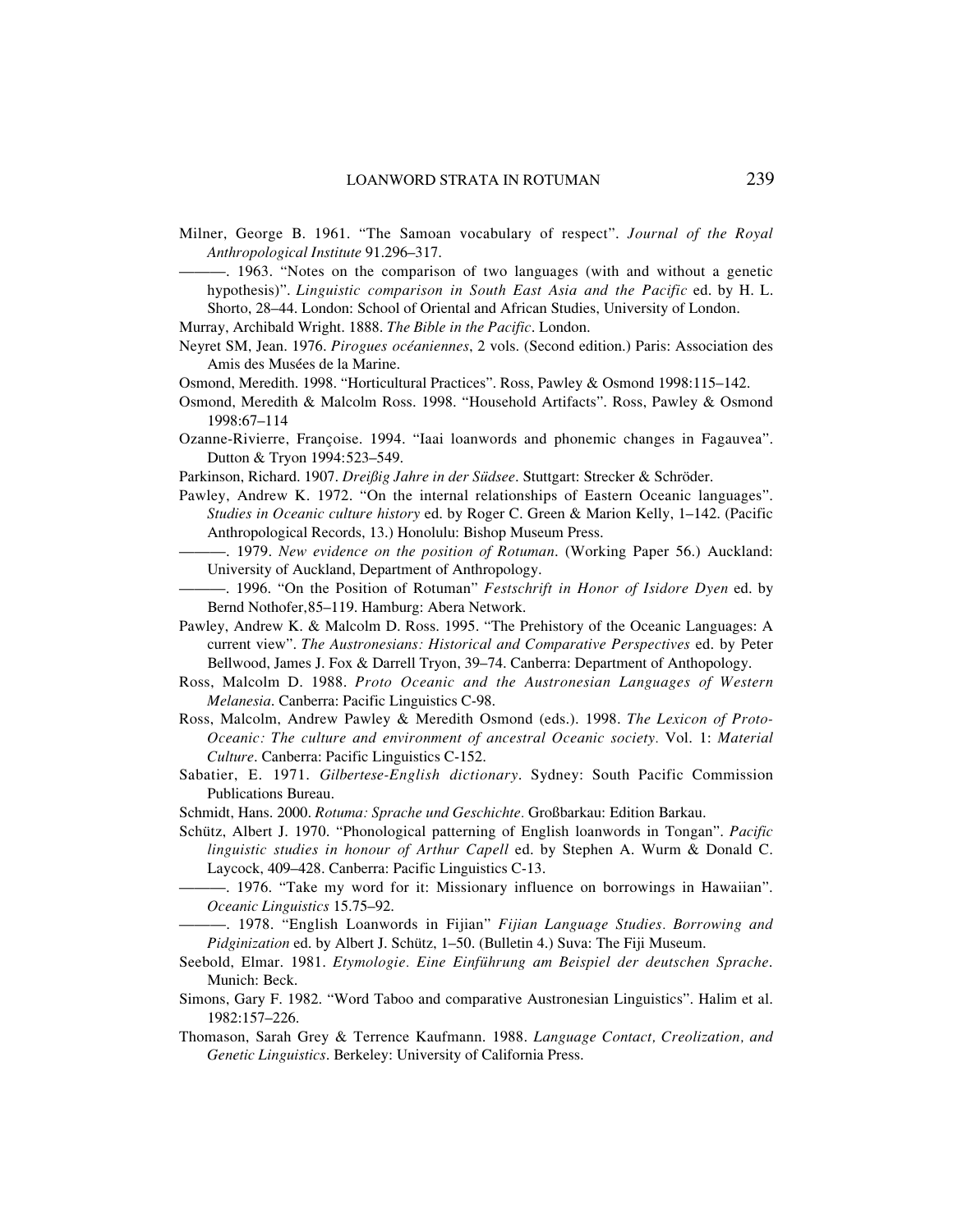Milner, George B. 1961. "The Samoan vocabulary of respect". *Journal of the Royal Anthropological Institute* 91.296–317.

———. 1963. "Notes on the comparison of two languages (with and without a genetic hypothesis)". *Linguistic comparison in South East Asia and the Pacific* ed. by H. L. Shorto, 28–44. London: School of Oriental and African Studies, University of London.

Murray, Archibald Wright. 1888. *The Bible in the Pacific*. London.

Neyret SM, Jean. 1976. *Pirogues océaniennes*, 2 vols. (Second edition.) Paris: Association des Amis des Musées de la Marine.

Osmond, Meredith. 1998. "Horticultural Practices". Ross, Pawley & Osmond 1998:115–142.

Osmond, Meredith & Malcolm Ross. 1998. "Household Artifacts". Ross, Pawley & Osmond 1998:67–114

Ozanne-Rivierre, Françoise. 1994. "Iaai loanwords and phonemic changes in Fagauvea". Dutton & Tryon 1994:523–549.

Parkinson, Richard. 1907. *Dreißig Jahre in der Südsee*. Stuttgart: Strecker & Schröder.

Pawley, Andrew K. 1972. "On the internal relationships of Eastern Oceanic languages". *Studies in Oceanic culture history* ed. by Roger C. Green & Marion Kelly, 1–142. (Pacific Anthropological Records, 13.) Honolulu: Bishop Museum Press.

———. 1979. *New evidence on the position of Rotuman*. (Working Paper 56.) Auckland: University of Auckland, Department of Anthropology.

———. 1996. "On the Position of Rotuman" *Festschrift in Honor of Isidore Dyen* ed. by Bernd Nothofer,85–119. Hamburg: Abera Network.

Pawley, Andrew K. & Malcolm D. Ross. 1995. "The Prehistory of the Oceanic Languages: A current view". *The Austronesians: Historical and Comparative Perspectives* ed. by Peter Bellwood, James J. Fox & Darrell Tryon, 39–74. Canberra: Department of Anthopology.

Ross, Malcolm D. 1988. *Proto Oceanic and the Austronesian Languages of Western Melanesia*. Canberra: Pacific Linguistics C-98.

Ross, Malcolm, Andrew Pawley & Meredith Osmond (eds.). 1998. *The Lexicon of Proto-Oceanic: The culture and environment of ancestral Oceanic society.* Vol. 1: *Material Culture*. Canberra: Pacific Linguistics C-152.

Sabatier, E. 1971. *Gilbertese-English dictionary*. Sydney: South Pacific Commission Publications Bureau.

Schmidt, Hans. 2000. *Rotuma: Sprache und Geschichte.* Großbarkau: Edition Barkau.

Schütz, Albert J. 1970. "Phonological patterning of English loanwords in Tongan". *Pacific linguistic studies in honour of Arthur Capell* ed. by Stephen A. Wurm & Donald C. Laycock, 409–428. Canberra: Pacific Linguistics C-13.

———. 1976. "Take my word for it: Missionary influence on borrowings in Hawaiian". *Oceanic Linguistics* 15.75–92.

———. 1978. "English Loanwords in Fijian" *Fijian Language Studies. Borrowing and Pidginization* ed. by Albert J. Schütz, 1–50. (Bulletin 4.) Suva: The Fiji Museum.

Seebold, Elmar. 1981. *Etymologie. Eine Einführung am Beispiel der deutschen Sprache*. Munich: Beck.

Simons, Gary F. 1982. "Word Taboo and comparative Austronesian Linguistics". Halim et al. 1982:157–226.

Thomason, Sarah Grey & Terrence Kaufmann. 1988. *Language Contact, Creolization, and Genetic Linguistics*. Berkeley: University of California Press.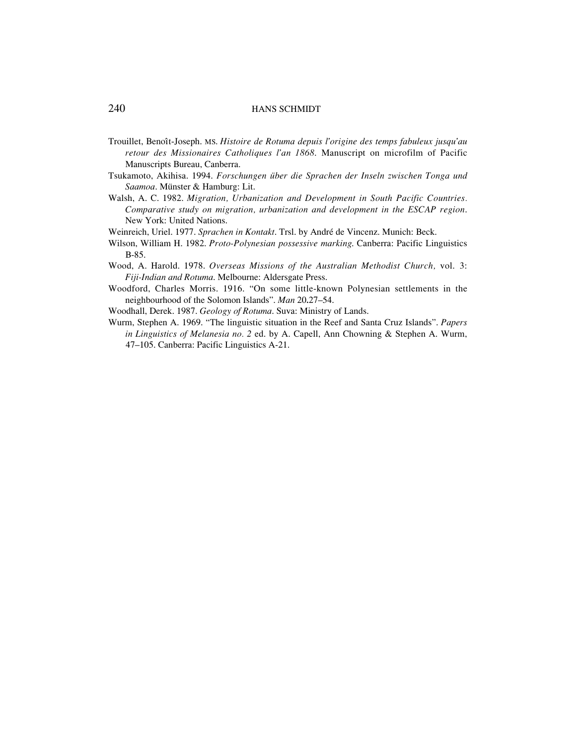Trouillet, Benoît-Joseph. MS. *Histoire de Rotuma depuis l'origine des temps fabuleux jusqu'au retour des Missionaires Catholiques l'an 1868*. Manuscript on microfilm of Pacific Manuscripts Bureau, Canberra.

Tsukamoto, Akihisa. 1994. *Forschungen über die Sprachen der Inseln zwischen Tonga und Saamoa*. Münster & Hamburg: Lit.

Walsh, A. C. 1982. *Migration, Urbanization and Development in South Pacific Countries. Comparative study on migration, urbanization and development in the ESCAP region*. New York: United Nations.

Weinreich, Uriel. 1977. *Sprachen in Kontakt*. Trsl. by André de Vincenz. Munich: Beck.

Wilson, William H. 1982. *Proto-Polynesian possessive marking.* Canberra: Pacific Linguistics B-85.

Wood, A. Harold. 1978. *Overseas Missions of the Australian Methodist Church,* vol. 3: *Fiji-Indian and Rotuma*. Melbourne: Aldersgate Press.

Woodford, Charles Morris. 1916. "On some little-known Polynesian settlements in the neighbourhood of the Solomon Islands". *Man* 20.27–54.

Woodhall, Derek. 1987. *Geology of Rotuma*. Suva: Ministry of Lands.

Wurm, Stephen A. 1969. "The linguistic situation in the Reef and Santa Cruz Islands". *Papers in Linguistics of Melanesia no. 2* ed. by A. Capell, Ann Chowning & Stephen A. Wurm, 47–105. Canberra: Pacific Linguistics A-21.